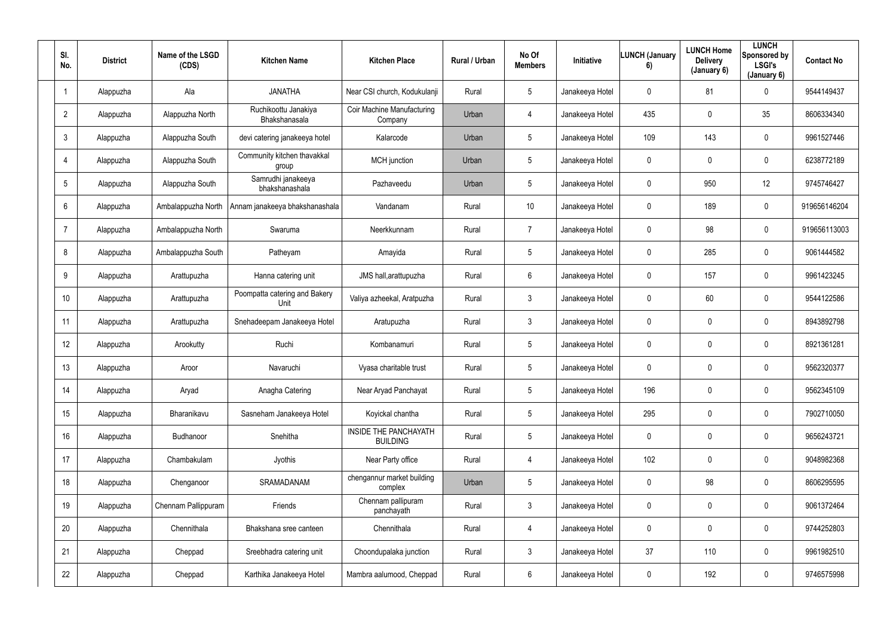| Sl. No. | District | Name of the LSGD (CDS) | Kitchen Name | Kitchen Place | Rural / Urban | No Of Members | Initiative | LUNCH (January 6) | LUNCH Home Delivery (January 6) | LUNCH Sponsored by LSGI's (January 6) | Contact No |
|---|---|---|---|---|---|---|---|---|---|---|---|
| 1 | Alappuzha | Ala | JANATHA | Near CSI church, Kodukulanji | Rural | 5 | Janakeeya Hotel | 0 | 81 | 0 | 9544149437 |
| 2 | Alappuzha | Alappuzha North | Ruchikoottu Janakiya Bhakshanasala | Coir Machine Manufacturing Company | Urban | 4 | Janakeeya Hotel | 435 | 0 | 35 | 8606334340 |
| 3 | Alappuzha | Alappuzha South | devi catering janakeeya hotel | Kalarcode | Urban | 5 | Janakeeya Hotel | 109 | 143 | 0 | 9961527446 |
| 4 | Alappuzha | Alappuzha South | Community kitchen thavakkal group | MCH junction | Urban | 5 | Janakeeya Hotel | 0 | 0 | 0 | 6238772189 |
| 5 | Alappuzha | Alappuzha South | Samrudhi janakeeya bhakshanashala | Pazhaveedu | Urban | 5 | Janakeeya Hotel | 0 | 950 | 12 | 9745746427 |
| 6 | Alappuzha | Ambalappuzha North | Annam janakeeya bhakshanashala | Vandanam | Rural | 10 | Janakeeya Hotel | 0 | 189 | 0 | 919656146204 |
| 7 | Alappuzha | Ambalappuzha North | Swaruma | Neerkkunnam | Rural | 7 | Janakeeya Hotel | 0 | 98 | 0 | 919656113003 |
| 8 | Alappuzha | Ambalappuzha South | Patheyam | Amayida | Rural | 5 | Janakeeya Hotel | 0 | 285 | 0 | 9061444582 |
| 9 | Alappuzha | Arattupuzha | Hanna catering unit | JMS hall,arattupuzha | Rural | 6 | Janakeeya Hotel | 0 | 157 | 0 | 9961423245 |
| 10 | Alappuzha | Arattupuzha | Poompatta catering and Bakery Unit | Valiya azheekal, Aratpuzha | Rural | 3 | Janakeeya Hotel | 0 | 60 | 0 | 9544122586 |
| 11 | Alappuzha | Arattupuzha | Snehadeepam Janakeeya Hotel | Aratupuzha | Rural | 3 | Janakeeya Hotel | 0 | 0 | 0 | 8943892798 |
| 12 | Alappuzha | Arookutty | Ruchi | Kombanamuri | Rural | 5 | Janakeeya Hotel | 0 | 0 | 0 | 8921361281 |
| 13 | Alappuzha | Aroor | Navaruchi | Vyasa charitable trust | Rural | 5 | Janakeeya Hotel | 0 | 0 | 0 | 9562320377 |
| 14 | Alappuzha | Aryad | Anagha Catering | Near Aryad Panchayat | Rural | 5 | Janakeeya Hotel | 196 | 0 | 0 | 9562345109 |
| 15 | Alappuzha | Bharanikavu | Sasneham Janakeeya Hotel | Koyickal chantha | Rural | 5 | Janakeeya Hotel | 295 | 0 | 0 | 7902710050 |
| 16 | Alappuzha | Budhanoor | Snehitha | INSIDE THE PANCHAYATH BUILDING | Rural | 5 | Janakeeya Hotel | 0 | 0 | 0 | 9656243721 |
| 17 | Alappuzha | Chambakulam | Jyothis | Near Party office | Rural | 4 | Janakeeya Hotel | 102 | 0 | 0 | 9048982368 |
| 18 | Alappuzha | Chenganoor | SRAMADANAM | chengannur market building complex | Urban | 5 | Janakeeya Hotel | 0 | 98 | 0 | 8606295595 |
| 19 | Alappuzha | Chennam Pallippuram | Friends | Chennam pallipuram panchayath | Rural | 3 | Janakeeya Hotel | 0 | 0 | 0 | 9061372464 |
| 20 | Alappuzha | Chennithala | Bhakshana sree canteen | Chennithala | Rural | 4 | Janakeeya Hotel | 0 | 0 | 0 | 9744252803 |
| 21 | Alappuzha | Cheppad | Sreebhadra catering unit | Choondupalaka junction | Rural | 3 | Janakeeya Hotel | 37 | 110 | 0 | 9961982510 |
| 22 | Alappuzha | Cheppad | Karthika Janakeeya Hotel | Mambra aalumood, Cheppad | Rural | 6 | Janakeeya Hotel | 0 | 192 | 0 | 9746575998 |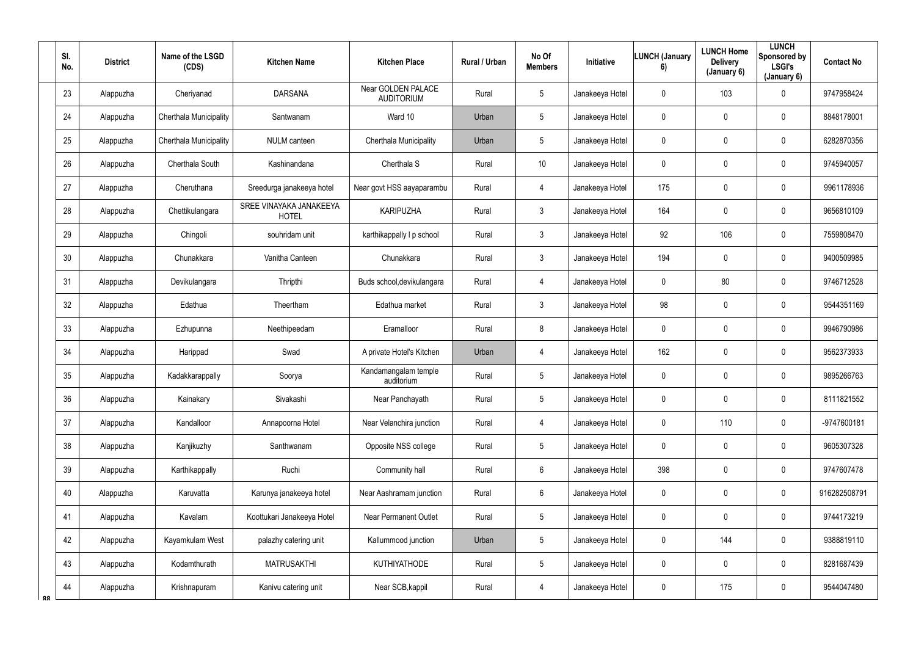| Sl. No. | District | Name of the LSGD (CDS) | Kitchen Name | Kitchen Place | Rural / Urban | No Of Members | Initiative | LUNCH (January 6) | LUNCH Home Delivery (January 6) | LUNCH Sponsored by LSGI's (January 6) | Contact No |
|---|---|---|---|---|---|---|---|---|---|---|---|
| 23 | Alappuzha | Cheriyanad | DARSANA | Near GOLDEN PALACE AUDITORIUM | Rural | 5 | Janakeeya Hotel | 0 | 103 | 0 | 9747958424 |
| 24 | Alappuzha | Cherthala Municipality | Santwanam | Ward 10 | Urban | 5 | Janakeeya Hotel | 0 | 0 | 0 | 8848178001 |
| 25 | Alappuzha | Cherthala Municipality | NULM canteen | Cherthala Municipality | Urban | 5 | Janakeeya Hotel | 0 | 0 | 0 | 6282870356 |
| 26 | Alappuzha | Cherthala South | Kashinandana | Cherthala S | Rural | 10 | Janakeeya Hotel | 0 | 0 | 0 | 9745940057 |
| 27 | Alappuzha | Cheruthana | Sreedurga janakeeya hotel | Near govt HSS aayaparambu | Rural | 4 | Janakeeya Hotel | 175 | 0 | 0 | 9961178936 |
| 28 | Alappuzha | Chettikulangara | SREE VINAYAKA JANAKEEYA HOTEL | KARIPUZHA | Rural | 3 | Janakeeya Hotel | 164 | 0 | 0 | 9656810109 |
| 29 | Alappuzha | Chingoli | souhridam unit | karthikappally l p school | Rural | 3 | Janakeeya Hotel | 92 | 106 | 0 | 7559808470 |
| 30 | Alappuzha | Chunakkara | Vanitha Canteen | Chunakkara | Rural | 3 | Janakeeya Hotel | 194 | 0 | 0 | 9400509985 |
| 31 | Alappuzha | Devikulangara | Thripthi | Buds school,devikulangara | Rural | 4 | Janakeeya Hotel | 0 | 80 | 0 | 9746712528 |
| 32 | Alappuzha | Edathua | Theertham | Edathua market | Rural | 3 | Janakeeya Hotel | 98 | 0 | 0 | 9544351169 |
| 33 | Alappuzha | Ezhupunna | Neethipeedam | Eramalloor | Rural | 8 | Janakeeya Hotel | 0 | 0 | 0 | 9946790986 |
| 34 | Alappuzha | Harippad | Swad | A private Hotel's Kitchen | Urban | 4 | Janakeeya Hotel | 162 | 0 | 0 | 9562373933 |
| 35 | Alappuzha | Kadakkarappally | Soorya | Kandamangalam temple auditorium | Rural | 5 | Janakeeya Hotel | 0 | 0 | 0 | 9895266763 |
| 36 | Alappuzha | Kainakary | Sivakashi | Near Panchayath | Rural | 5 | Janakeeya Hotel | 0 | 0 | 0 | 8111821552 |
| 37 | Alappuzha | Kandalloor | Annapoorna Hotel | Near Velanchira junction | Rural | 4 | Janakeeya Hotel | 0 | 110 | 0 | -9747600181 |
| 38 | Alappuzha | Kanjikuzhy | Santhwanam | Opposite NSS college | Rural | 5 | Janakeeya Hotel | 0 | 0 | 0 | 9605307328 |
| 39 | Alappuzha | Karthikappally | Ruchi | Community hall | Rural | 6 | Janakeeya Hotel | 398 | 0 | 0 | 9747607478 |
| 40 | Alappuzha | Karuvatta | Karunya janakeeya hotel | Near Aashramam junction | Rural | 6 | Janakeeya Hotel | 0 | 0 | 0 | 916282508791 |
| 41 | Alappuzha | Kavalam | Koottukari Janakeeya Hotel | Near Permanent Outlet | Rural | 5 | Janakeeya Hotel | 0 | 0 | 0 | 9744173219 |
| 42 | Alappuzha | Kayamkulam West | palazhy catering unit | Kallummood junction | Urban | 5 | Janakeeya Hotel | 0 | 144 | 0 | 9388819110 |
| 43 | Alappuzha | Kodamthurath | MATRUSAKTHI | KUTHIYATHODE | Rural | 5 | Janakeeya Hotel | 0 | 0 | 0 | 8281687439 |
| 44 | Alappuzha | Krishnapuram | Kanivu catering unit | Near SCB,kappil | Rural | 4 | Janakeeya Hotel | 0 | 175 | 0 | 9544047480 |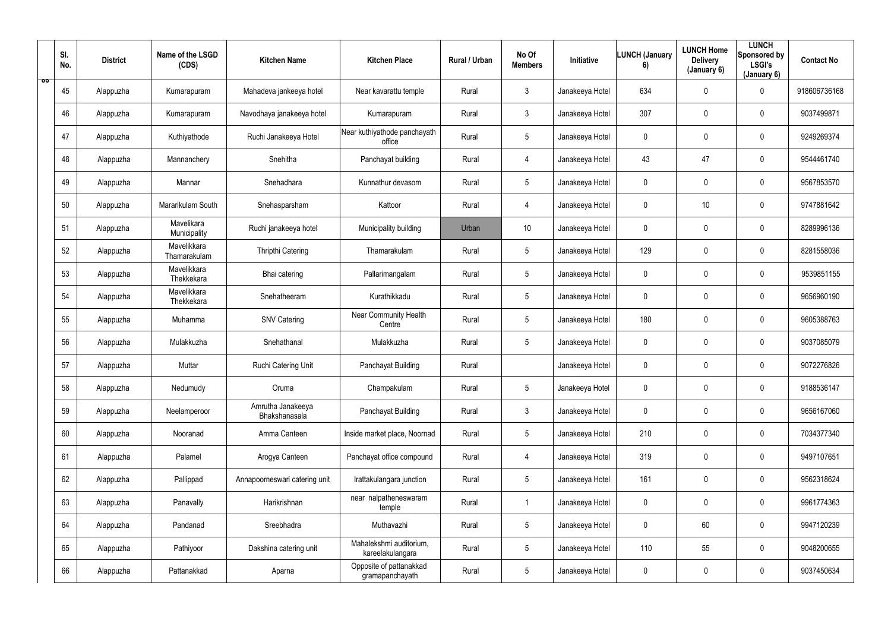| Sl. No. | District | Name of the LSGD (CDS) | Kitchen Name | Kitchen Place | Rural / Urban | No Of Members | Initiative | LUNCH (January 6) | LUNCH Home Delivery (January 6) | LUNCH Sponsored by LSGI's (January 6) | Contact No |
|---|---|---|---|---|---|---|---|---|---|---|---|
| 45 | Alappuzha | Kumarapuram | Mahadeva jankeeya hotel | Near kavarattu temple | Rural | 3 | Janakeeya Hotel | 634 | 0 | 0 | 918606736168 |
| 46 | Alappuzha | Kumarapuram | Navodhaya janakeeya hotel | Kumarapuram | Rural | 3 | Janakeeya Hotel | 307 | 0 | 0 | 9037499871 |
| 47 | Alappuzha | Kuthiyathode | Ruchi Janakeeya Hotel | Near kuthiyathode panchayath office | Rural | 5 | Janakeeya Hotel | 0 | 0 | 0 | 9249269374 |
| 48 | Alappuzha | Mannanchery | Snehitha | Panchayat building | Rural | 4 | Janakeeya Hotel | 43 | 47 | 0 | 9544461740 |
| 49 | Alappuzha | Mannar | Snehadhara | Kunnathur devasom | Rural | 5 | Janakeeya Hotel | 0 | 0 | 0 | 9567853570 |
| 50 | Alappuzha | Mararikulam South | Snehasparsham | Kattoor | Rural | 4 | Janakeeya Hotel | 0 | 10 | 0 | 9747881642 |
| 51 | Alappuzha | Mavelikara Municipality | Ruchi janakeeya hotel | Municipality building | Urban | 10 | Janakeeya Hotel | 0 | 0 | 0 | 8289996136 |
| 52 | Alappuzha | Mavelikkara Thamarakulam | Thripthi Catering | Thamarakulam | Rural | 5 | Janakeeya Hotel | 129 | 0 | 0 | 8281558036 |
| 53 | Alappuzha | Mavelikkara Thekkekara | Bhai catering | Pallarimangalam | Rural | 5 | Janakeeya Hotel | 0 | 0 | 0 | 9539851155 |
| 54 | Alappuzha | Mavelikkara Thekkekara | Snehatheeram | Kurathikkadu | Rural | 5 | Janakeeya Hotel | 0 | 0 | 0 | 9656960190 |
| 55 | Alappuzha | Muhamma | SNV Catering | Near Community Health Centre | Rural | 5 | Janakeeya Hotel | 180 | 0 | 0 | 9605388763 |
| 56 | Alappuzha | Mulakkuzha | Snehathanal | Mulakkuzha | Rural | 5 | Janakeeya Hotel | 0 | 0 | 0 | 9037085079 |
| 57 | Alappuzha | Muttar | Ruchi Catering Unit | Panchayat Building | Rural | | Janakeeya Hotel | 0 | 0 | 0 | 9072276826 |
| 58 | Alappuzha | Nedumudy | Oruma | Champakulam | Rural | 5 | Janakeeya Hotel | 0 | 0 | 0 | 9188536147 |
| 59 | Alappuzha | Neelamperoor | Amrutha Janakeeya Bhakshanasala | Panchayat Building | Rural | 3 | Janakeeya Hotel | 0 | 0 | 0 | 9656167060 |
| 60 | Alappuzha | Nooranad | Amma Canteen | Inside market place, Noornad | Rural | 5 | Janakeeya Hotel | 210 | 0 | 0 | 7034377340 |
| 61 | Alappuzha | Palamel | Arogya Canteen | Panchayat office compound | Rural | 4 | Janakeeya Hotel | 319 | 0 | 0 | 9497107651 |
| 62 | Alappuzha | Pallippad | Annapoorneswari catering unit | Irattakulangara junction | Rural | 5 | Janakeeya Hotel | 161 | 0 | 0 | 9562318624 |
| 63 | Alappuzha | Panavally | Harikrishnan | near nalpatheneswaram temple | Rural | 1 | Janakeeya Hotel | 0 | 0 | 0 | 9961774363 |
| 64 | Alappuzha | Pandanad | Sreebhadra | Muthavazhi | Rural | 5 | Janakeeya Hotel | 0 | 60 | 0 | 9947120239 |
| 65 | Alappuzha | Pathiyoor | Dakshina catering unit | Mahalekshmi auditorium, kareelakulangara | Rural | 5 | Janakeeya Hotel | 110 | 55 | 0 | 9048200655 |
| 66 | Alappuzha | Pattanakkad | Aparna | Opposite of pattanakkad gramapanchayath | Rural | 5 | Janakeeya Hotel | 0 | 0 | 0 | 9037450634 |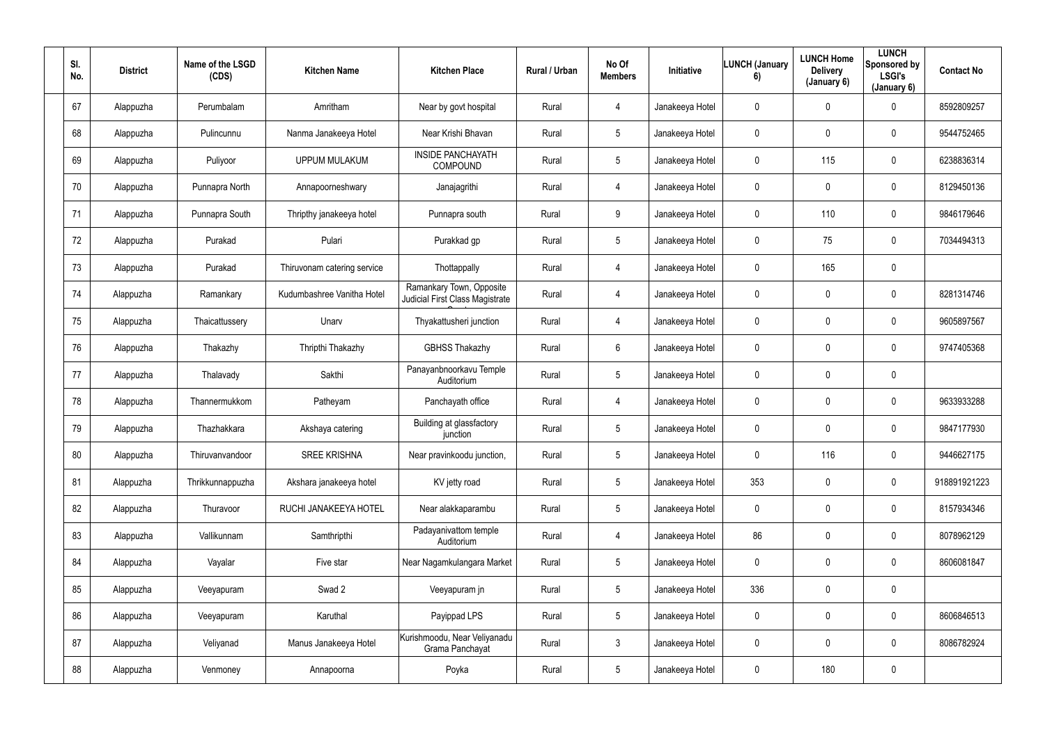| Sl. No. | District | Name of the LSGD (CDS) | Kitchen Name | Kitchen Place | Rural / Urban | No Of Members | Initiative | LUNCH (January 6) | LUNCH Home Delivery (January 6) | LUNCH Sponsored by LSGI's (January 6) | Contact No |
|---|---|---|---|---|---|---|---|---|---|---|---|
| 67 | Alappuzha | Perumbalam | Amritham | Near by govt hospital | Rural | 4 | Janakeeya Hotel | 0 | 0 | 0 | 8592809257 |
| 68 | Alappuzha | Pulincunnu | Nanma Janakeeya Hotel | Near Krishi Bhavan | Rural | 5 | Janakeeya Hotel | 0 | 0 | 0 | 9544752465 |
| 69 | Alappuzha | Puliyoor | UPPUM MULAKUM | INSIDE PANCHAYATH COMPOUND | Rural | 5 | Janakeeya Hotel | 0 | 115 | 0 | 6238836314 |
| 70 | Alappuzha | Punnapra North | Annapoorneshwary | Janajagrithi | Rural | 4 | Janakeeya Hotel | 0 | 0 | 0 | 8129450136 |
| 71 | Alappuzha | Punnapra South | Thripthy janakeeya hotel | Punnapra south | Rural | 9 | Janakeeya Hotel | 0 | 110 | 0 | 9846179646 |
| 72 | Alappuzha | Purakad | Pulari | Purakkad gp | Rural | 5 | Janakeeya Hotel | 0 | 75 | 0 | 7034494313 |
| 73 | Alappuzha | Purakad | Thiruvonam catering service | Thottappally | Rural | 4 | Janakeeya Hotel | 0 | 165 | 0 | |
| 74 | Alappuzha | Ramankary | Kudumbashree Vanitha Hotel | Ramankary Town, Opposite Judicial First Class Magistrate Court | Rural | 4 | Janakeeya Hotel | 0 | 0 | 0 | 8281314746 |
| 75 | Alappuzha | Thaicattussery | Unarv | Thyakattusheri junction | Rural | 4 | Janakeeya Hotel | 0 | 0 | 0 | 9605897567 |
| 76 | Alappuzha | Thakazhy | Thripthi Thakazhy | GBHSS Thakazhy | Rural | 6 | Janakeeya Hotel | 0 | 0 | 0 | 9747405368 |
| 77 | Alappuzha | Thalavady | Sakthi | Panayanbnoorkavu Temple Auditorium | Rural | 5 | Janakeeya Hotel | 0 | 0 | 0 | |
| 78 | Alappuzha | Thannermukkom | Patheyam | Panchayath office | Rural | 4 | Janakeeya Hotel | 0 | 0 | 0 | 9633933288 |
| 79 | Alappuzha | Thazhakkara | Akshaya catering | Building at glassfactory junction | Rural | 5 | Janakeeya Hotel | 0 | 0 | 0 | 9847177930 |
| 80 | Alappuzha | Thiruvanvandoor | SREE KRISHNA | Near pravinkoodu junction, | Rural | 5 | Janakeeya Hotel | 0 | 116 | 0 | 9446627175 |
| 81 | Alappuzha | Thrikkunnappuzha | Akshara janakeeya hotel | KV jetty road | Rural | 5 | Janakeeya Hotel | 353 | 0 | 0 | 918891921223 |
| 82 | Alappuzha | Thuravoor | RUCHI JANAKEEYA HOTEL | Near alakkaparambu | Rural | 5 | Janakeeya Hotel | 0 | 0 | 0 | 8157934346 |
| 83 | Alappuzha | Vallikunnam | Samthripthi | Padayanivattom temple Auditorium | Rural | 4 | Janakeeya Hotel | 86 | 0 | 0 | 8078962129 |
| 84 | Alappuzha | Vayalar | Five star | Near Nagamkulangara Market | Rural | 5 | Janakeeya Hotel | 0 | 0 | 0 | 8606081847 |
| 85 | Alappuzha | Veeyapuram | Swad 2 | Veeyapuram jn | Rural | 5 | Janakeeya Hotel | 336 | 0 | 0 | |
| 86 | Alappuzha | Veeyapuram | Karuthal | Payippad LPS | Rural | 5 | Janakeeya Hotel | 0 | 0 | 0 | 8606846513 |
| 87 | Alappuzha | Veliyanad | Manus Janakeeya Hotel | Kurishmoodu, Near Veliyanadu Grama Panchayat | Rural | 3 | Janakeeya Hotel | 0 | 0 | 0 | 8086782924 |
| 88 | Alappuzha | Venmoney | Annapoorna | Poyka | Rural | 5 | Janakeeya Hotel | 0 | 180 | 0 | |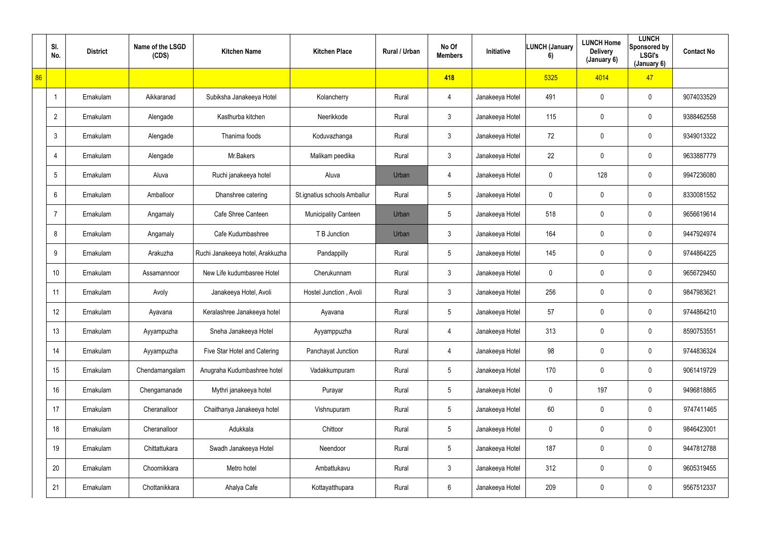| | Sl. No. | District | Name of the LSGD (CDS) | Kitchen Name | Kitchen Place | Rural / Urban | No Of Members | Initiative | LUNCH (January 6) | LUNCH Home Delivery (January 6) | LUNCH Sponsored by LSGI's (January 6) | Contact No |
|---|---|---|---|---|---|---|---|---|---|---|---|---|
| 86 | | | | | | | 418 | | 5325 | 4014 | 47 | |
| | 1 | Ernakulam | Aikkaranad | Subiksha Janakeeya Hotel | Kolancherry | Rural | 4 | Janakeeya Hotel | 491 | 0 | 0 | 9074033529 |
| | 2 | Ernakulam | Alengade | Kasthurba kitchen | Neerikkode | Rural | 3 | Janakeeya Hotel | 115 | 0 | 0 | 9388462558 |
| | 3 | Ernakulam | Alengade | Thanima foods | Koduvazhanga | Rural | 3 | Janakeeya Hotel | 72 | 0 | 0 | 9349013322 |
| | 4 | Ernakulam | Alengade | Mr.Bakers | Malikam peedika | Rural | 3 | Janakeeya Hotel | 22 | 0 | 0 | 9633887779 |
| | 5 | Ernakulam | Aluva | Ruchi janakeeya hotel | Aluva | Urban | 4 | Janakeeya Hotel | 0 | 128 | 0 | 9947236080 |
| | 6 | Ernakulam | Amballoor | Dhanshree catering | St.ignatius schools Amballur | Rural | 5 | Janakeeya Hotel | 0 | 0 | 0 | 8330081552 |
| | 7 | Ernakulam | Angamaly | Cafe Shree Canteen | Municipality Canteen | Urban | 5 | Janakeeya Hotel | 518 | 0 | 0 | 9656619614 |
| | 8 | Ernakulam | Angamaly | Cafe Kudumbashree | T B Junction | Urban | 3 | Janakeeya Hotel | 164 | 0 | 0 | 9447924974 |
| | 9 | Ernakulam | Arakuzha | Ruchi Janakeeya hotel, Arakkuzha | Pandappilly | Rural | 5 | Janakeeya Hotel | 145 | 0 | 0 | 9744864225 |
| | 10 | Ernakulam | Assamannoor | New Life kudumbasree Hotel | Cherukunnam | Rural | 3 | Janakeeya Hotel | 0 | 0 | 0 | 9656729450 |
| | 11 | Ernakulam | Avoly | Janakeeya Hotel, Avoli | Hostel Junction , Avoli | Rural | 3 | Janakeeya Hotel | 256 | 0 | 0 | 9847983621 |
| | 12 | Ernakulam | Ayavana | Keralashree Janakeeya hotel | Ayavana | Rural | 5 | Janakeeya Hotel | 57 | 0 | 0 | 9744864210 |
| | 13 | Ernakulam | Ayyampuzha | Sneha Janakeeya Hotel | Ayyamppuzha | Rural | 4 | Janakeeya Hotel | 313 | 0 | 0 | 8590753551 |
| | 14 | Ernakulam | Ayyampuzha | Five Star Hotel and Catering | Panchayat Junction | Rural | 4 | Janakeeya Hotel | 98 | 0 | 0 | 9744836324 |
| | 15 | Ernakulam | Chendamangalam | Anugraha Kudumbashree hotel | Vadakkumpuram | Rural | 5 | Janakeeya Hotel | 170 | 0 | 0 | 9061419729 |
| | 16 | Ernakulam | Chengamanade | Mythri janakeeya hotel | Purayar | Rural | 5 | Janakeeya Hotel | 0 | 197 | 0 | 9496818865 |
| | 17 | Ernakulam | Cheranalloor | Chaithanya Janakeeya hotel | Vishnupuram | Rural | 5 | Janakeeya Hotel | 60 | 0 | 0 | 9747411465 |
| | 18 | Ernakulam | Cheranalloor | Adukkala | Chittoor | Rural | 5 | Janakeeya Hotel | 0 | 0 | 0 | 9846423001 |
| | 19 | Ernakulam | Chittattukara | Swadh Janakeeya Hotel | Neendoor | Rural | 5 | Janakeeya Hotel | 187 | 0 | 0 | 9447812788 |
| | 20 | Ernakulam | Choornikkara | Metro hotel | Ambattukavu | Rural | 3 | Janakeeya Hotel | 312 | 0 | 0 | 9605319455 |
| | 21 | Ernakulam | Chottanikkara | Ahalya Cafe | Kottayatthupara | Rural | 6 | Janakeeya Hotel | 209 | 0 | 0 | 9567512337 |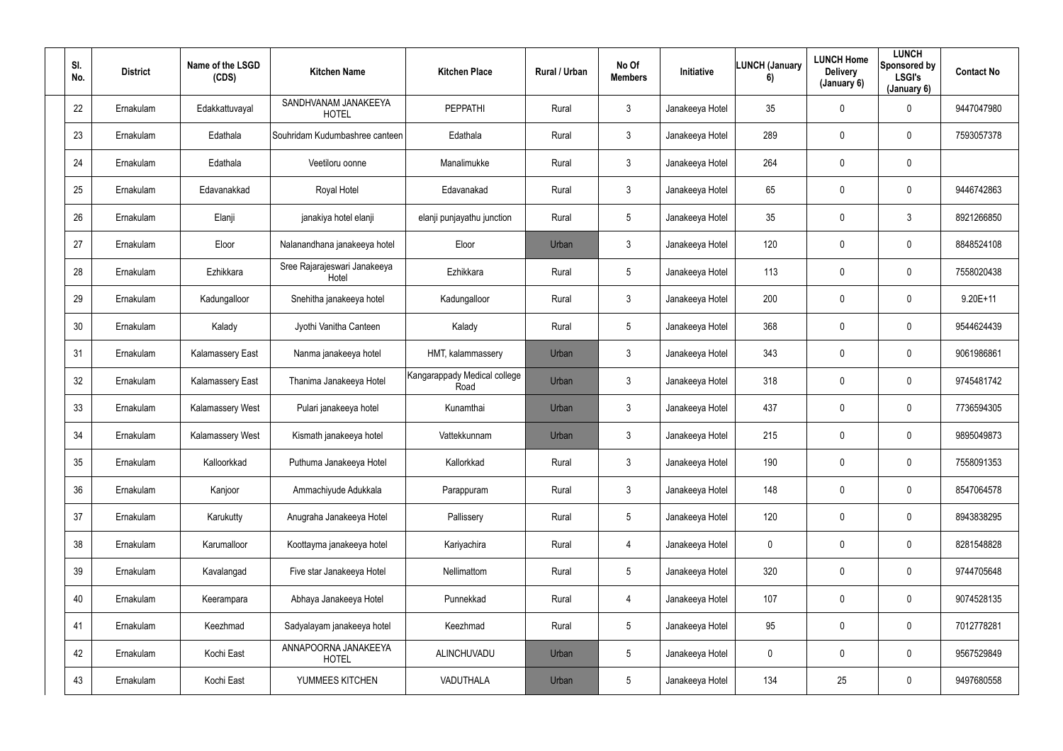| Sl. No. | District | Name of the LSGD (CDS) | Kitchen Name | Kitchen Place | Rural / Urban | No Of Members | Initiative | LUNCH (January 6) | LUNCH Home Delivery (January 6) | LUNCH Sponsored by LSGI's (January 6) | Contact No |
|---|---|---|---|---|---|---|---|---|---|---|---|
| 22 | Ernakulam | Edakkattuvayal | SANDHVANAM JANAKEEYA HOTEL | PEPPATHI | Rural | 3 | Janakeeya Hotel | 35 | 0 | 0 | 9447047980 |
| 23 | Ernakulam | Edathala | Souhridam Kudumbashree canteen | Edathala | Rural | 3 | Janakeeya Hotel | 289 | 0 | 0 | 7593057378 |
| 24 | Ernakulam | Edathala | Veetiloru oonne | Manalimukke | Rural | 3 | Janakeeya Hotel | 264 | 0 | 0 | |
| 25 | Ernakulam | Edavanakkad | Royal Hotel | Edavanakad | Rural | 3 | Janakeeya Hotel | 65 | 0 | 0 | 9446742863 |
| 26 | Ernakulam | Elanji | janakiya hotel elanji | elanji punjayathu junction | Rural | 5 | Janakeeya Hotel | 35 | 0 | 3 | 8921266850 |
| 27 | Ernakulam | Eloor | Nalanandhana janakeeya hotel | Eloor | Urban | 3 | Janakeeya Hotel | 120 | 0 | 0 | 8848524108 |
| 28 | Ernakulam | Ezhikkara | Sree Rajarajeswari Janakeeya Hotel | Ezhikkara | Rural | 5 | Janakeeya Hotel | 113 | 0 | 0 | 7558020438 |
| 29 | Ernakulam | Kadungalloor | Snehitha janakeeya hotel | Kadungalloor | Rural | 3 | Janakeeya Hotel | 200 | 0 | 0 | 9.20E+11 |
| 30 | Ernakulam | Kalady | Jyothi Vanitha Canteen | Kalady | Rural | 5 | Janakeeya Hotel | 368 | 0 | 0 | 9544624439 |
| 31 | Ernakulam | Kalamassery East | Nanma janakeeya hotel | HMT, kalammassery | Urban | 3 | Janakeeya Hotel | 343 | 0 | 0 | 9061986861 |
| 32 | Ernakulam | Kalamassery East | Thanima Janakeeya Hotel | Kangarappady Medical college Road | Urban | 3 | Janakeeya Hotel | 318 | 0 | 0 | 9745481742 |
| 33 | Ernakulam | Kalamassery West | Pulari janakeeya hotel | Kunamthai | Urban | 3 | Janakeeya Hotel | 437 | 0 | 0 | 7736594305 |
| 34 | Ernakulam | Kalamassery West | Kismath janakeeya hotel | Vattekkunnam | Urban | 3 | Janakeeya Hotel | 215 | 0 | 0 | 9895049873 |
| 35 | Ernakulam | Kalloorkkad | Puthuma Janakeeya Hotel | Kallorkkad | Rural | 3 | Janakeeya Hotel | 190 | 0 | 0 | 7558091353 |
| 36 | Ernakulam | Kanjoor | Ammachiyude Adukkala | Parappuram | Rural | 3 | Janakeeya Hotel | 148 | 0 | 0 | 8547064578 |
| 37 | Ernakulam | Karukutty | Anugraha Janakeeya Hotel | Pallissery | Rural | 5 | Janakeeya Hotel | 120 | 0 | 0 | 8943838295 |
| 38 | Ernakulam | Karumalloor | Koottayma janakeeya hotel | Kariyachira | Rural | 4 | Janakeeya Hotel | 0 | 0 | 0 | 8281548828 |
| 39 | Ernakulam | Kavalangad | Five star Janakeeya Hotel | Nellimattom | Rural | 5 | Janakeeya Hotel | 320 | 0 | 0 | 9744705648 |
| 40 | Ernakulam | Keerampara | Abhaya Janakeeya Hotel | Punnekkad | Rural | 4 | Janakeeya Hotel | 107 | 0 | 0 | 9074528135 |
| 41 | Ernakulam | Keezhmad | Sadyalayam janakeeya hotel | Keezhmad | Rural | 5 | Janakeeya Hotel | 95 | 0 | 0 | 7012778281 |
| 42 | Ernakulam | Kochi East | ANNAPOORNA JANAKEEYA HOTEL | ALINCHUVADU | Urban | 5 | Janakeeya Hotel | 0 | 0 | 0 | 9567529849 |
| 43 | Ernakulam | Kochi East | YUMMEES KITCHEN | VADUTHALA | Urban | 5 | Janakeeya Hotel | 134 | 25 | 0 | 9497680558 |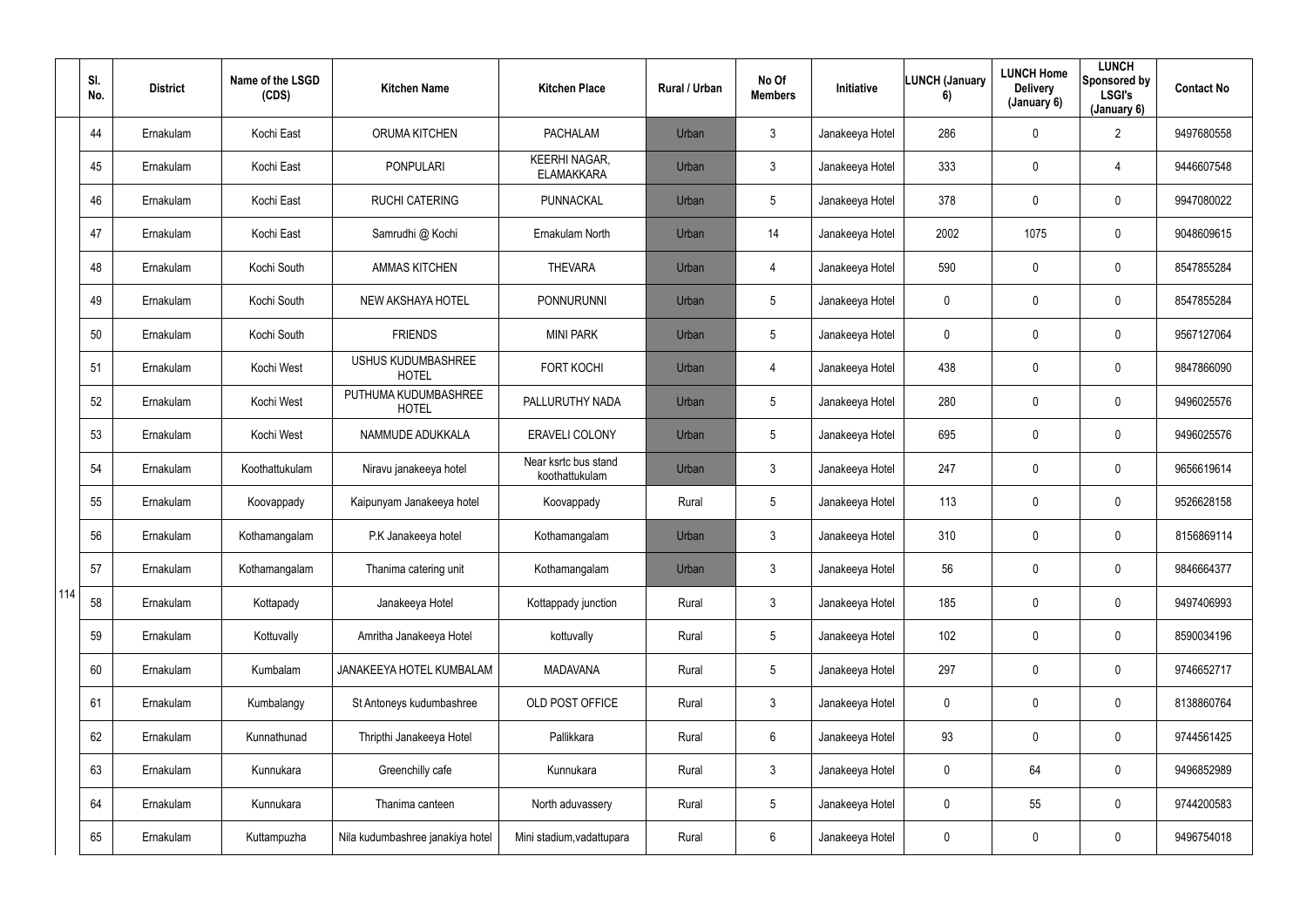|  | Sl. No. | District | Name of the LSGD (CDS) | Kitchen Name | Kitchen Place | Rural / Urban | No Of Members | Initiative | LUNCH (January 6) | LUNCH Home Delivery (January 6) | LUNCH Sponsored by LSGI's (January 6) | Contact No |
|---|---|---|---|---|---|---|---|---|---|---|---|---|
| 114 | 44 | Ernakulam | Kochi East | ORUMA KITCHEN | PACHALAM | Urban | 3 | Janakeeya Hotel | 286 | 0 | 2 | 9497680558 |
|  | 45 | Ernakulam | Kochi East | PONPULARI | KEERHI NAGAR, ELAMAKKARA | Urban | 3 | Janakeeya Hotel | 333 | 0 | 4 | 9446607548 |
|  | 46 | Ernakulam | Kochi East | RUCHI CATERING | PUNNACKAL | Urban | 5 | Janakeeya Hotel | 378 | 0 | 0 | 9947080022 |
|  | 47 | Ernakulam | Kochi East | Samrudhi @ Kochi | Ernakulam North | Urban | 14 | Janakeeya Hotel | 2002 | 1075 | 0 | 9048609615 |
|  | 48 | Ernakulam | Kochi South | AMMAS KITCHEN | THEVARA | Urban | 4 | Janakeeya Hotel | 590 | 0 | 0 | 8547855284 |
|  | 49 | Ernakulam | Kochi South | NEW AKSHAYA HOTEL | PONNURUNNI | Urban | 5 | Janakeeya Hotel | 0 | 0 | 0 | 8547855284 |
|  | 50 | Ernakulam | Kochi South | FRIENDS | MINI PARK | Urban | 5 | Janakeeya Hotel | 0 | 0 | 0 | 9567127064 |
|  | 51 | Ernakulam | Kochi West | USHUS KUDUMBASHREE HOTEL | FORT KOCHI | Urban | 4 | Janakeeya Hotel | 438 | 0 | 0 | 9847866090 |
|  | 52 | Ernakulam | Kochi West | PUTHUMA KUDUMBASHREE HOTEL | PALLURUTHY NADA | Urban | 5 | Janakeeya Hotel | 280 | 0 | 0 | 9496025576 |
|  | 53 | Ernakulam | Kochi West | NAMMUDE ADUKKALA | ERAVELI COLONY | Urban | 5 | Janakeeya Hotel | 695 | 0 | 0 | 9496025576 |
|  | 54 | Ernakulam | Koothattukulam | Niravu janakeeya hotel | Near ksrtc bus stand koothattukulam | Urban | 3 | Janakeeya Hotel | 247 | 0 | 0 | 9656619614 |
|  | 55 | Ernakulam | Koovappady | Kaipunyam Janakeeya hotel | Koovappady | Rural | 5 | Janakeeya Hotel | 113 | 0 | 0 | 9526628158 |
|  | 56 | Ernakulam | Kothamangalam | P.K Janakeeya hotel | Kothamangalam | Urban | 3 | Janakeeya Hotel | 310 | 0 | 0 | 8156869114 |
|  | 57 | Ernakulam | Kothamangalam | Thanima catering unit | Kothamangalam | Urban | 3 | Janakeeya Hotel | 56 | 0 | 0 | 9846664377 |
|  | 58 | Ernakulam | Kottapady | Janakeeya Hotel | Kottappady junction | Rural | 3 | Janakeeya Hotel | 185 | 0 | 0 | 9497406993 |
|  | 59 | Ernakulam | Kottuvally | Amritha Janakeeya Hotel | kottuvally | Rural | 5 | Janakeeya Hotel | 102 | 0 | 0 | 8590034196 |
|  | 60 | Ernakulam | Kumbalam | JANAKEEYA HOTEL KUMBALAM | MADAVANA | Rural | 5 | Janakeeya Hotel | 297 | 0 | 0 | 9746652717 |
|  | 61 | Ernakulam | Kumbalangy | St Antoneys kudumbashree | OLD POST OFFICE | Rural | 3 | Janakeeya Hotel | 0 | 0 | 0 | 8138860764 |
|  | 62 | Ernakulam | Kunnathunad | Thripthi Janakeeya Hotel | Pallikkara | Rural | 6 | Janakeeya Hotel | 93 | 0 | 0 | 9744561425 |
|  | 63 | Ernakulam | Kunnukara | Greenchilly cafe | Kunnukara | Rural | 3 | Janakeeya Hotel | 0 | 64 | 0 | 9496852989 |
|  | 64 | Ernakulam | Kunnukara | Thanima canteen | North aduvassery | Rural | 5 | Janakeeya Hotel | 0 | 55 | 0 | 9744200583 |
|  | 65 | Ernakulam | Kuttampuzha | Nila kudumbashree janakiya hotel | Mini stadium,vadattupara | Rural | 6 | Janakeeya Hotel | 0 | 0 | 0 | 9496754018 |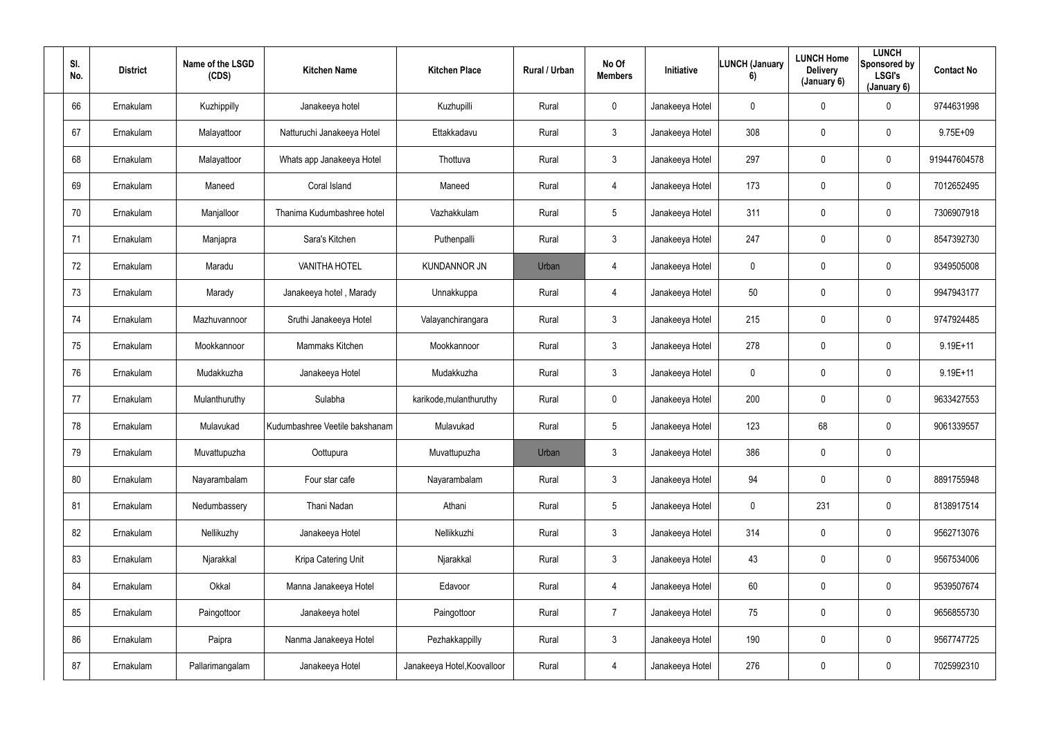| Sl. No. | District | Name of the LSGD (CDS) | Kitchen Name | Kitchen Place | Rural / Urban | No Of Members | Initiative | LUNCH (January 6) | LUNCH Home Delivery (January 6) | LUNCH Sponsored by LSGI's (January 6) | Contact No |
|---|---|---|---|---|---|---|---|---|---|---|---|
| 66 | Ernakulam | Kuzhippilly | Janakeeya hotel | Kuzhupilli | Rural | 0 | Janakeeya Hotel | 0 | 0 | 0 | 9744631998 |
| 67 | Ernakulam | Malayattoor | Natturuchi Janakeeya Hotel | Ettakkadavu | Rural | 3 | Janakeeya Hotel | 308 | 0 | 0 | 9.75E+09 |
| 68 | Ernakulam | Malayattoor | Whats app Janakeeya Hotel | Thottuva | Rural | 3 | Janakeeya Hotel | 297 | 0 | 0 | 919447604578 |
| 69 | Ernakulam | Maneed | Coral Island | Maneed | Rural | 4 | Janakeeya Hotel | 173 | 0 | 0 | 7012652495 |
| 70 | Ernakulam | Manjalloor | Thanima Kudumbashree hotel | Vazhakkulam | Rural | 5 | Janakeeya Hotel | 311 | 0 | 0 | 7306907918 |
| 71 | Ernakulam | Manjapra | Sara's Kitchen | Puthenpalli | Rural | 3 | Janakeeya Hotel | 247 | 0 | 0 | 8547392730 |
| 72 | Ernakulam | Maradu | VANITHA HOTEL | KUNDANNOR JN | Urban | 4 | Janakeeya Hotel | 0 | 0 | 0 | 9349505008 |
| 73 | Ernakulam | Marady | Janakeeya hotel , Marady | Unnakkuppa | Rural | 4 | Janakeeya Hotel | 50 | 0 | 0 | 9947943177 |
| 74 | Ernakulam | Mazhuvannoor | Sruthi Janakeeya Hotel | Valayanchirangara | Rural | 3 | Janakeeya Hotel | 215 | 0 | 0 | 9747924485 |
| 75 | Ernakulam | Mookkannoor | Mammaks Kitchen | Mookkannoor | Rural | 3 | Janakeeya Hotel | 278 | 0 | 0 | 9.19E+11 |
| 76 | Ernakulam | Mudakkuzha | Janakeeya Hotel | Mudakkuzha | Rural | 3 | Janakeeya Hotel | 0 | 0 | 0 | 9.19E+11 |
| 77 | Ernakulam | Mulanthuruthy | Sulabha | karikode,mulanthuruthy | Rural | 0 | Janakeeya Hotel | 200 | 0 | 0 | 9633427553 |
| 78 | Ernakulam | Mulavukad | Kudumbashree Veetile bakshanam | Mulavukad | Rural | 5 | Janakeeya Hotel | 123 | 68 | 0 | 9061339557 |
| 79 | Ernakulam | Muvattupuzha | Oottupura | Muvattupuzha | Urban | 3 | Janakeeya Hotel | 386 | 0 | 0 | |
| 80 | Ernakulam | Nayarambalam | Four star cafe | Nayarambalam | Rural | 3 | Janakeeya Hotel | 94 | 0 | 0 | 8891755948 |
| 81 | Ernakulam | Nedumbassery | Thani Nadan | Athani | Rural | 5 | Janakeeya Hotel | 0 | 231 | 0 | 8138917514 |
| 82 | Ernakulam | Nellikuzhy | Janakeeya Hotel | Nellikkuzhi | Rural | 3 | Janakeeya Hotel | 314 | 0 | 0 | 9562713076 |
| 83 | Ernakulam | Njarakkal | Kripa Catering Unit | Njarakkal | Rural | 3 | Janakeeya Hotel | 43 | 0 | 0 | 9567534006 |
| 84 | Ernakulam | Okkal | Manna Janakeeya Hotel | Edavoor | Rural | 4 | Janakeeya Hotel | 60 | 0 | 0 | 9539507674 |
| 85 | Ernakulam | Paingottoor | Janakeeya hotel | Paingottoor | Rural | 7 | Janakeeya Hotel | 75 | 0 | 0 | 9656855730 |
| 86 | Ernakulam | Paipra | Nanma Janakeeya Hotel | Pezhakkappilly | Rural | 3 | Janakeeya Hotel | 190 | 0 | 0 | 9567747725 |
| 87 | Ernakulam | Pallarimangalam | Janakeeya Hotel | Janakeeya Hotel,Koovalloor | Rural | 4 | Janakeeya Hotel | 276 | 0 | 0 | 7025992310 |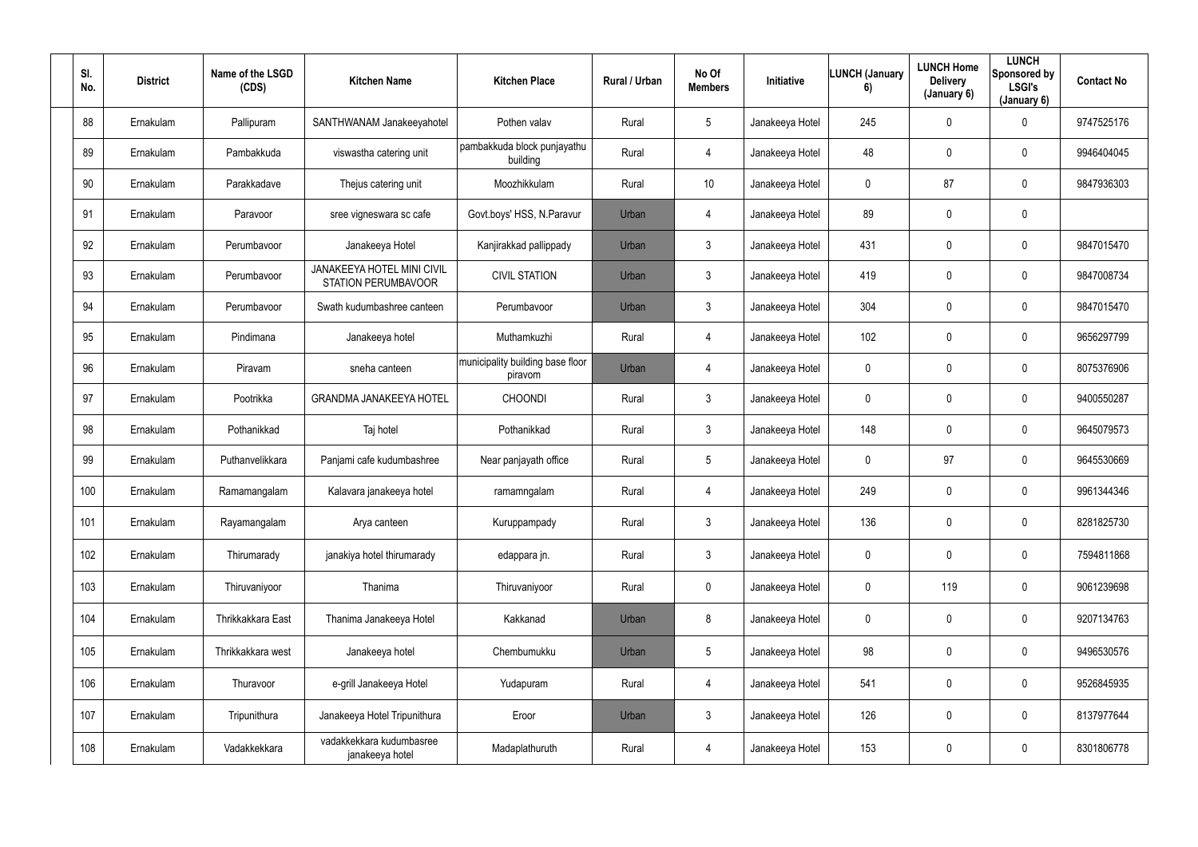| Sl. No. | District | Name of the LSGD (CDS) | Kitchen Name | Kitchen Place | Rural / Urban | No Of Members | Initiative | LUNCH (January 6) | LUNCH Home Delivery (January 6) | LUNCH Sponsored by LSGI's (January 6) | Contact No |
|---|---|---|---|---|---|---|---|---|---|---|---|
| 88 | Ernakulam | Pallipuram | SANTHWANAM Janakeeyahotel | Pothen valav | Rural | 5 | Janakeeya Hotel | 245 | 0 | 0 | 9747525176 |
| 89 | Ernakulam | Pambakkuda | viswastha catering unit | pambakkuda block punjayathu building | Rural | 4 | Janakeeya Hotel | 48 | 0 | 0 | 9946404045 |
| 90 | Ernakulam | Parakkadave | Thejus catering unit | Moozhikkulam | Rural | 10 | Janakeeya Hotel | 0 | 87 | 0 | 9847936303 |
| 91 | Ernakulam | Paravoor | sree vigneswara sc cafe | Govt.boys' HSS, N.Paravur | Urban | 4 | Janakeeya Hotel | 89 | 0 | 0 | |
| 92 | Ernakulam | Perumbavoor | Janakeeya Hotel | Kanjirakkad pallippady | Urban | 3 | Janakeeya Hotel | 431 | 0 | 0 | 9847015470 |
| 93 | Ernakulam | Perumbavoor | JANAKEEYA HOTEL MINI CIVIL STATION PERUMBAVOOR | CIVIL STATION | Urban | 3 | Janakeeya Hotel | 419 | 0 | 0 | 9847008734 |
| 94 | Ernakulam | Perumbavoor | Swath kudumbashree canteen | Perumbavoor | Urban | 3 | Janakeeya Hotel | 304 | 0 | 0 | 9847015470 |
| 95 | Ernakulam | Pindimana | Janakeeya hotel | Muthamkuzhi | Rural | 4 | Janakeeya Hotel | 102 | 0 | 0 | 9656297799 |
| 96 | Ernakulam | Piravam | sneha canteen | municipality building base floor piravom | Urban | 4 | Janakeeya Hotel | 0 | 0 | 0 | 8075376906 |
| 97 | Ernakulam | Pootrikka | GRANDMA JANAKEEYA HOTEL | CHOONDI | Rural | 3 | Janakeeya Hotel | 0 | 0 | 0 | 9400550287 |
| 98 | Ernakulam | Pothanikkad | Taj hotel | Pothanikkad | Rural | 3 | Janakeeya Hotel | 148 | 0 | 0 | 9645079573 |
| 99 | Ernakulam | Puthanvelikkara | Panjami cafe kudumbashree | Near panjayath office | Rural | 5 | Janakeeya Hotel | 0 | 97 | 0 | 9645530669 |
| 100 | Ernakulam | Ramamangalam | Kalavara janakeeya hotel | ramamngalam | Rural | 4 | Janakeeya Hotel | 249 | 0 | 0 | 9961344346 |
| 101 | Ernakulam | Rayamangalam | Arya canteen | Kuruppampady | Rural | 3 | Janakeeya Hotel | 136 | 0 | 0 | 8281825730 |
| 102 | Ernakulam | Thirumarady | janakiya hotel thirumarady | edappara jn. | Rural | 3 | Janakeeya Hotel | 0 | 0 | 0 | 7594811868 |
| 103 | Ernakulam | Thiruvaniyoor | Thanima | Thiruvaniyoor | Rural | 0 | Janakeeya Hotel | 0 | 119 | 0 | 9061239698 |
| 104 | Ernakulam | Thrikkakkara East | Thanima Janakeeya Hotel | Kakkanad | Urban | 8 | Janakeeya Hotel | 0 | 0 | 0 | 9207134763 |
| 105 | Ernakulam | Thrikkakkara west | Janakeeya hotel | Chembumukku | Urban | 5 | Janakeeya Hotel | 98 | 0 | 0 | 9496530576 |
| 106 | Ernakulam | Thuravoor | e-grill Janakeeya Hotel | Yudapuram | Rural | 4 | Janakeeya Hotel | 541 | 0 | 0 | 9526845935 |
| 107 | Ernakulam | Tripunithura | Janakeeya Hotel Tripunithura | Eroor | Urban | 3 | Janakeeya Hotel | 126 | 0 | 0 | 8137977644 |
| 108 | Ernakulam | Vadakkekkara | vadakkekkara kudumbasree janakeeya hotel | Madaplathuruth | Rural | 4 | Janakeeya Hotel | 153 | 0 | 0 | 8301806778 |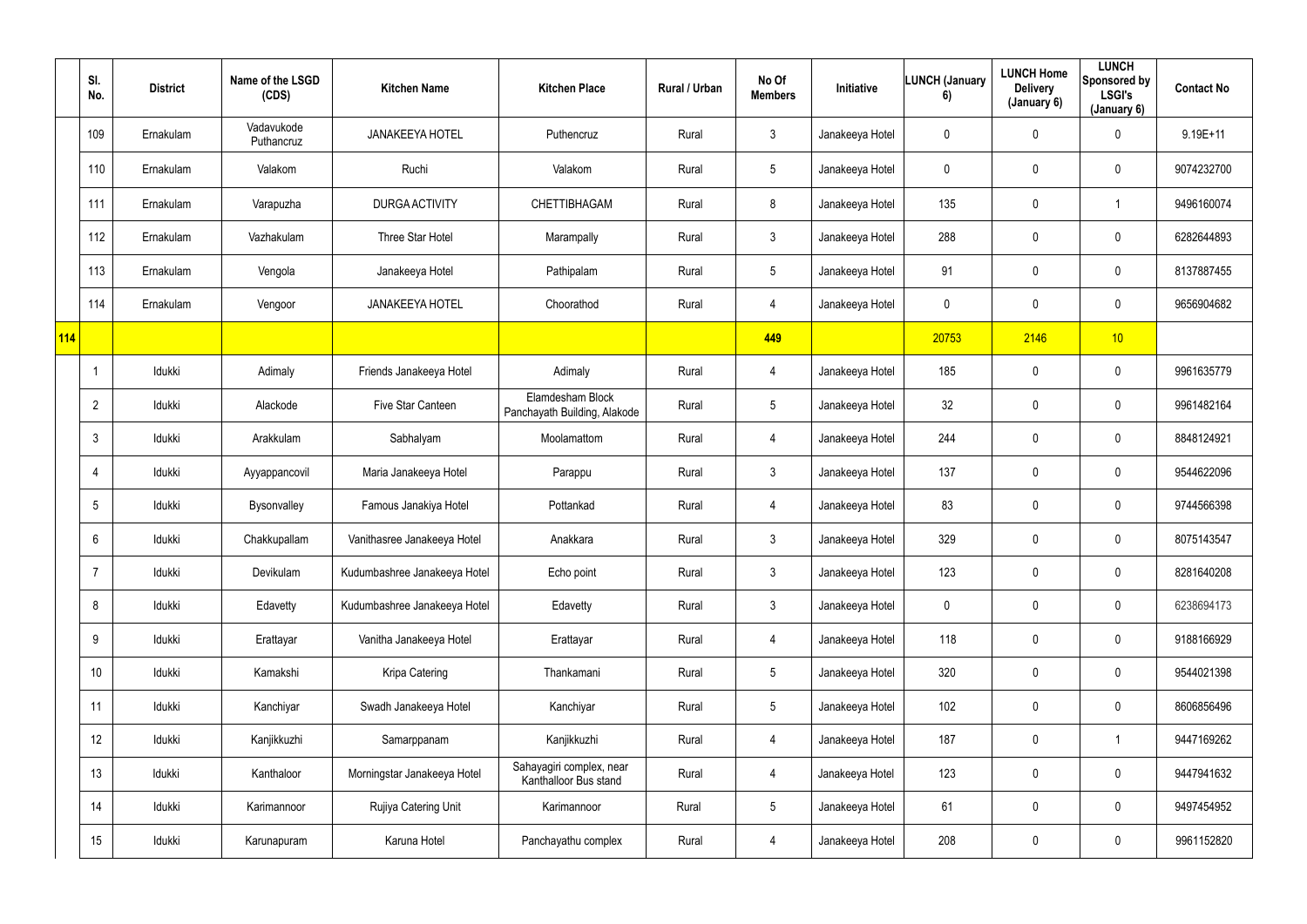|  | Sl. No. | District | Name of the LSGD (CDS) | Kitchen Name | Kitchen Place | Rural / Urban | No Of Members | Initiative | LUNCH (January 6) | LUNCH Home Delivery (January 6) | LUNCH Sponsored by LSGI's (January 6) | Contact No |
|---|---|---|---|---|---|---|---|---|---|---|---|---|
|  | 109 | Ernakulam | Vadavukode Puthancruz | JANAKEEYA HOTEL | Puthencruz | Rural | 3 | Janakeeya Hotel | 0 | 0 | 0 | 9.19E+11 |
|  | 110 | Ernakulam | Valakom | Ruchi | Valakom | Rural | 5 | Janakeeya Hotel | 0 | 0 | 0 | 9074232700 |
|  | 111 | Ernakulam | Varapuzha | DURGA ACTIVITY | CHETTIBHAGAM | Rural | 8 | Janakeeya Hotel | 135 | 0 | 1 | 9496160074 |
|  | 112 | Ernakulam | Vazhakulam | Three Star Hotel | Marampally | Rural | 3 | Janakeeya Hotel | 288 | 0 | 0 | 6282644893 |
|  | 113 | Ernakulam | Vengola | Janakeeya Hotel | Pathipalam | Rural | 5 | Janakeeya Hotel | 91 | 0 | 0 | 8137887455 |
|  | 114 | Ernakulam | Vengoor | JANAKEEYA HOTEL | Choorathod | Rural | 4 | Janakeeya Hotel | 0 | 0 | 0 | 9656904682 |
| **114** |  |  |  |  |  |  | **449** |  | **20753** | **2146** | **10** |  |
|  | 1 | Idukki | Adimaly | Friends Janakeeya Hotel | Adimaly | Rural | 4 | Janakeeya Hotel | 185 | 0 | 0 | 9961635779 |
|  | 2 | Idukki | Alackode | Five Star Canteen | Elamdesham Block Panchayath Building, Alakode | Rural | 5 | Janakeeya Hotel | 32 | 0 | 0 | 9961482164 |
|  | 3 | Idukki | Arakkulam | Sabhalyam | Moolamattom | Rural | 4 | Janakeeya Hotel | 244 | 0 | 0 | 8848124921 |
|  | 4 | Idukki | Ayyappancovil | Maria Janakeeya Hotel | Parappu | Rural | 3 | Janakeeya Hotel | 137 | 0 | 0 | 9544622096 |
|  | 5 | Idukki | Bysonvalley | Famous Janakiya Hotel | Pottankad | Rural | 4 | Janakeeya Hotel | 83 | 0 | 0 | 9744566398 |
|  | 6 | Idukki | Chakkupallam | Vanithasree Janakeeya Hotel | Anakkara | Rural | 3 | Janakeeya Hotel | 329 | 0 | 0 | 8075143547 |
|  | 7 | Idukki | Devikulam | Kudumbashree Janakeeya Hotel | Echo point | Rural | 3 | Janakeeya Hotel | 123 | 0 | 0 | 8281640208 |
|  | 8 | Idukki | Edavetty | Kudumbashree Janakeeya Hotel | Edavetty | Rural | 3 | Janakeeya Hotel | 0 | 0 | 0 | 6238694173 |
|  | 9 | Idukki | Erattayar | Vanitha Janakeeya Hotel | Erattayar | Rural | 4 | Janakeeya Hotel | 118 | 0 | 0 | 9188166929 |
|  | 10 | Idukki | Kamakshi | Kripa Catering | Thankamani | Rural | 5 | Janakeeya Hotel | 320 | 0 | 0 | 9544021398 |
|  | 11 | Idukki | Kanchiyar | Swadh Janakeeya Hotel | Kanchiyar | Rural | 5 | Janakeeya Hotel | 102 | 0 | 0 | 8606856496 |
|  | 12 | Idukki | Kanjikkuzhi | Samarppanam | Kanjikkuzhi | Rural | 4 | Janakeeya Hotel | 187 | 0 | 1 | 9447169262 |
|  | 13 | Idukki | Kanthaloor | Morningstar Janakeeya Hotel | Sahayagiri complex, near Kanthalloor Bus stand | Rural | 4 | Janakeeya Hotel | 123 | 0 | 0 | 9447941632 |
|  | 14 | Idukki | Karimannoor | Rujiya Catering Unit | Karimannoor | Rural | 5 | Janakeeya Hotel | 61 | 0 | 0 | 9497454952 |
|  | 15 | Idukki | Karunapuram | Karuna Hotel | Panchayathu complex | Rural | 4 | Janakeeya Hotel | 208 | 0 | 0 | 9961152820 |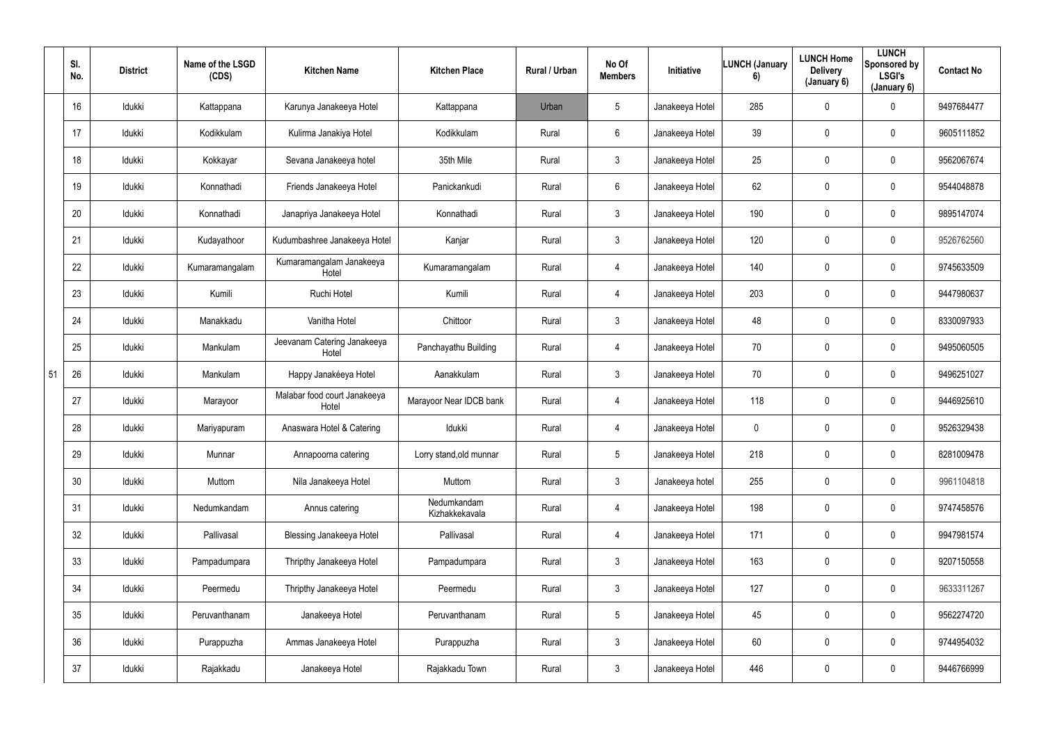|  | Sl. No. | District | Name of the LSGD (CDS) | Kitchen Name | Kitchen Place | Rural / Urban | No Of Members | Initiative | LUNCH (January 6) | LUNCH Home Delivery (January 6) | LUNCH Sponsored by LSGI's (January 6) | Contact No |
|---|---|---|---|---|---|---|---|---|---|---|---|---|
|  | 16 | Idukki | Kattappana | Karunya Janakeeya Hotel | Kattappana | Urban | 5 | Janakeeya Hotel | 285 | 0 | 0 | 9497684477 |
|  | 17 | Idukki | Kodikkulam | Kulirma Janakiya Hotel | Kodikkulam | Rural | 6 | Janakeeya Hotel | 39 | 0 | 0 | 9605111852 |
|  | 18 | Idukki | Kokkayar | Sevana Janakeeya hotel | 35th Mile | Rural | 3 | Janakeeya Hotel | 25 | 0 | 0 | 9562067674 |
|  | 19 | Idukki | Konnathadi | Friends Janakeeya Hotel | Panickankudi | Rural | 6 | Janakeeya Hotel | 62 | 0 | 0 | 9544048878 |
|  | 20 | Idukki | Konnathadi | Janapriya Janakeeya Hotel | Konnathadi | Rural | 3 | Janakeeya Hotel | 190 | 0 | 0 | 9895147074 |
|  | 21 | Idukki | Kudayathoor | Kudumbashree Janakeeya Hotel | Kanjar | Rural | 3 | Janakeeya Hotel | 120 | 0 | 0 | 9526762560 |
|  | 22 | Idukki | Kumaramangalam | Kumaramangalam Janakeeya Hotel | Kumaramangalam | Rural | 4 | Janakeeya Hotel | 140 | 0 | 0 | 9745633509 |
|  | 23 | Idukki | Kumili | Ruchi Hotel | Kumili | Rural | 4 | Janakeeya Hotel | 203 | 0 | 0 | 9447980637 |
|  | 24 | Idukki | Manakkadu | Vanitha Hotel | Chittoor | Rural | 3 | Janakeeya Hotel | 48 | 0 | 0 | 8330097933 |
|  | 25 | Idukki | Mankulam | Jeevanam Catering Janakeeya Hotel | Panchayathu Building | Rural | 4 | Janakeeya Hotel | 70 | 0 | 0 | 9495060505 |
| 51 | 26 | Idukki | Mankulam | Happy Janakéeya Hotel | Aanakkulam | Rural | 3 | Janakeeya Hotel | 70 | 0 | 0 | 9496251027 |
|  | 27 | Idukki | Marayoor | Malabar food court Janakeeya Hotel | Marayoor Near IDCB bank | Rural | 4 | Janakeeya Hotel | 118 | 0 | 0 | 9446925610 |
|  | 28 | Idukki | Mariyapuram | Anaswara Hotel & Catering | Idukki | Rural | 4 | Janakeeya Hotel | 0 | 0 | 0 | 9526329438 |
|  | 29 | Idukki | Munnar | Annapoorna catering | Lorry stand,old munnar | Rural | 5 | Janakeeya Hotel | 218 | 0 | 0 | 8281009478 |
|  | 30 | Idukki | Muttom | Nila Janakeeya Hotel | Muttom | Rural | 3 | Janakeeya hotel | 255 | 0 | 0 | 9961104818 |
|  | 31 | Idukki | Nedumkandam | Annus catering | Nedumkandam Kizhakkekavala | Rural | 4 | Janakeeya Hotel | 198 | 0 | 0 | 9747458576 |
|  | 32 | Idukki | Pallivasal | Blessing Janakeeya Hotel | Pallivasal | Rural | 4 | Janakeeya Hotel | 171 | 0 | 0 | 9947981574 |
|  | 33 | Idukki | Pampadumpara | Thripthy Janakeeya Hotel | Pampadumpara | Rural | 3 | Janakeeya Hotel | 163 | 0 | 0 | 9207150558 |
|  | 34 | Idukki | Peermedu | Thripthy Janakeeya Hotel | Peermedu | Rural | 3 | Janakeeya Hotel | 127 | 0 | 0 | 9633311267 |
|  | 35 | Idukki | Peruvanthanam | Janakeeya Hotel | Peruvanthanam | Rural | 5 | Janakeeya Hotel | 45 | 0 | 0 | 9562274720 |
|  | 36 | Idukki | Purappuzha | Ammas Janakeeya Hotel | Purappuzha | Rural | 3 | Janakeeya Hotel | 60 | 0 | 0 | 9744954032 |
|  | 37 | Idukki | Rajakkadu | Janakeeya Hotel | Rajakkadu Town | Rural | 3 | Janakeeya Hotel | 446 | 0 | 0 | 9446766999 |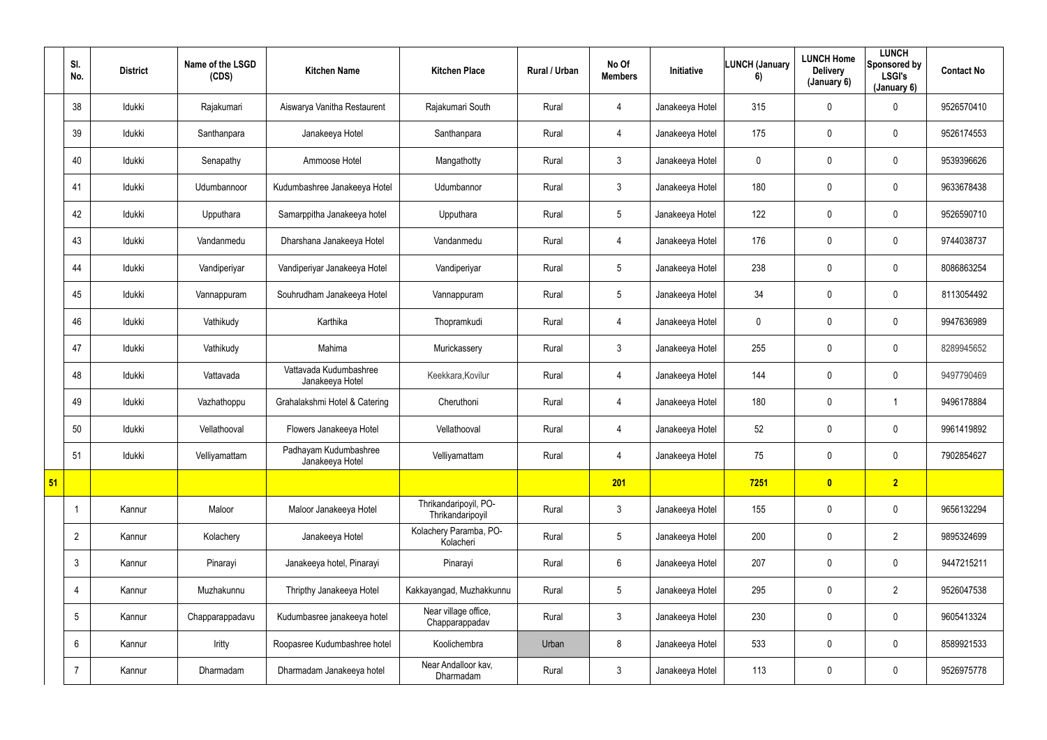|  | Sl. No. | District | Name of the LSGD (CDS) | Kitchen Name | Kitchen Place | Rural / Urban | No Of Members | Initiative | LUNCH (January 6) | LUNCH Home Delivery (January 6) | LUNCH Sponsored by LSGI's (January 6) | Contact No |
|---|---|---|---|---|---|---|---|---|---|---|---|---|
|  | 38 | Idukki | Rajakumari | Aiswarya Vanitha Restaurent | Rajakumari South | Rural | 4 | Janakeeya Hotel | 315 | 0 | 0 | 9526570410 |
|  | 39 | Idukki | Santhanpara | Janakeeya Hotel | Santhanpara | Rural | 4 | Janakeeya Hotel | 175 | 0 | 0 | 9526174553 |
|  | 40 | Idukki | Senapathy | Ammoose Hotel | Mangathotty | Rural | 3 | Janakeeya Hotel | 0 | 0 | 0 | 9539396626 |
|  | 41 | Idukki | Udumbannoor | Kudumbashree Janakeeya Hotel | Udumbannor | Rural | 3 | Janakeeya Hotel | 180 | 0 | 0 | 9633678438 |
|  | 42 | Idukki | Upputhara | Samarppitha Janakeeya hotel | Upputhara | Rural | 5 | Janakeeya Hotel | 122 | 0 | 0 | 9526590710 |
|  | 43 | Idukki | Vandanmedu | Dharshana Janakeeya Hotel | Vandanmedu | Rural | 4 | Janakeeya Hotel | 176 | 0 | 0 | 9744038737 |
|  | 44 | Idukki | Vandiperiyar | Vandiperiyar Janakeeya Hotel | Vandiperiyar | Rural | 5 | Janakeeya Hotel | 238 | 0 | 0 | 8086863254 |
|  | 45 | Idukki | Vannappuram | Souhrudham Janakeeya Hotel | Vannappuram | Rural | 5 | Janakeeya Hotel | 34 | 0 | 0 | 8113054492 |
|  | 46 | Idukki | Vathikudy | Karthika | Thopramkudi | Rural | 4 | Janakeeya Hotel | 0 | 0 | 0 | 9947636989 |
|  | 47 | Idukki | Vathikudy | Mahima | Murickassery | Rural | 3 | Janakeeya Hotel | 255 | 0 | 0 | 8289945652 |
|  | 48 | Idukki | Vattavada | Vattavada Kudumbashree Janakeeya Hotel | Keekkara,Kovilur | Rural | 4 | Janakeeya Hotel | 144 | 0 | 0 | 9497790469 |
|  | 49 | Idukki | Vazhathoppu | Grahalakshmi Hotel & Catering | Cheruthoni | Rural | 4 | Janakeeya Hotel | 180 | 0 | 1 | 9496178884 |
|  | 50 | Idukki | Vellathooval | Flowers Janakeeya Hotel | Vellathooval | Rural | 4 | Janakeeya Hotel | 52 | 0 | 0 | 9961419892 |
|  | 51 | Idukki | Velliyamattam | Padhayam Kudumbashree Janakeeya Hotel | Velliyamattam | Rural | 4 | Janakeeya Hotel | 75 | 0 | 0 | 7902854627 |
| **51** |  |  |  |  |  |  | **201** |  | **7251** | **0** | **2** |  |
|  | 1 | Kannur | Maloor | Maloor Janakeeya Hotel | Thrikandaripoyil, PO-Thrikandaripoyil | Rural | 3 | Janakeeya Hotel | 155 | 0 | 0 | 9656132294 |
|  | 2 | Kannur | Kolachery | Janakeeya Hotel | Kolachery Paramba, PO-Kolacheri | Rural | 5 | Janakeeya Hotel | 200 | 0 | 2 | 9895324699 |
|  | 3 | Kannur | Pinarayi | Janakeeya hotel, Pinarayi | Pinarayi | Rural | 6 | Janakeeya Hotel | 207 | 0 | 0 | 9447215211 |
|  | 4 | Kannur | Muzhakunnu | Thripthy Janakeeya Hotel | Kakkayangad, Muzhakkunnu | Rural | 5 | Janakeeya Hotel | 295 | 0 | 2 | 9526047538 |
|  | 5 | Kannur | Chapparappadavu | Kudumbasree janakeeya hotel | Near village office, Chapparappadav | Rural | 3 | Janakeeya Hotel | 230 | 0 | 0 | 9605413324 |
|  | 6 | Kannur | Iritty | Roopasree Kudumbashree hotel | Koolichembra | Urban | 8 | Janakeeya Hotel | 533 | 0 | 0 | 8589921533 |
|  | 7 | Kannur | Dharmadam | Dharmadam Janakeeya hotel | Near Andalloor kav, Dharmadam | Rural | 3 | Janakeeya Hotel | 113 | 0 | 0 | 9526975778 |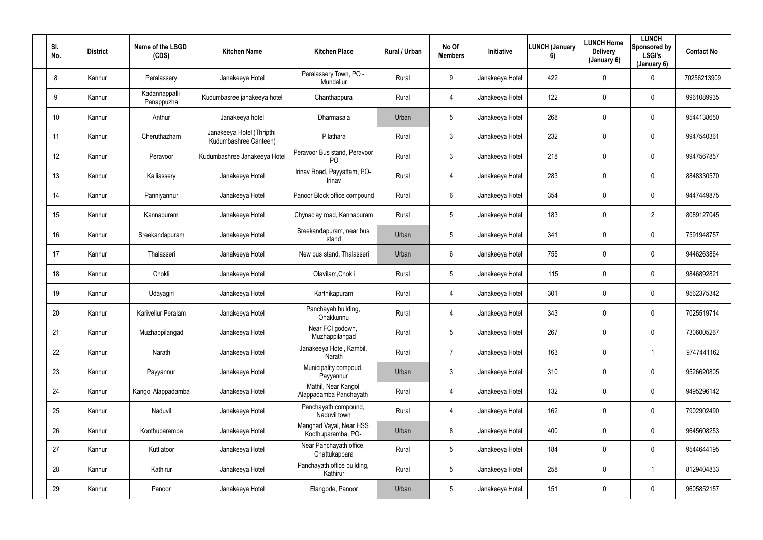| Sl. No. | District | Name of the LSGD (CDS) | Kitchen Name | Kitchen Place | Rural / Urban | No Of Members | Initiative | LUNCH (January 6) | LUNCH Home Delivery (January 6) | LUNCH Sponsored by LSGI's (January 6) | Contact No |
|---|---|---|---|---|---|---|---|---|---|---|---|
| 8 | Kannur | Peralassery | Janakeeya Hotel | Peralassery Town, PO - Mundallur | Rural | 9 | Janakeeya Hotel | 422 | 0 | 0 | 70256213909 |
| 9 | Kannur | Kadannappalli Panappuzha | Kudumbasree janakeeya hotel | Chanthappura | Rural | 4 | Janakeeya Hotel | 122 | 0 | 0 | 9961089935 |
| 10 | Kannur | Anthur | Janakeeya hotel | Dharmasala | Urban | 5 | Janakeeya Hotel | 268 | 0 | 0 | 9544138650 |
| 11 | Kannur | Cheruthazham | Janakeeya Hotel (Thripthi Kudumbashree Canteen) | Pilathara | Rural | 3 | Janakeeya Hotel | 232 | 0 | 0 | 9947540361 |
| 12 | Kannur | Peravoor | Kudumbashree Janakeeya Hotel | Peravoor Bus stand, Peravoor PO | Rural | 3 | Janakeeya Hotel | 218 | 0 | 0 | 9947567857 |
| 13 | Kannur | Kalliassery | Janakeeya Hotel | Irinav Road, Payyattam, PO-Irinav | Rural | 4 | Janakeeya Hotel | 283 | 0 | 0 | 8848330570 |
| 14 | Kannur | Panniyannur | Janakeeya Hotel | Panoor Block office compound | Rural | 6 | Janakeeya Hotel | 354 | 0 | 0 | 9447449875 |
| 15 | Kannur | Kannapuram | Janakeeya Hotel | Chynaclay road, Kannapuram | Rural | 5 | Janakeeya Hotel | 183 | 0 | 2 | 8089127045 |
| 16 | Kannur | Sreekandapuram | Janakeeya Hotel | Sreekandapuram, near bus stand | Urban | 5 | Janakeeya Hotel | 341 | 0 | 0 | 7591948757 |
| 17 | Kannur | Thalasseri | Janakeeya Hotel | New bus stand, Thalasseri | Urban | 6 | Janakeeya Hotel | 755 | 0 | 0 | 9446263864 |
| 18 | Kannur | Chokli | Janakeeya Hotel | Olavilam,Chokli | Rural | 5 | Janakeeya Hotel | 115 | 0 | 0 | 9846892821 |
| 19 | Kannur | Udayagiri | Janakeeya Hotel | Karthikapuram | Rural | 4 | Janakeeya Hotel | 301 | 0 | 0 | 9562375342 |
| 20 | Kannur | Karivellur Peralam | Janakeeya Hotel | Panchayah building, Onakkunnu | Rural | 4 | Janakeeya Hotel | 343 | 0 | 0 | 7025519714 |
| 21 | Kannur | Muzhappilangad | Janakeeya Hotel | Near FCI godown, Muzhappilangad | Rural | 5 | Janakeeya Hotel | 267 | 0 | 0 | 7306005267 |
| 22 | Kannur | Narath | Janakeeya Hotel | Janakeeya Hotel, Kambil, Narath | Rural | 7 | Janakeeya Hotel | 163 | 0 | 1 | 9747441162 |
| 23 | Kannur | Payyannur | Janakeeya Hotel | Municipality compoud, Payyannur | Urban | 3 | Janakeeya Hotel | 310 | 0 | 0 | 9526620805 |
| 24 | Kannur | Kangol Alappadamba | Janakeeya Hotel | Mathil, Near Kangol Alappadamba Panchayath | Rural | 4 | Janakeeya Hotel | 132 | 0 | 0 | 9495296142 |
| 25 | Kannur | Naduvil | Janakeeya Hotel | Panchayath compound, Naduvil town | Rural | 4 | Janakeeya Hotel | 162 | 0 | 0 | 7902902490 |
| 26 | Kannur | Koothuparamba | Janakeeya Hotel | Manghad Vayal, Near HSS Koothuparamba, PO- | Urban | 8 | Janakeeya Hotel | 400 | 0 | 0 | 9645608253 |
| 27 | Kannur | Kuttiatoor | Janakeeya Hotel | Near Panchayath office, Chattukappara | Rural | 5 | Janakeeya Hotel | 184 | 0 | 0 | 9544644195 |
| 28 | Kannur | Kathirur | Janakeeya Hotel | Panchayath office building, Kathirur | Rural | 5 | Janakeeya Hotel | 258 | 0 | 1 | 8129404833 |
| 29 | Kannur | Panoor | Janakeeya Hotel | Elangode, Panoor | Urban | 5 | Janakeeya Hotel | 151 | 0 | 0 | 9605852157 |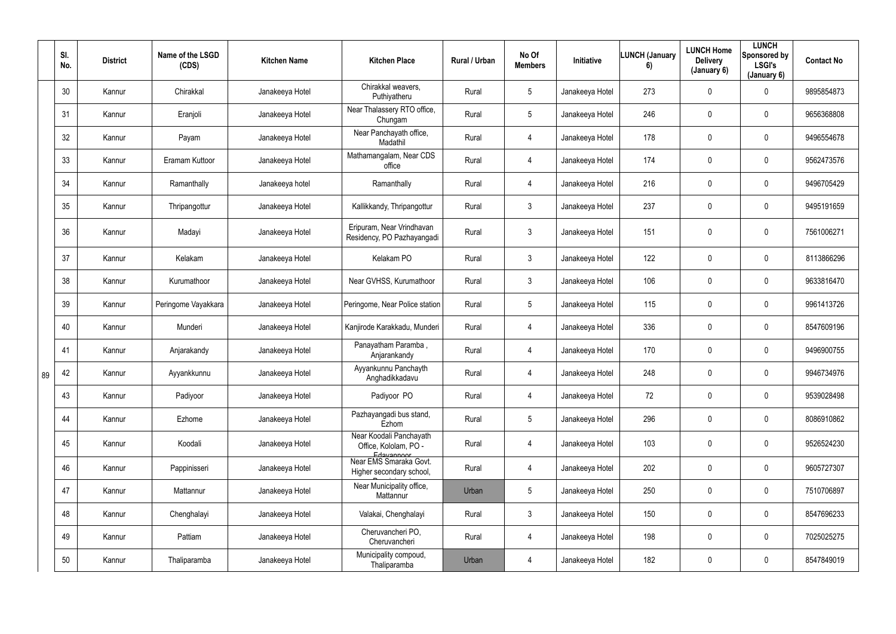|  | Sl. No. | District | Name of the LSGD (CDS) | Kitchen Name | Kitchen Place | Rural / Urban | No Of Members | Initiative | LUNCH (January 6) | LUNCH Home Delivery (January 6) | LUNCH Sponsored by LSGI's (January 6) | Contact No |
|---|---|---|---|---|---|---|---|---|---|---|---|---|
| 89 | 30 | Kannur | Chirakkal | Janakeeya Hotel | Chirakkal weavers, Puthiyatheru | Rural | 5 | Janakeeya Hotel | 273 | 0 | 0 | 9895854873 |
|  | 31 | Kannur | Eranjoli | Janakeeya Hotel | Near Thalassery RTO office, Chungam | Rural | 5 | Janakeeya Hotel | 246 | 0 | 0 | 9656368808 |
|  | 32 | Kannur | Payam | Janakeeya Hotel | Near Panchayath office, Madathil | Rural | 4 | Janakeeya Hotel | 178 | 0 | 0 | 9496554678 |
|  | 33 | Kannur | Eramam Kuttoor | Janakeeya Hotel | Mathamangalam, Near CDS office | Rural | 4 | Janakeeya Hotel | 174 | 0 | 0 | 9562473576 |
|  | 34 | Kannur | Ramanthally | Janakeeya hotel | Ramanthally | Rural | 4 | Janakeeya Hotel | 216 | 0 | 0 | 9496705429 |
|  | 35 | Kannur | Thripangottur | Janakeeya Hotel | Kallikkandy, Thripangottur | Rural | 3 | Janakeeya Hotel | 237 | 0 | 0 | 9495191659 |
|  | 36 | Kannur | Madayi | Janakeeya Hotel | Eripuram, Near Vrindhavan Residency, PO Pazhayangadi | Rural | 3 | Janakeeya Hotel | 151 | 0 | 0 | 7561006271 |
|  | 37 | Kannur | Kelakam | Janakeeya Hotel | Kelakam PO | Rural | 3 | Janakeeya Hotel | 122 | 0 | 0 | 8113866296 |
|  | 38 | Kannur | Kurumathoor | Janakeeya Hotel | Near GVHSS, Kurumathoor | Rural | 3 | Janakeeya Hotel | 106 | 0 | 0 | 9633816470 |
|  | 39 | Kannur | Peringome Vayakkara | Janakeeya Hotel | Peringome, Near Police station | Rural | 5 | Janakeeya Hotel | 115 | 0 | 0 | 9961413726 |
|  | 40 | Kannur | Munderi | Janakeeya Hotel | Kanjirode Karakkadu, Munderi | Rural | 4 | Janakeeya Hotel | 336 | 0 | 0 | 8547609196 |
|  | 41 | Kannur | Anjarakandy | Janakeeya Hotel | Panayatham Paramba , Anjarankandy | Rural | 4 | Janakeeya Hotel | 170 | 0 | 0 | 9496900755 |
|  | 42 | Kannur | Ayyankkunnu | Janakeeya Hotel | Ayyankunnu Panchayth Anghadikkadavu | Rural | 4 | Janakeeya Hotel | 248 | 0 | 0 | 9946734976 |
|  | 43 | Kannur | Padiyoor | Janakeeya Hotel | Padiyoor PO | Rural | 4 | Janakeeya Hotel | 72 | 0 | 0 | 9539028498 |
|  | 44 | Kannur | Ezhome | Janakeeya Hotel | Pazhayangadi bus stand, Ezhom | Rural | 5 | Janakeeya Hotel | 296 | 0 | 0 | 8086910862 |
|  | 45 | Kannur | Koodali | Janakeeya Hotel | Near Koodali Panchayath Office, Kololam, PO - Edavannoor | Rural | 4 | Janakeeya Hotel | 103 | 0 | 0 | 9526524230 |
|  | 46 | Kannur | Pappinisseri | Janakeeya Hotel | Near EMS Smaraka Govt. Higher secondary school, | Rural | 4 | Janakeeya Hotel | 202 | 0 | 0 | 9605727307 |
|  | 47 | Kannur | Mattannur | Janakeeya Hotel | Near Municipality office, Mattannur | Urban | 5 | Janakeeya Hotel | 250 | 0 | 0 | 7510706897 |
|  | 48 | Kannur | Chenghalayi | Janakeeya Hotel | Valakai, Chenghalayi | Rural | 3 | Janakeeya Hotel | 150 | 0 | 0 | 8547696233 |
|  | 49 | Kannur | Pattiam | Janakeeya Hotel | Cheruvancheri PO, Cheruvancheri | Rural | 4 | Janakeeya Hotel | 198 | 0 | 0 | 7025025275 |
|  | 50 | Kannur | Thaliparamba | Janakeeya Hotel | Municipality compoud, Thaliparamba | Urban | 4 | Janakeeya Hotel | 182 | 0 | 0 | 8547849019 |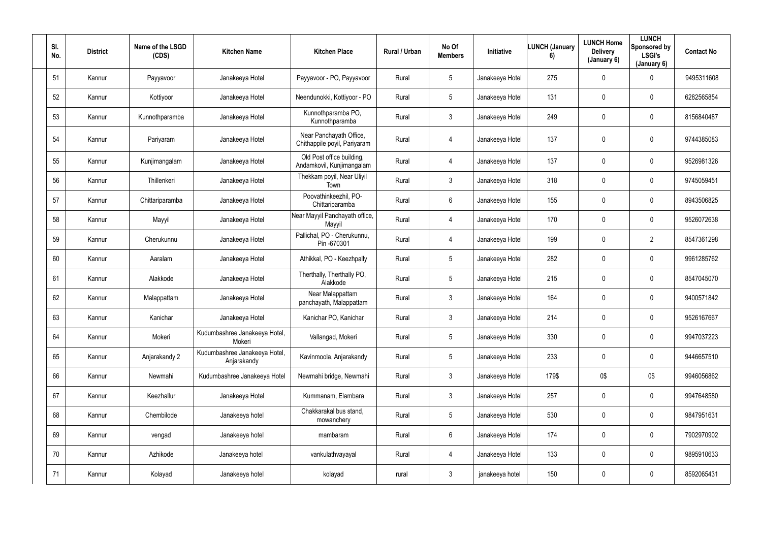| Sl. No. | District | Name of the LSGD (CDS) | Kitchen Name | Kitchen Place | Rural / Urban | No Of Members | Initiative | LUNCH (January 6) | LUNCH Home Delivery (January 6) | LUNCH Sponsored by LSGI's (January 6) | Contact No |
|---|---|---|---|---|---|---|---|---|---|---|---|
| 51 | Kannur | Payyavoor | Janakeeya Hotel | Payyavoor - PO, Payyavoor | Rural | 5 | Janakeeya Hotel | 275 | 0 | 0 | 9495311608 |
| 52 | Kannur | Kottiyoor | Janakeeya Hotel | Neendunokki, Kottiyoor - PO | Rural | 5 | Janakeeya Hotel | 131 | 0 | 0 | 6282565854 |
| 53 | Kannur | Kunnothparamba | Janakeeya Hotel | Kunnothparamba PO, Kunnothparamba | Rural | 3 | Janakeeya Hotel | 249 | 0 | 0 | 8156840487 |
| 54 | Kannur | Pariyaram | Janakeeya Hotel | Near Panchayath Office, Chithappile poyil, Pariyaram | Rural | 4 | Janakeeya Hotel | 137 | 0 | 0 | 9744385083 |
| 55 | Kannur | Kunjimangalam | Janakeeya Hotel | Old Post office building, Andamkovil, Kunjimangalam | Rural | 4 | Janakeeya Hotel | 137 | 0 | 0 | 9526981326 |
| 56 | Kannur | Thillenkeri | Janakeeya Hotel | Thekkam poyil, Near Uliyil Town | Rural | 3 | Janakeeya Hotel | 318 | 0 | 0 | 9745059451 |
| 57 | Kannur | Chittariparamba | Janakeeya Hotel | Poovathinkeezhil, PO-Chittariparamba | Rural | 6 | Janakeeya Hotel | 155 | 0 | 0 | 8943506825 |
| 58 | Kannur | Mayyil | Janakeeya Hotel | Near Mayyil Panchayath office, Mayyil | Rural | 4 | Janakeeya Hotel | 170 | 0 | 0 | 9526072638 |
| 59 | Kannur | Cherukunnu | Janakeeya Hotel | Pallichal, PO - Cherukunnu, Pin -670301 | Rural | 4 | Janakeeya Hotel | 199 | 0 | 2 | 8547361298 |
| 60 | Kannur | Aaralam | Janakeeya Hotel | Athikkal, PO - Keezhpally | Rural | 5 | Janakeeya Hotel | 282 | 0 | 0 | 9961285762 |
| 61 | Kannur | Alakkode | Janakeeya Hotel | Therthally, Therthally PO, Alakkode | Rural | 5 | Janakeeya Hotel | 215 | 0 | 0 | 8547045070 |
| 62 | Kannur | Malappattam | Janakeeya Hotel | Near Malappattam panchayath, Malappattam | Rural | 3 | Janakeeya Hotel | 164 | 0 | 0 | 9400571842 |
| 63 | Kannur | Kanichar | Janakeeya Hotel | Kanichar PO, Kanichar | Rural | 3 | Janakeeya Hotel | 214 | 0 | 0 | 9526167667 |
| 64 | Kannur | Mokeri | Kudumbashree Janakeeya Hotel, Mokeri | Vallangad, Mokeri | Rural | 5 | Janakeeya Hotel | 330 | 0 | 0 | 9947037223 |
| 65 | Kannur | Anjarakandy 2 | Kudumbashree Janakeeya Hotel, Anjarakandy | Kavinmoola, Anjarakandy | Rural | 5 | Janakeeya Hotel | 233 | 0 | 0 | 9446657510 |
| 66 | Kannur | Newmahi | Kudumbashree Janakeeya Hotel | Newmahi bridge, Newmahi | Rural | 3 | Janakeeya Hotel | 179$ | 0$ | 0$ | 9946056862 |
| 67 | Kannur | Keezhallur | Janakeeya Hotel | Kummanam, Elambara | Rural | 3 | Janakeeya Hotel | 257 | 0 | 0 | 9947648580 |
| 68 | Kannur | Chembilode | Janakeeya hotel | Chakkarakal bus stand, mowanchery | Rural | 5 | Janakeeya Hotel | 530 | 0 | 0 | 9847951631 |
| 69 | Kannur | vengad | Janakeeya hotel | mambaram | Rural | 6 | Janakeeya Hotel | 174 | 0 | 0 | 7902970902 |
| 70 | Kannur | Azhikode | Janakeeya hotel | vankulathvayayal | Rural | 4 | Janakeeya Hotel | 133 | 0 | 0 | 9895910633 |
| 71 | Kannur | Kolayad | Janakeeya hotel | kolayad | rural | 3 | janakeeya hotel | 150 | 0 | 0 | 8592065431 |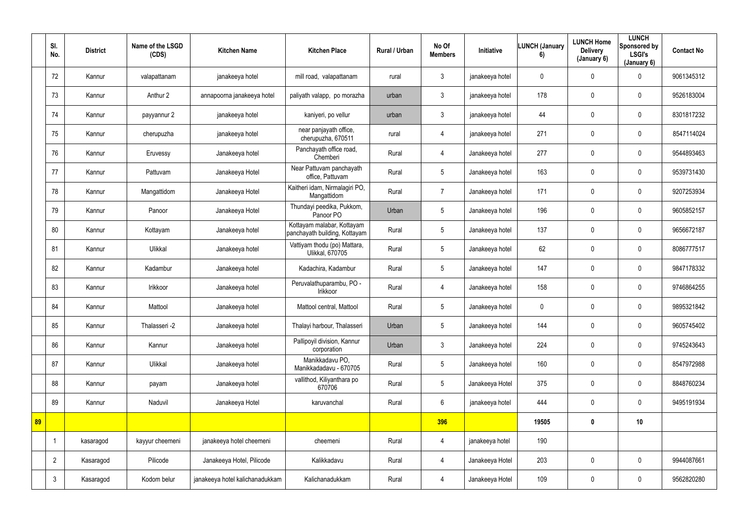|  | Sl. No. | District | Name of the LSGD (CDS) | Kitchen Name | Kitchen Place | Rural / Urban | No Of Members | Initiative | LUNCH (January 6) | LUNCH Home Delivery (January 6) | LUNCH Sponsored by LSGI's (January 6) | Contact No |
|---|---|---|---|---|---|---|---|---|---|---|---|---|
|  | 72 | Kannur | valapattanam | janakeeya hotel | mill road, valapattanam | rural | 3 | janakeeya hotel | 0 | 0 | 0 | 9061345312 |
|  | 73 | Kannur | Anthur 2 | annapoorna janakeeya hotel | paliyath valapp, po morazha | urban | 3 | janakeeya hotel | 178 | 0 | 0 | 9526183004 |
|  | 74 | Kannur | payyannur 2 | janakeeya hotel | kaniyeri, po vellur | urban | 3 | janakeeya hotel | 44 | 0 | 0 | 8301817232 |
|  | 75 | Kannur | cherupuzha | janakeeya hotel | near panjayath office, cherupuzha, 670511 | rural | 4 | janakeeya hotel | 271 | 0 | 0 | 8547114024 |
|  | 76 | Kannur | Eruvessy | Janakeeya hotel | Panchayath office road, Chemberi | Rural | 4 | Janakeeya hotel | 277 | 0 | 0 | 9544893463 |
|  | 77 | Kannur | Pattuvam | Janakeeya Hotel | Near Pattuvam panchayath office, Pattuvam | Rural | 5 | Janakeeya hotel | 163 | 0 | 0 | 9539731430 |
|  | 78 | Kannur | Mangattidom | Janakeeya Hotel | Kaitheri idam, Nirmalagiri PO, Mangattidom | Rural | 7 | Janakeeya hotel | 171 | 0 | 0 | 9207253934 |
|  | 79 | Kannur | Panoor | Janakeeya Hotel | Thundayi peedika, Pukkom, Panoor PO | Urban | 5 | Janakeeya hotel | 196 | 0 | 0 | 9605852157 |
|  | 80 | Kannur | Kottayam | Janakeeya hotel | Kottayam malabar, Kottayam panchayath building, Kottayam | Rural | 5 | Janakeeya hotel | 137 | 0 | 0 | 9656672187 |
|  | 81 | Kannur | Ulikkal | Janakeeya hotel | Vattiyam thodu (po) Mattara, Ulikkal, 670705 | Rural | 5 | Janakeeya hotel | 62 | 0 | 0 | 8086777517 |
|  | 82 | Kannur | Kadambur | Janakeeya hotel | Kadachira, Kadambur | Rural | 5 | Janakeeya hotel | 147 | 0 | 0 | 9847178332 |
|  | 83 | Kannur | Irikkoor | Janakeeya hotel | Peruvalathuparambu, PO - Irikkoor | Rural | 4 | Janakeeya hotel | 158 | 0 | 0 | 9746864255 |
|  | 84 | Kannur | Mattool | Janakeeya hotel | Mattool central, Mattool | Rural | 5 | Janakeeya hotel | 0 | 0 | 0 | 9895321842 |
|  | 85 | Kannur | Thalasseri -2 | Janakeeya hotel | Thalayi harbour, Thalasseri | Urban | 5 | Janakeeya hotel | 144 | 0 | 0 | 9605745402 |
|  | 86 | Kannur | Kannur | Janakeeya hotel | Pallipoyil division, Kannur corporation | Urban | 3 | Janakeeya hotel | 224 | 0 | 0 | 9745243643 |
|  | 87 | Kannur | Ulikkal | Janakeeya hotel | Manikkadavu PO, Manikkadadavu - 670705 | Rural | 5 | Janakeeya hotel | 160 | 0 | 0 | 8547972988 |
|  | 88 | Kannur | payam | Janakeeya hotel | vallithod, Kiliyanthara po 670706 | Rural | 5 | Janakeeya Hotel | 375 | 0 | 0 | 8848760234 |
|  | 89 | Kannur | Naduvil | Janakeeya Hotel | karuvanchal | Rural | 6 | janakeeya hotel | 444 | 0 | 0 | 9495191934 |
| **89** |  |  |  |  |  |  | **396** |  | **19505** | **0** | **10** |  |
|  | 1 | kasaragod | kayyur cheemeni | janakeeya hotel cheemeni | cheemeni | Rural | 4 | janakeeya hotel | 190 |  |  |  |
|  | 2 | Kasaragod | Pilicode | Janakeeya Hotel, Pilicode | Kalikkadavu | Rural | 4 | Janakeeya Hotel | 203 | 0 | 0 | 9944087661 |
|  | 3 | Kasaragod | Kodom belur | janakeeya hotel kalichanadukkam | Kalichanadukkam | Rural | 4 | Janakeeya Hotel | 109 | 0 | 0 | 9562820280 |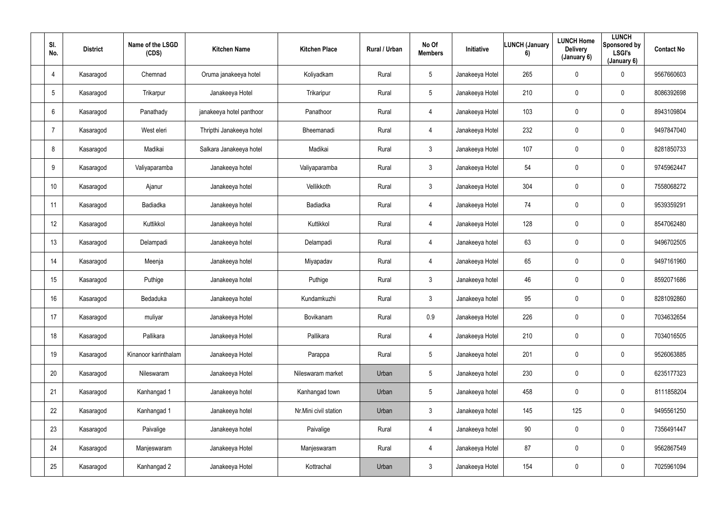| Sl. No. | District | Name of the LSGD (CDS) | Kitchen Name | Kitchen Place | Rural / Urban | No Of Members | Initiative | LUNCH (January 6) | LUNCH Home Delivery (January 6) | LUNCH Sponsored by LSGI's (January 6) | Contact No |
|---|---|---|---|---|---|---|---|---|---|---|---|
| 4 | Kasaragod | Chemnad | Oruma janakeeya hotel | Koliyadkam | Rural | 5 | Janakeeya Hotel | 265 | 0 | 0 | 9567660603 |
| 5 | Kasaragod | Trikarpur | Janakeeya Hotel | Trikaripur | Rural | 5 | Janakeeya Hotel | 210 | 0 | 0 | 8086392698 |
| 6 | Kasaragod | Panathady | janakeeya hotel panthoor | Panathoor | Rural | 4 | Janakeeya Hotel | 103 | 0 | 0 | 8943109804 |
| 7 | Kasaragod | West eleri | Thripthi Janakeeya hotel | Bheemanadi | Rural | 4 | Janakeeya Hotel | 232 | 0 | 0 | 9497847040 |
| 8 | Kasaragod | Madikai | Salkara Janakeeya hotel | Madikai | Rural | 3 | Janakeeya Hotel | 107 | 0 | 0 | 8281850733 |
| 9 | Kasaragod | Valiyaparamba | Janakeeya hotel | Valiyaparamba | Rural | 3 | Janakeeya Hotel | 54 | 0 | 0 | 9745962447 |
| 10 | Kasaragod | Ajanur | Janakeeya hotel | Vellikkoth | Rural | 3 | Janakeeya Hotel | 304 | 0 | 0 | 7558068272 |
| 11 | Kasaragod | Badiadka | Janakeeya hotel | Badiadka | Rural | 4 | Janakeeya Hotel | 74 | 0 | 0 | 9539359291 |
| 12 | Kasaragod | Kuttikkol | Janakeeya hotel | Kuttikkol | Rural | 4 | Janakeeya Hotel | 128 | 0 | 0 | 8547062480 |
| 13 | Kasaragod | Delampadi | Janakeeya hotel | Delampadi | Rural | 4 | Janakeeya hotel | 63 | 0 | 0 | 9496702505 |
| 14 | Kasaragod | Meenja | Janakeeya hotel | Miyapadav | Rural | 4 | Janakeeya Hotel | 65 | 0 | 0 | 9497161960 |
| 15 | Kasaragod | Puthige | Janakeeya hotel | Puthige | Rural | 3 | Janakeeya hotel | 46 | 0 | 0 | 8592071686 |
| 16 | Kasaragod | Bedaduka | Janakeeya hotel | Kundamkuzhi | Rural | 3 | Janakeeya hotel | 95 | 0 | 0 | 8281092860 |
| 17 | Kasaragod | muliyar | Janakeeya Hotel | Bovikanam | Rural | 0.9 | Janakeeya Hotel | 226 | 0 | 0 | 7034632654 |
| 18 | Kasaragod | Pallikara | Janakeeya Hotel | Pallikara | Rural | 4 | Janakeeya Hotel | 210 | 0 | 0 | 7034016505 |
| 19 | Kasaragod | Kinanoor karinthalam | Janakeeya Hotel | Parappa | Rural | 5 | Janakeeya hotel | 201 | 0 | 0 | 9526063885 |
| 20 | Kasaragod | Nileswaram | Janakeeya Hotel | Nileswaram market | Urban | 5 | Janakeeya hotel | 230 | 0 | 0 | 6235177323 |
| 21 | Kasaragod | Kanhangad 1 | Janakeeya hotel | Kanhangad town | Urban | 5 | Janakeeya hotel | 458 | 0 | 0 | 8111858204 |
| 22 | Kasaragod | Kanhangad 1 | Janakeeya hotel | Nr.Mini civil station | Urban | 3 | Janakeeya hotel | 145 | 125 | 0 | 9495561250 |
| 23 | Kasaragod | Paivalige | Janakeeya hotel | Paivalige | Rural | 4 | Janakeeya hotel | 90 | 0 | 0 | 7356491447 |
| 24 | Kasaragod | Manjeswaram | Janakeeya Hotel | Manjeswaram | Rural | 4 | Janakeeya Hotel | 87 | 0 | 0 | 9562867549 |
| 25 | Kasaragod | Kanhangad 2 | Janakeeya Hotel | Kottrachal | Urban | 3 | Janakeeya Hotel | 154 | 0 | 0 | 7025961094 |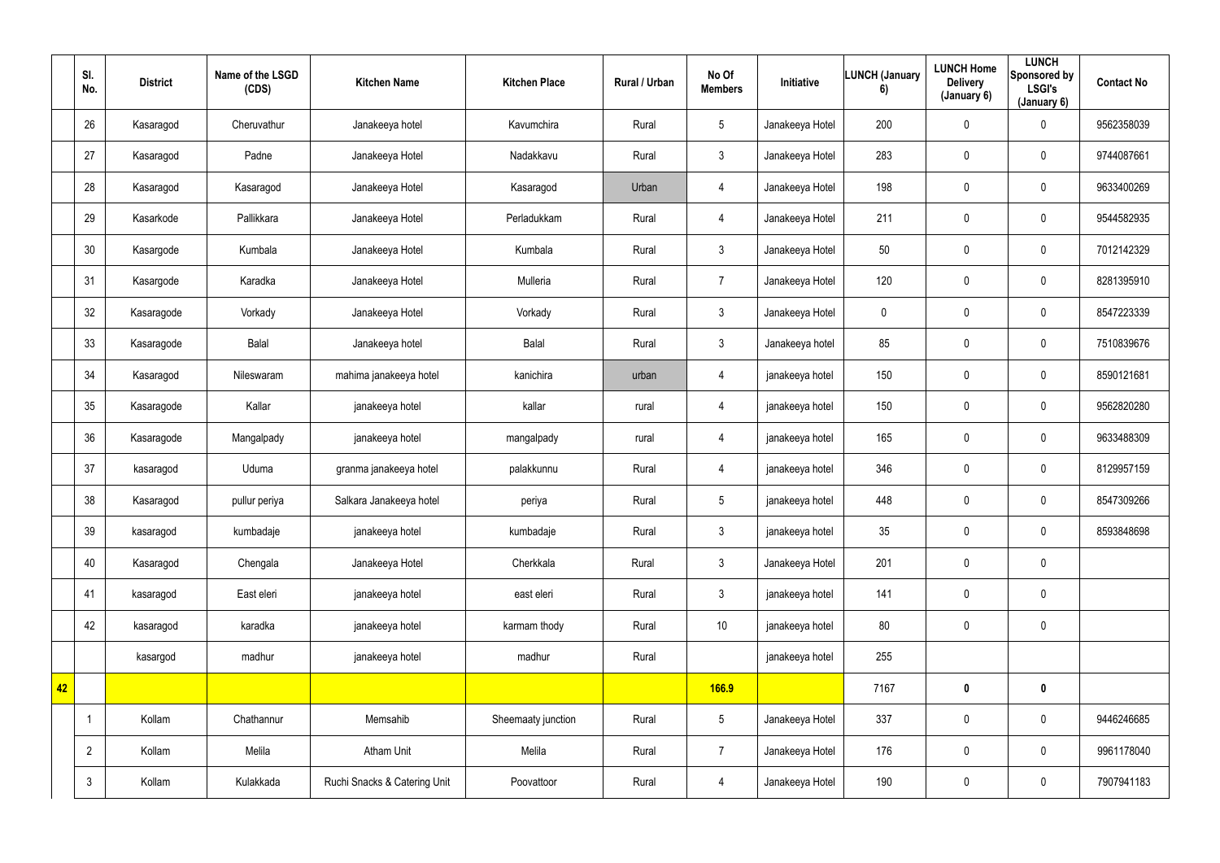|  | Sl. No. | District | Name of the LSGD (CDS) | Kitchen Name | Kitchen Place | Rural / Urban | No Of Members | Initiative | LUNCH (January 6) | LUNCH Home Delivery (January 6) | LUNCH Sponsored by LSGI's (January 6) | Contact No |
|---|---|---|---|---|---|---|---|---|---|---|---|---|
|  | 26 | Kasaragod | Cheruvathur | Janakeeya hotel | Kavumchira | Rural | 5 | Janakeeya Hotel | 200 | 0 | 0 | 9562358039 |
|  | 27 | Kasaragod | Padne | Janakeeya Hotel | Nadakkavu | Rural | 3 | Janakeeya Hotel | 283 | 0 | 0 | 9744087661 |
|  | 28 | Kasaragod | Kasaragod | Janakeeya Hotel | Kasaragod | Urban | 4 | Janakeeya Hotel | 198 | 0 | 0 | 9633400269 |
|  | 29 | Kasarkode | Pallikkara | Janakeeya Hotel | Perladukkam | Rural | 4 | Janakeeya Hotel | 211 | 0 | 0 | 9544582935 |
|  | 30 | Kasargode | Kumbala | Janakeeya Hotel | Kumbala | Rural | 3 | Janakeeya Hotel | 50 | 0 | 0 | 7012142329 |
|  | 31 | Kasargode | Karadka | Janakeeya Hotel | Mulleria | Rural | 7 | Janakeeya Hotel | 120 | 0 | 0 | 8281395910 |
|  | 32 | Kasaragode | Vorkady | Janakeeya Hotel | Vorkady | Rural | 3 | Janakeeya Hotel | 0 | 0 | 0 | 8547223339 |
|  | 33 | Kasaragode | Balal | Janakeeya hotel | Balal | Rural | 3 | Janakeeya hotel | 85 | 0 | 0 | 7510839676 |
|  | 34 | Kasaragod | Nileswaram | mahima janakeeya hotel | kanichira | urban | 4 | janakeeya hotel | 150 | 0 | 0 | 8590121681 |
|  | 35 | Kasaragode | Kallar | janakeeya hotel | kallar | rural | 4 | janakeeya hotel | 150 | 0 | 0 | 9562820280 |
|  | 36 | Kasaragode | Mangalpady | janakeeya hotel | mangalpady | rural | 4 | janakeeya hotel | 165 | 0 | 0 | 9633488309 |
|  | 37 | kasaragod | Uduma | granma janakeeya hotel | palakkunnu | Rural | 4 | janakeeya hotel | 346 | 0 | 0 | 8129957159 |
|  | 38 | Kasaragod | pullur periya | Salkara Janakeeya hotel | periya | Rural | 5 | janakeeya hotel | 448 | 0 | 0 | 8547309266 |
|  | 39 | kasaragod | kumbadaje | janakeeya hotel | kumbadaje | Rural | 3 | janakeeya hotel | 35 | 0 | 0 | 8593848698 |
|  | 40 | Kasaragod | Chengala | Janakeeya Hotel | Cherkkala | Rural | 3 | Janakeeya Hotel | 201 | 0 | 0 |  |
|  | 41 | kasaragod | East eleri | janakeeya hotel | east eleri | Rural | 3 | janakeeya hotel | 141 | 0 | 0 |  |
|  | 42 | kasaragod | karadka | janakeeya hotel | karmam thody | Rural | 10 | janakeeya hotel | 80 | 0 | 0 |  |
|  |  | kasargod | madhur | janakeeya hotel | madhur | Rural |  | janakeeya hotel | 255 |  |  |  |
| **42** |  |  |  |  |  |  | **166.9** |  | 7167 | **0** | **0** |  |
|  | 1 | Kollam | Chathannur | Memsahib | Sheemaaty junction | Rural | 5 | Janakeeya Hotel | 337 | 0 | 0 | 9446246685 |
|  | 2 | Kollam | Melila | Atham Unit | Melila | Rural | 7 | Janakeeya Hotel | 176 | 0 | 0 | 9961178040 |
|  | 3 | Kollam | Kulakkada | Ruchi Snacks & Catering Unit | Poovattoor | Rural | 4 | Janakeeya Hotel | 190 | 0 | 0 | 7907941183 |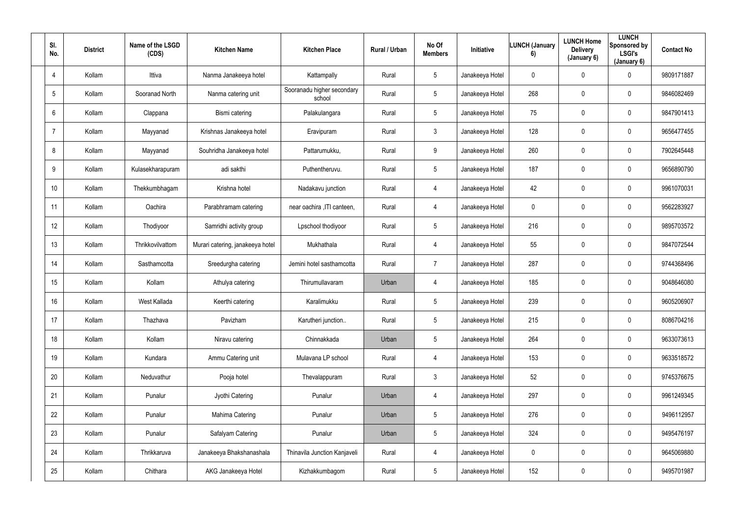| Sl. No. | District | Name of the LSGD (CDS) | Kitchen Name | Kitchen Place | Rural / Urban | No Of Members | Initiative | LUNCH (January 6) | LUNCH Home Delivery (January 6) | LUNCH Sponsored by LSGI's (January 6) | Contact No |
|---|---|---|---|---|---|---|---|---|---|---|---|
| 4 | Kollam | Ittiva | Nanma Janakeeya hotel | Kattampally | Rural | 5 | Janakeeya Hotel | 0 | 0 | 0 | 9809171887 |
| 5 | Kollam | Sooranad North | Nanma catering unit | Sooranadu higher secondary school | Rural | 5 | Janakeeya Hotel | 268 | 0 | 0 | 9846082469 |
| 6 | Kollam | Clappana | Bismi catering | Palakulangara | Rural | 5 | Janakeeya Hotel | 75 | 0 | 0 | 9847901413 |
| 7 | Kollam | Mayyanad | Krishnas Janakeeya hotel | Eravipuram | Rural | 3 | Janakeeya Hotel | 128 | 0 | 0 | 9656477455 |
| 8 | Kollam | Mayyanad | Souhridha Janakeeya hotel | Pattarumukku, | Rural | 9 | Janakeeya Hotel | 260 | 0 | 0 | 7902645448 |
| 9 | Kollam | Kulasekharapuram | adi sakthi | Puthentheruvu. | Rural | 5 | Janakeeya Hotel | 187 | 0 | 0 | 9656890790 |
| 10 | Kollam | Thekkumbhagam | Krishna hotel | Nadakavu junction | Rural | 4 | Janakeeya Hotel | 42 | 0 | 0 | 9961070031 |
| 11 | Kollam | Oachira | Parabhramam catering | near oachira ,ITI canteen, | Rural | 4 | Janakeeya Hotel | 0 | 0 | 0 | 9562283927 |
| 12 | Kollam | Thodiyoor | Samridhi activity group | Lpschool thodiyoor | Rural | 5 | Janakeeya Hotel | 216 | 0 | 0 | 9895703572 |
| 13 | Kollam | Thrikkovilvattom | Murari catering, janakeeya hotel | Mukhathala | Rural | 4 | Janakeeya Hotel | 55 | 0 | 0 | 9847072544 |
| 14 | Kollam | Sasthamcotta | Sreedurgha catering | Jemini hotel sasthamcotta | Rural | 7 | Janakeeya Hotel | 287 | 0 | 0 | 9744368496 |
| 15 | Kollam | Kollam | Athulya catering | Thirumullavaram | Urban | 4 | Janakeeya Hotel | 185 | 0 | 0 | 9048646080 |
| 16 | Kollam | West Kallada | Keerthi catering | Karalimukku | Rural | 5 | Janakeeya Hotel | 239 | 0 | 0 | 9605206907 |
| 17 | Kollam | Thazhava | Pavizham | Karutheri junction.. | Rural | 5 | Janakeeya Hotel | 215 | 0 | 0 | 8086704216 |
| 18 | Kollam | Kollam | Niravu catering | Chinnakkada | Urban | 5 | Janakeeya Hotel | 264 | 0 | 0 | 9633073613 |
| 19 | Kollam | Kundara | Ammu Catering unit | Mulavana LP school | Rural | 4 | Janakeeya Hotel | 153 | 0 | 0 | 9633518572 |
| 20 | Kollam | Neduvathur | Pooja hotel | Thevalappuram | Rural | 3 | Janakeeya Hotel | 52 | 0 | 0 | 9745376675 |
| 21 | Kollam | Punalur | Jyothi Catering | Punalur | Urban | 4 | Janakeeya Hotel | 297 | 0 | 0 | 9961249345 |
| 22 | Kollam | Punalur | Mahima Catering | Punalur | Urban | 5 | Janakeeya Hotel | 276 | 0 | 0 | 9496112957 |
| 23 | Kollam | Punalur | Safalyam Catering | Punalur | Urban | 5 | Janakeeya Hotel | 324 | 0 | 0 | 9495476197 |
| 24 | Kollam | Thrikkaruva | Janakeeya Bhakshanashala | Thinavila Junction Kanjaveli | Rural | 4 | Janakeeya Hotel | 0 | 0 | 0 | 9645069880 |
| 25 | Kollam | Chithara | AKG Janakeeya Hotel | Kizhakkumbagom | Rural | 5 | Janakeeya Hotel | 152 | 0 | 0 | 9495701987 |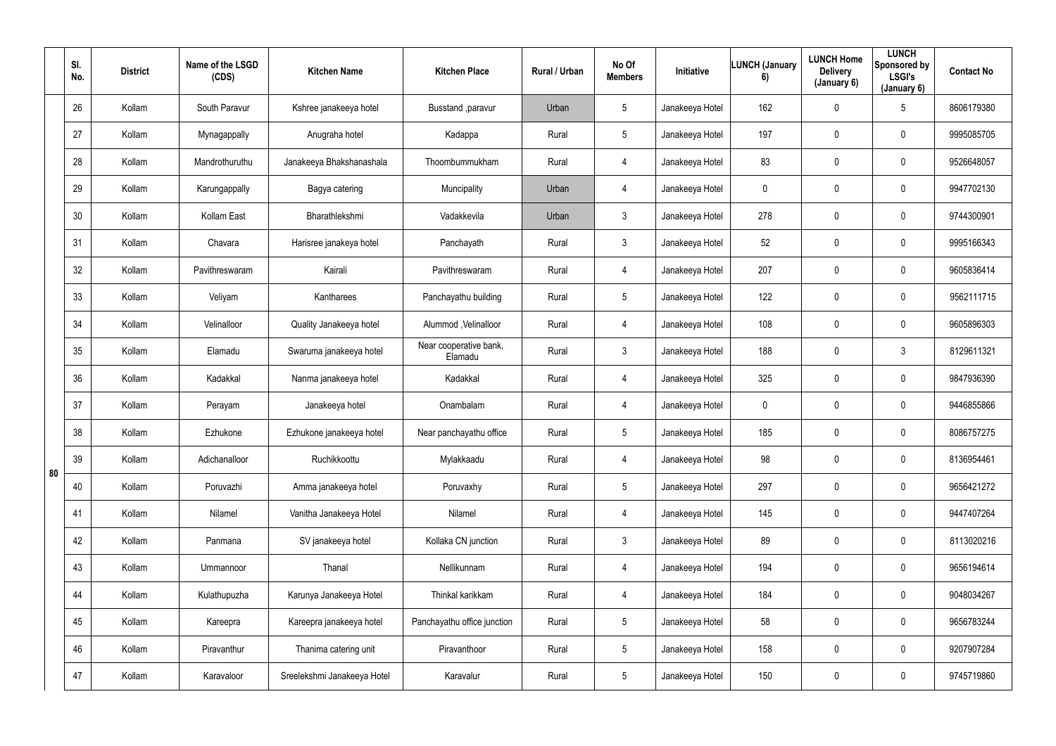|  | Sl. No. | District | Name of the LSGD (CDS) | Kitchen Name | Kitchen Place | Rural / Urban | No Of Members | Initiative | LUNCH (January 6) | LUNCH Home Delivery (January 6) | LUNCH Sponsored by LSGI's (January 6) | Contact No |
|---|---|---|---|---|---|---|---|---|---|---|---|---|
| 80 | 26 | Kollam | South Paravur | Kshree janakeeya hotel | Busstand ,paravur | Urban | 5 | Janakeeya Hotel | 162 | 0 | 5 | 8606179380 |
|  | 27 | Kollam | Mynagappally | Anugraha hotel | Kadappa | Rural | 5 | Janakeeya Hotel | 197 | 0 | 0 | 9995085705 |
|  | 28 | Kollam | Mandrothuruthu | Janakeeya Bhakshanashala | Thoombummukham | Rural | 4 | Janakeeya Hotel | 83 | 0 | 0 | 9526648057 |
|  | 29 | Kollam | Karungappally | Bagya catering | Muncipality | Urban | 4 | Janakeeya Hotel | 0 | 0 | 0 | 9947702130 |
|  | 30 | Kollam | Kollam East | Bharathlekshmi | Vadakkevila | Urban | 3 | Janakeeya Hotel | 278 | 0 | 0 | 9744300901 |
|  | 31 | Kollam | Chavara | Harisree janakeya hotel | Panchayath | Rural | 3 | Janakeeya Hotel | 52 | 0 | 0 | 9995166343 |
|  | 32 | Kollam | Pavithreswaram | Kairali | Pavithreswaram | Rural | 4 | Janakeeya Hotel | 207 | 0 | 0 | 9605836414 |
|  | 33 | Kollam | Veliyam | Kantharees | Panchayathu building | Rural | 5 | Janakeeya Hotel | 122 | 0 | 0 | 9562111715 |
|  | 34 | Kollam | Velinalloor | Quality Janakeeya hotel | Alummod ,Velinalloor | Rural | 4 | Janakeeya Hotel | 108 | 0 | 0 | 9605896303 |
|  | 35 | Kollam | Elamadu | Swaruma janakeeya hotel | Near cooperative bank, Elamadu | Rural | 3 | Janakeeya Hotel | 188 | 0 | 3 | 8129611321 |
|  | 36 | Kollam | Kadakkal | Nanma janakeeya hotel | Kadakkal | Rural | 4 | Janakeeya Hotel | 325 | 0 | 0 | 9847936390 |
|  | 37 | Kollam | Perayam | Janakeeya hotel | Onambalam | Rural | 4 | Janakeeya Hotel | 0 | 0 | 0 | 9446855866 |
|  | 38 | Kollam | Ezhukone | Ezhukone janakeeya hotel | Near panchayathu office | Rural | 5 | Janakeeya Hotel | 185 | 0 | 0 | 8086757275 |
|  | 39 | Kollam | Adichanalloor | Ruchikkoottu | Mylakkaadu | Rural | 4 | Janakeeya Hotel | 98 | 0 | 0 | 8136954461 |
|  | 40 | Kollam | Poruvazhi | Amma janakeeya hotel | Poruvaxhy | Rural | 5 | Janakeeya Hotel | 297 | 0 | 0 | 9656421272 |
|  | 41 | Kollam | Nilamel | Vanitha Janakeeya Hotel | Nilamel | Rural | 4 | Janakeeya Hotel | 145 | 0 | 0 | 9447407264 |
|  | 42 | Kollam | Panmana | SV janakeeya hotel | Kollaka CN junction | Rural | 3 | Janakeeya Hotel | 89 | 0 | 0 | 8113020216 |
|  | 43 | Kollam | Ummannoor | Thanal | Nellikunnam | Rural | 4 | Janakeeya Hotel | 194 | 0 | 0 | 9656194614 |
|  | 44 | Kollam | Kulathupuzha | Karunya Janakeeya Hotel | Thinkal karikkam | Rural | 4 | Janakeeya Hotel | 184 | 0 | 0 | 9048034267 |
|  | 45 | Kollam | Kareepra | Kareepra janakeeya hotel | Panchayathu office junction | Rural | 5 | Janakeeya Hotel | 58 | 0 | 0 | 9656783244 |
|  | 46 | Kollam | Piravanthur | Thanima catering unit | Piravanthoor | Rural | 5 | Janakeeya Hotel | 158 | 0 | 0 | 9207907284 |
|  | 47 | Kollam | Karavaloor | Sreelekshmi Janakeeya Hotel | Karavalur | Rural | 5 | Janakeeya Hotel | 150 | 0 | 0 | 9745719860 |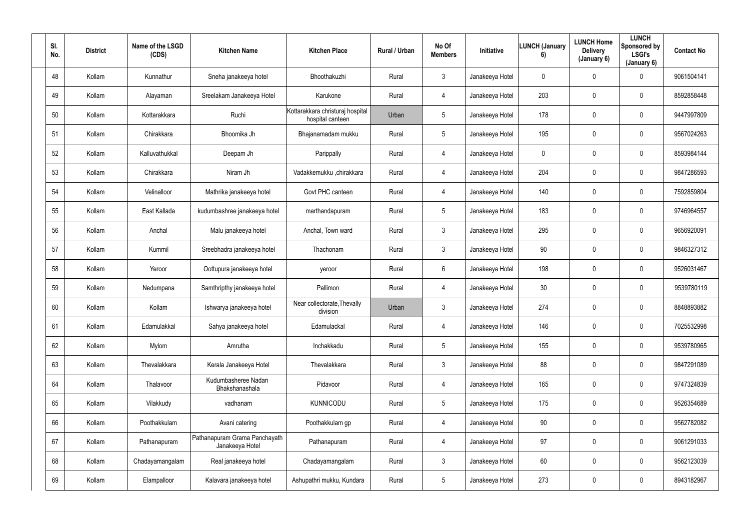| Sl. No. | District | Name of the LSGD (CDS) | Kitchen Name | Kitchen Place | Rural / Urban | No Of Members | Initiative | LUNCH (January 6) | LUNCH Home Delivery (January 6) | LUNCH Sponsored by LSGI's (January 6) | Contact No |
|---|---|---|---|---|---|---|---|---|---|---|---|
| 48 | Kollam | Kunnathur | Sneha janakeeya hotel | Bhoothakuzhi | Rural | 3 | Janakeeya Hotel | 0 | 0 | 0 | 9061504141 |
| 49 | Kollam | Alayaman | Sreelakam Janakeeya Hotel | Karukone | Rural | 4 | Janakeeya Hotel | 203 | 0 | 0 | 8592858448 |
| 50 | Kollam | Kottarakkara | Ruchi | Kottarakkara christuraj hospital hospital canteen | Urban | 5 | Janakeeya Hotel | 178 | 0 | 0 | 9447997809 |
| 51 | Kollam | Chirakkara | Bhoomika Jh | Bhajanamadam mukku | Rural | 5 | Janakeeya Hotel | 195 | 0 | 0 | 9567024263 |
| 52 | Kollam | Kalluvathukkal | Deepam Jh | Parippally | Rural | 4 | Janakeeya Hotel | 0 | 0 | 0 | 8593984144 |
| 53 | Kollam | Chirakkara | Niram Jh | Vadakkemukku ,chirakkara | Rural | 4 | Janakeeya Hotel | 204 | 0 | 0 | 9847286593 |
| 54 | Kollam | Velinalloor | Mathrika janakeeya hotel | Govt PHC canteen | Rural | 4 | Janakeeya Hotel | 140 | 0 | 0 | 7592859804 |
| 55 | Kollam | East Kallada | kudumbashree janakeeya hotel | marthandapuram | Rural | 5 | Janakeeya Hotel | 183 | 0 | 0 | 9746964557 |
| 56 | Kollam | Anchal | Malu janakeeya hotel | Anchal, Town ward | Rural | 3 | Janakeeya Hotel | 295 | 0 | 0 | 9656920091 |
| 57 | Kollam | Kummil | Sreebhadra janakeeya hotel | Thachonam | Rural | 3 | Janakeeya Hotel | 90 | 0 | 0 | 9846327312 |
| 58 | Kollam | Yeroor | Oottupura janakeeya hotel | yeroor | Rural | 6 | Janakeeya Hotel | 198 | 0 | 0 | 9526031467 |
| 59 | Kollam | Nedumpana | Samthripthy janakeeya hotel | Pallimon | Rural | 4 | Janakeeya Hotel | 30 | 0 | 0 | 9539780119 |
| 60 | Kollam | Kollam | Ishwarya janakeeya hotel | Near collectorate,Thevally division | Urban | 3 | Janakeeya Hotel | 274 | 0 | 0 | 8848893882 |
| 61 | Kollam | Edamulakkal | Sahya janakeeya hotel | Edamulackal | Rural | 4 | Janakeeya Hotel | 146 | 0 | 0 | 7025532998 |
| 62 | Kollam | Mylom | Amrutha | Inchakkadu | Rural | 5 | Janakeeya Hotel | 155 | 0 | 0 | 9539780965 |
| 63 | Kollam | Thevalakkara | Kerala Janakeeya Hotel | Thevalakkara | Rural | 3 | Janakeeya Hotel | 88 | 0 | 0 | 9847291089 |
| 64 | Kollam | Thalavoor | Kudumbasheree Nadan Bhakshanashala | Pidavoor | Rural | 4 | Janakeeya Hotel | 165 | 0 | 0 | 9747324839 |
| 65 | Kollam | Vilakkudy | vadhanam | KUNNICODU | Rural | 5 | Janakeeya Hotel | 175 | 0 | 0 | 9526354689 |
| 66 | Kollam | Poothakkulam | Avani catering | Poothakkulam gp | Rural | 4 | Janakeeya Hotel | 90 | 0 | 0 | 9562782082 |
| 67 | Kollam | Pathanapuram | Pathanapuram Grama Panchayath Janakeeya Hotel | Pathanapuram | Rural | 4 | Janakeeya Hotel | 97 | 0 | 0 | 9061291033 |
| 68 | Kollam | Chadayamangalam | Real janakeeya hotel | Chadayamangalam | Rural | 3 | Janakeeya Hotel | 60 | 0 | 0 | 9562123039 |
| 69 | Kollam | Elampalloor | Kalavara janakeeya hotel | Ashupathri mukku, Kundara | Rural | 5 | Janakeeya Hotel | 273 | 0 | 0 | 8943182967 |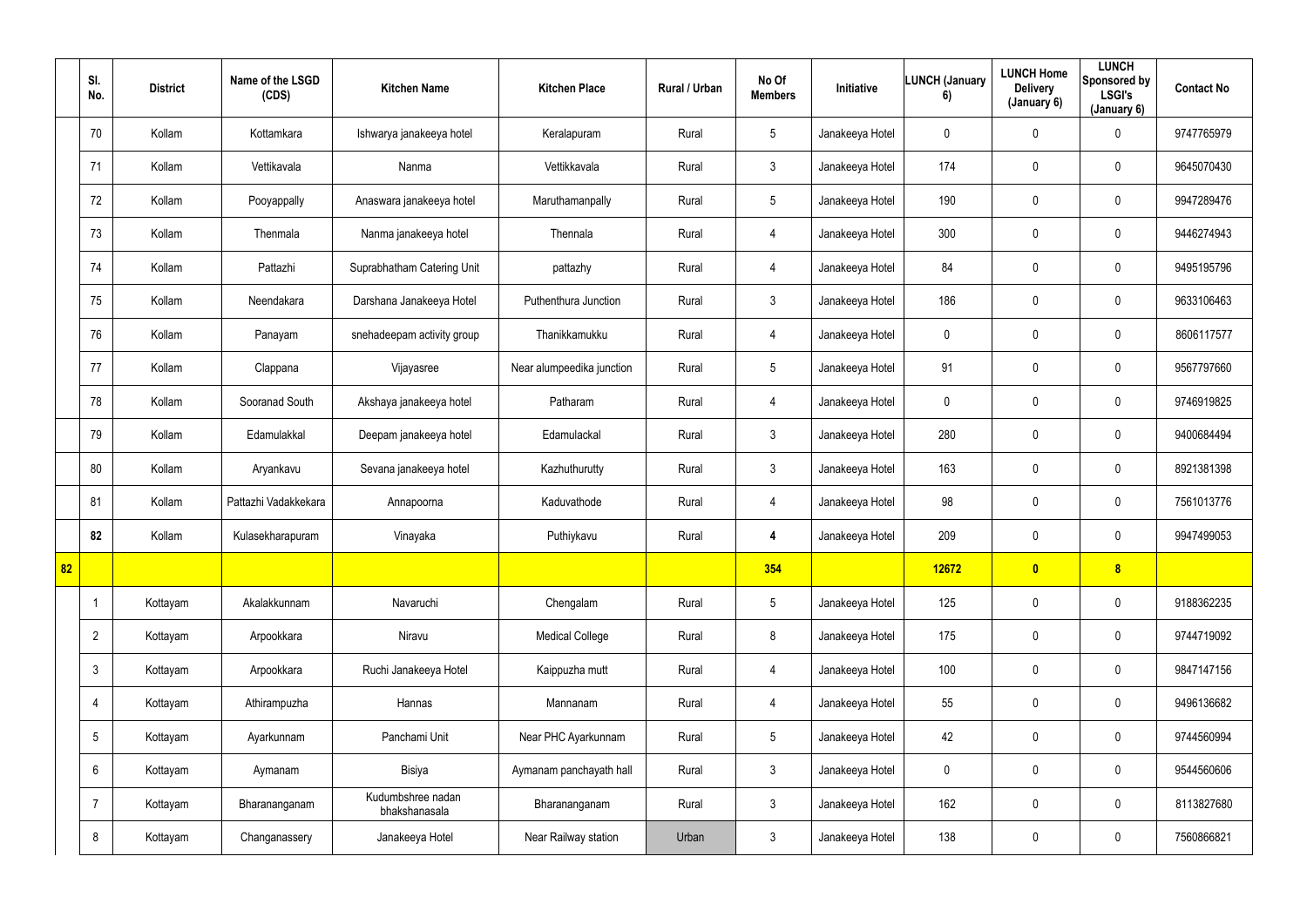| | Sl. No. | District | Name of the LSGD (CDS) | Kitchen Name | Kitchen Place | Rural / Urban | No Of Members | Initiative | LUNCH (January 6) | LUNCH Home Delivery (January 6) | LUNCH Sponsored by LSGI's (January 6) | Contact No |
|---|---|---|---|---|---|---|---|---|---|---|---|---|
| | 70 | Kollam | Kottamkara | Ishwarya janakeeya hotel | Keralapuram | Rural | 5 | Janakeeya Hotel | 0 | 0 | 0 | 9747765979 |
| | 71 | Kollam | Vettikavala | Nanma | Vettikkavala | Rural | 3 | Janakeeya Hotel | 174 | 0 | 0 | 9645070430 |
| | 72 | Kollam | Pooyappally | Anaswara janakeeya hotel | Maruthamanpally | Rural | 5 | Janakeeya Hotel | 190 | 0 | 0 | 9947289476 |
| | 73 | Kollam | Thenmala | Nanma janakeeya hotel | Thennala | Rural | 4 | Janakeeya Hotel | 300 | 0 | 0 | 9446274943 |
| | 74 | Kollam | Pattazhi | Suprabhatham Catering Unit | pattazhy | Rural | 4 | Janakeeya Hotel | 84 | 0 | 0 | 9495195796 |
| | 75 | Kollam | Neendakara | Darshana Janakeeya Hotel | Puthenthura Junction | Rural | 3 | Janakeeya Hotel | 186 | 0 | 0 | 9633106463 |
| | 76 | Kollam | Panayam | snehadeepam activity group | Thanikkamukku | Rural | 4 | Janakeeya Hotel | 0 | 0 | 0 | 8606117577 |
| | 77 | Kollam | Clappana | Vijayasree | Near alumpeedika junction | Rural | 5 | Janakeeya Hotel | 91 | 0 | 0 | 9567797660 |
| | 78 | Kollam | Sooranad South | Akshaya janakeeya hotel | Patharam | Rural | 4 | Janakeeya Hotel | 0 | 0 | 0 | 9746919825 |
| | 79 | Kollam | Edamulakkal | Deepam janakeeya hotel | Edamulackal | Rural | 3 | Janakeeya Hotel | 280 | 0 | 0 | 9400684494 |
| | 80 | Kollam | Aryankavu | Sevana janakeeya hotel | Kazhuthurutty | Rural | 3 | Janakeeya Hotel | 163 | 0 | 0 | 8921381398 |
| | 81 | Kollam | Pattazhi Vadakkekara | Annapoorna | Kaduvathode | Rural | 4 | Janakeeya Hotel | 98 | 0 | 0 | 7561013776 |
| | **82** | Kollam | Kulasekharapuram | Vinayaka | Puthiykavu | Rural | **4** | Janakeeya Hotel | 209 | 0 | 0 | 9947499053 |
| **82** | | | | | | | **354** | | **12672** | **0** | **8** | |
| | 1 | Kottayam | Akalakkunnam | Navaruchi | Chengalam | Rural | 5 | Janakeeya Hotel | 125 | 0 | 0 | 9188362235 |
| | 2 | Kottayam | Arpookkara | Niravu | Medical College | Rural | 8 | Janakeeya Hotel | 175 | 0 | 0 | 9744719092 |
| | 3 | Kottayam | Arpookkara | Ruchi Janakeeya Hotel | Kaippuzha mutt | Rural | 4 | Janakeeya Hotel | 100 | 0 | 0 | 9847147156 |
| | 4 | Kottayam | Athirampuzha | Hannas | Mannanam | Rural | 4 | Janakeeya Hotel | 55 | 0 | 0 | 9496136682 |
| | 5 | Kottayam | Ayarkunnam | Panchami Unit | Near PHC Ayarkunnam | Rural | 5 | Janakeeya Hotel | 42 | 0 | 0 | 9744560994 |
| | 6 | Kottayam | Aymanam | Bisiya | Aymanam panchayath hall | Rural | 3 | Janakeeya Hotel | 0 | 0 | 0 | 9544560606 |
| | 7 | Kottayam | Bharananganam | Kudumbshree nadan bhakshanasala | Bharananganam | Rural | 3 | Janakeeya Hotel | 162 | 0 | 0 | 8113827680 |
| | 8 | Kottayam | Changanassery | Janakeeya Hotel | Near Railway station | Urban | 3 | Janakeeya Hotel | 138 | 0 | 0 | 7560866821 |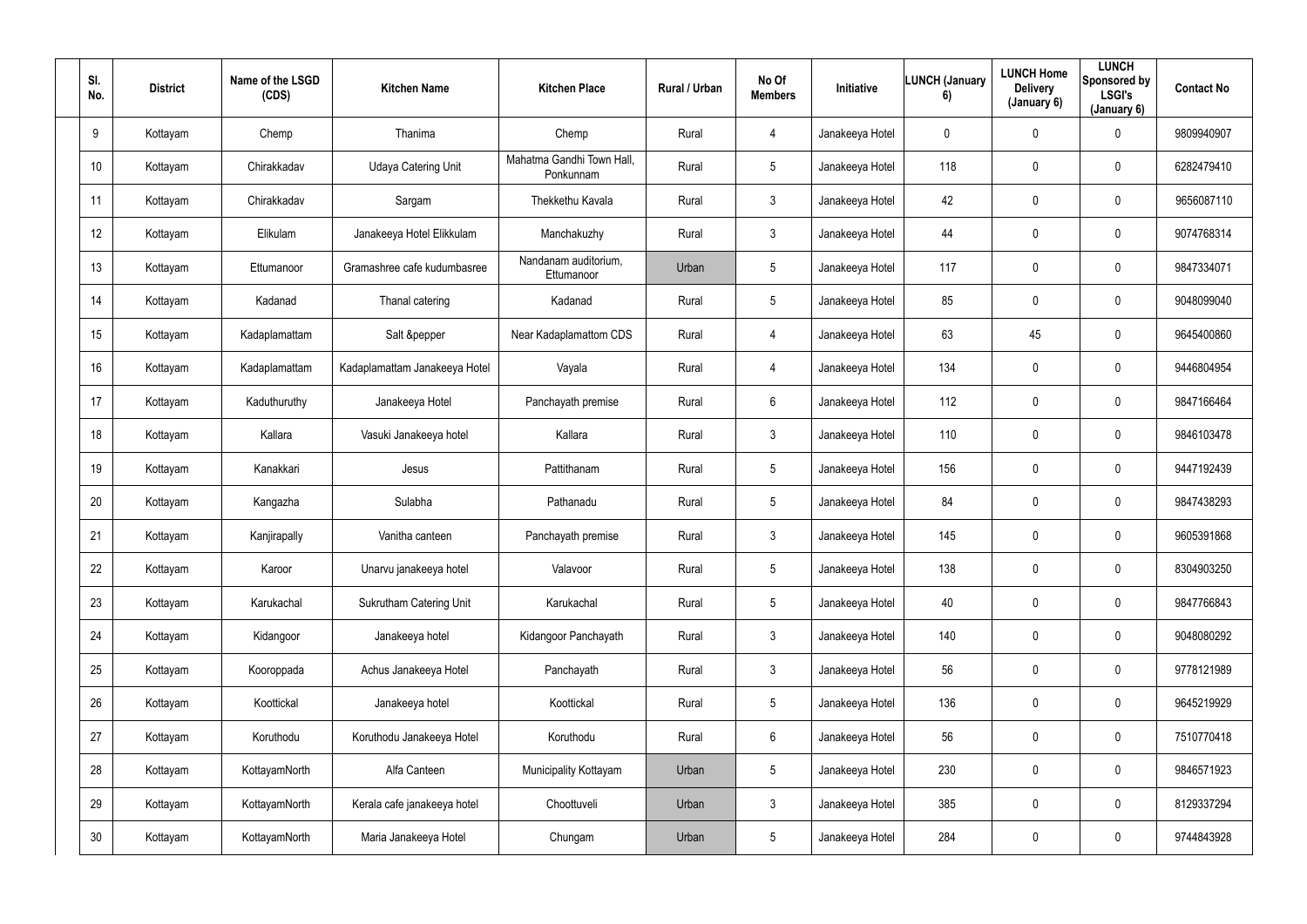| Sl. No. | District | Name of the LSGD (CDS) | Kitchen Name | Kitchen Place | Rural / Urban | No Of Members | Initiative | LUNCH (January 6) | LUNCH Home Delivery (January 6) | LUNCH Sponsored by LSGI's (January 6) | Contact No |
|---|---|---|---|---|---|---|---|---|---|---|---|
| 9 | Kottayam | Chemp | Thanima | Chemp | Rural | 4 | Janakeeya Hotel | 0 | 0 | 0 | 9809940907 |
| 10 | Kottayam | Chirakkadav | Udaya Catering Unit | Mahatma Gandhi Town Hall, Ponkunnam | Rural | 5 | Janakeeya Hotel | 118 | 0 | 0 | 6282479410 |
| 11 | Kottayam | Chirakkadav | Sargam | Thekkethu Kavala | Rural | 3 | Janakeeya Hotel | 42 | 0 | 0 | 9656087110 |
| 12 | Kottayam | Elikulam | Janakeeya Hotel Elikkulam | Manchakuzhy | Rural | 3 | Janakeeya Hotel | 44 | 0 | 0 | 9074768314 |
| 13 | Kottayam | Ettumanoor | Gramashree cafe kudumbasree | Nandanam auditorium, Ettumanoor | Urban | 5 | Janakeeya Hotel | 117 | 0 | 0 | 9847334071 |
| 14 | Kottayam | Kadanad | Thanal catering | Kadanad | Rural | 5 | Janakeeya Hotel | 85 | 0 | 0 | 9048099040 |
| 15 | Kottayam | Kadaplamattam | Salt &pepper | Near Kadaplamattom CDS | Rural | 4 | Janakeeya Hotel | 63 | 45 | 0 | 9645400860 |
| 16 | Kottayam | Kadaplamattam | Kadaplamattam Janakeeya Hotel | Vayala | Rural | 4 | Janakeeya Hotel | 134 | 0 | 0 | 9446804954 |
| 17 | Kottayam | Kaduthuruthy | Janakeeya Hotel | Panchayath premise | Rural | 6 | Janakeeya Hotel | 112 | 0 | 0 | 9847166464 |
| 18 | Kottayam | Kallara | Vasuki Janakeeya hotel | Kallara | Rural | 3 | Janakeeya Hotel | 110 | 0 | 0 | 9846103478 |
| 19 | Kottayam | Kanakkari | Jesus | Pattithanam | Rural | 5 | Janakeeya Hotel | 156 | 0 | 0 | 9447192439 |
| 20 | Kottayam | Kangazha | Sulabha | Pathanadu | Rural | 5 | Janakeeya Hotel | 84 | 0 | 0 | 9847438293 |
| 21 | Kottayam | Kanjirapally | Vanitha canteen | Panchayath premise | Rural | 3 | Janakeeya Hotel | 145 | 0 | 0 | 9605391868 |
| 22 | Kottayam | Karoor | Unarvu janakeeya hotel | Valavoor | Rural | 5 | Janakeeya Hotel | 138 | 0 | 0 | 8304903250 |
| 23 | Kottayam | Karukachal | Sukrutham Catering Unit | Karukachal | Rural | 5 | Janakeeya Hotel | 40 | 0 | 0 | 9847766843 |
| 24 | Kottayam | Kidangoor | Janakeeya hotel | Kidangoor Panchayath | Rural | 3 | Janakeeya Hotel | 140 | 0 | 0 | 9048080292 |
| 25 | Kottayam | Kooroppada | Achus Janakeeya Hotel | Panchayath | Rural | 3 | Janakeeya Hotel | 56 | 0 | 0 | 9778121989 |
| 26 | Kottayam | Koottickal | Janakeeya hotel | Koottickal | Rural | 5 | Janakeeya Hotel | 136 | 0 | 0 | 9645219929 |
| 27 | Kottayam | Koruthodu | Koruthodu Janakeeya Hotel | Koruthodu | Rural | 6 | Janakeeya Hotel | 56 | 0 | 0 | 7510770418 |
| 28 | Kottayam | KottayamNorth | Alfa Canteen | Municipality Kottayam | Urban | 5 | Janakeeya Hotel | 230 | 0 | 0 | 9846571923 |
| 29 | Kottayam | KottayamNorth | Kerala cafe janakeeya hotel | Choottuveli | Urban | 3 | Janakeeya Hotel | 385 | 0 | 0 | 8129337294 |
| 30 | Kottayam | KottayamNorth | Maria Janakeeya Hotel | Chungam | Urban | 5 | Janakeeya Hotel | 284 | 0 | 0 | 9744843928 |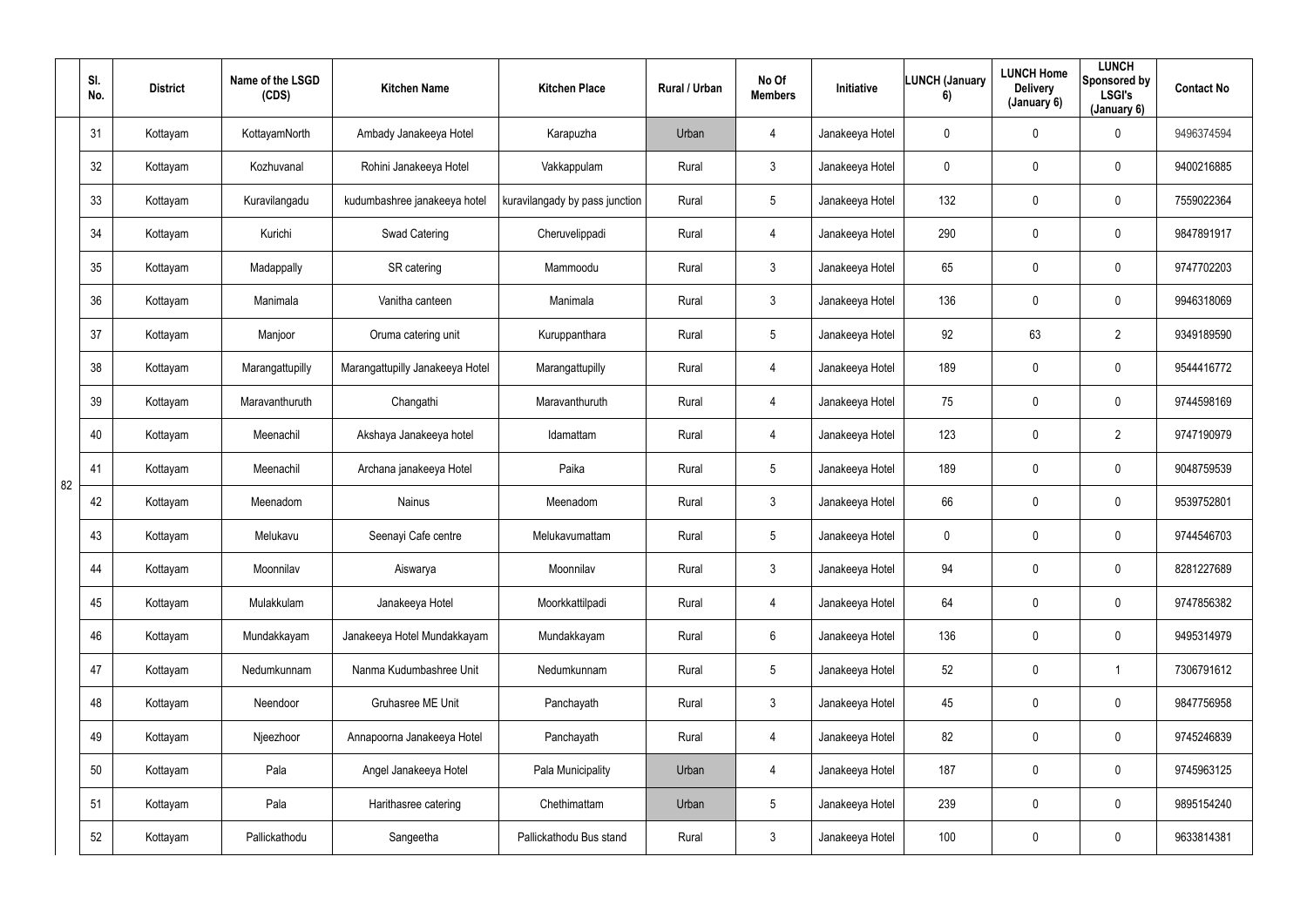|  | Sl. No. | District | Name of the LSGD (CDS) | Kitchen Name | Kitchen Place | Rural / Urban | No Of Members | Initiative | LUNCH (January 6) | LUNCH Home Delivery (January 6) | LUNCH Sponsored by LSGI's (January 6) | Contact No |
|---|---|---|---|---|---|---|---|---|---|---|---|---|
| 82 | 31 | Kottayam | KottayamNorth | Ambady Janakeeya Hotel | Karapuzha | Urban | 4 | Janakeeya Hotel | 0 | 0 | 0 | 9496374594 |
|  | 32 | Kottayam | Kozhuvanal | Rohini Janakeeya Hotel | Vakkappulam | Rural | 3 | Janakeeya Hotel | 0 | 0 | 0 | 9400216885 |
|  | 33 | Kottayam | Kuravilangadu | kudumbashree janakeeya hotel | kuravilangady by pass junction | Rural | 5 | Janakeeya Hotel | 132 | 0 | 0 | 7559022364 |
|  | 34 | Kottayam | Kurichi | Swad Catering | Cheruvelippadi | Rural | 4 | Janakeeya Hotel | 290 | 0 | 0 | 9847891917 |
|  | 35 | Kottayam | Madappally | SR catering | Mammoodu | Rural | 3 | Janakeeya Hotel | 65 | 0 | 0 | 9747702203 |
|  | 36 | Kottayam | Manimala | Vanitha canteen | Manimala | Rural | 3 | Janakeeya Hotel | 136 | 0 | 0 | 9946318069 |
|  | 37 | Kottayam | Manjoor | Oruma catering unit | Kuruppanthara | Rural | 5 | Janakeeya Hotel | 92 | 63 | 2 | 9349189590 |
|  | 38 | Kottayam | Marangattupilly | Marangattupilly Janakeeya Hotel | Marangattupilly | Rural | 4 | Janakeeya Hotel | 189 | 0 | 0 | 9544416772 |
|  | 39 | Kottayam | Maravanthuruth | Changathi | Maravanthuruth | Rural | 4 | Janakeeya Hotel | 75 | 0 | 0 | 9744598169 |
|  | 40 | Kottayam | Meenachil | Akshaya Janakeeya hotel | Idamattam | Rural | 4 | Janakeeya Hotel | 123 | 0 | 2 | 9747190979 |
|  | 41 | Kottayam | Meenachil | Archana janakeeya Hotel | Paika | Rural | 5 | Janakeeya Hotel | 189 | 0 | 0 | 9048759539 |
|  | 42 | Kottayam | Meenadom | Nainus | Meenadom | Rural | 3 | Janakeeya Hotel | 66 | 0 | 0 | 9539752801 |
|  | 43 | Kottayam | Melukavu | Seenayi Cafe centre | Melukavumattam | Rural | 5 | Janakeeya Hotel | 0 | 0 | 0 | 9744546703 |
|  | 44 | Kottayam | Moonnilav | Aiswarya | Moonnilav | Rural | 3 | Janakeeya Hotel | 94 | 0 | 0 | 8281227689 |
|  | 45 | Kottayam | Mulakkulam | Janakeeya Hotel | Moorkkattilpadi | Rural | 4 | Janakeeya Hotel | 64 | 0 | 0 | 9747856382 |
|  | 46 | Kottayam | Mundakkayam | Janakeeya Hotel Mundakkayam | Mundakkayam | Rural | 6 | Janakeeya Hotel | 136 | 0 | 0 | 9495314979 |
|  | 47 | Kottayam | Nedumkunnam | Nanma Kudumbashree Unit | Nedumkunnam | Rural | 5 | Janakeeya Hotel | 52 | 0 | 1 | 7306791612 |
|  | 48 | Kottayam | Neendoor | Gruhasree ME Unit | Panchayath | Rural | 3 | Janakeeya Hotel | 45 | 0 | 0 | 9847756958 |
|  | 49 | Kottayam | Njeezhoor | Annapoorna Janakeeya Hotel | Panchayath | Rural | 4 | Janakeeya Hotel | 82 | 0 | 0 | 9745246839 |
|  | 50 | Kottayam | Pala | Angel Janakeeya Hotel | Pala Municipality | Urban | 4 | Janakeeya Hotel | 187 | 0 | 0 | 9745963125 |
|  | 51 | Kottayam | Pala | Harithasree catering | Chethimattam | Urban | 5 | Janakeeya Hotel | 239 | 0 | 0 | 9895154240 |
|  | 52 | Kottayam | Pallickathodu | Sangeetha | Pallickathodu Bus stand | Rural | 3 | Janakeeya Hotel | 100 | 0 | 0 | 9633814381 |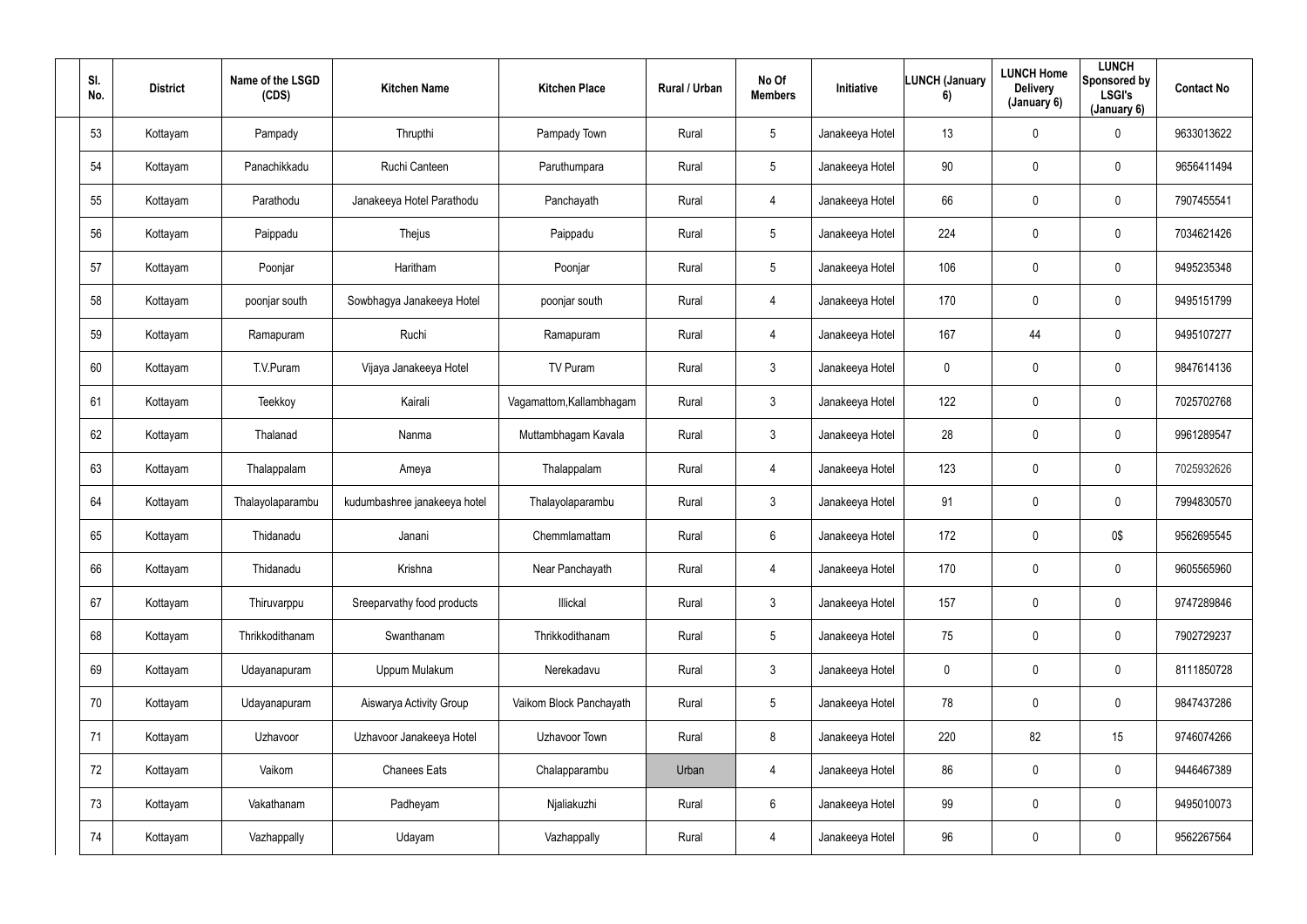| Sl. No. | District | Name of the LSGD (CDS) | Kitchen Name | Kitchen Place | Rural / Urban | No Of Members | Initiative | LUNCH (January 6) | LUNCH Home Delivery (January 6) | LUNCH Sponsored by LSGI's (January 6) | Contact No |
|---|---|---|---|---|---|---|---|---|---|---|---|
| 53 | Kottayam | Pampady | Thrupthi | Pampady Town | Rural | 5 | Janakeeya Hotel | 13 | 0 | 0 | 9633013622 |
| 54 | Kottayam | Panachikkadu | Ruchi Canteen | Paruthumpara | Rural | 5 | Janakeeya Hotel | 90 | 0 | 0 | 9656411494 |
| 55 | Kottayam | Parathodu | Janakeeya Hotel Parathodu | Panchayath | Rural | 4 | Janakeeya Hotel | 66 | 0 | 0 | 7907455541 |
| 56 | Kottayam | Paippadu | Thejus | Paippadu | Rural | 5 | Janakeeya Hotel | 224 | 0 | 0 | 7034621426 |
| 57 | Kottayam | Poonjar | Haritham | Poonjar | Rural | 5 | Janakeeya Hotel | 106 | 0 | 0 | 9495235348 |
| 58 | Kottayam | poonjar south | Sowbhagya Janakeeya Hotel | poonjar south | Rural | 4 | Janakeeya Hotel | 170 | 0 | 0 | 9495151799 |
| 59 | Kottayam | Ramapuram | Ruchi | Ramapuram | Rural | 4 | Janakeeya Hotel | 167 | 44 | 0 | 9495107277 |
| 60 | Kottayam | T.V.Puram | Vijaya Janakeeya Hotel | TV Puram | Rural | 3 | Janakeeya Hotel | 0 | 0 | 0 | 9847614136 |
| 61 | Kottayam | Teekkoy | Kairali | Vagamattom,Kallambhagam | Rural | 3 | Janakeeya Hotel | 122 | 0 | 0 | 7025702768 |
| 62 | Kottayam | Thalanad | Nanma | Muttambhagam Kavala | Rural | 3 | Janakeeya Hotel | 28 | 0 | 0 | 9961289547 |
| 63 | Kottayam | Thalappalam | Ameya | Thalappalam | Rural | 4 | Janakeeya Hotel | 123 | 0 | 0 | 7025932626 |
| 64 | Kottayam | Thalayolaparambu | kudumbashree janakeeya hotel | Thalayolaparambu | Rural | 3 | Janakeeya Hotel | 91 | 0 | 0 | 7994830570 |
| 65 | Kottayam | Thidanadu | Janani | Chemmlamattam | Rural | 6 | Janakeeya Hotel | 172 | 0 | 0$ | 9562695545 |
| 66 | Kottayam | Thidanadu | Krishna | Near Panchayath | Rural | 4 | Janakeeya Hotel | 170 | 0 | 0 | 9605565960 |
| 67 | Kottayam | Thiruvarppu | Sreeparvathy food products | Illickal | Rural | 3 | Janakeeya Hotel | 157 | 0 | 0 | 9747289846 |
| 68 | Kottayam | Thrikkodithanam | Swanthanam | Thrikkodithanam | Rural | 5 | Janakeeya Hotel | 75 | 0 | 0 | 7902729237 |
| 69 | Kottayam | Udayanapuram | Uppum Mulakum | Nerekadavu | Rural | 3 | Janakeeya Hotel | 0 | 0 | 0 | 8111850728 |
| 70 | Kottayam | Udayanapuram | Aiswarya Activity Group | Vaikom Block Panchayath | Rural | 5 | Janakeeya Hotel | 78 | 0 | 0 | 9847437286 |
| 71 | Kottayam | Uzhavoor | Uzhavoor Janakeeya Hotel | Uzhavoor Town | Rural | 8 | Janakeeya Hotel | 220 | 82 | 15 | 9746074266 |
| 72 | Kottayam | Vaikom | Chanees Eats | Chalapparambu | Urban | 4 | Janakeeya Hotel | 86 | 0 | 0 | 9446467389 |
| 73 | Kottayam | Vakathanam | Padheyam | Njaliakuzhi | Rural | 6 | Janakeeya Hotel | 99 | 0 | 0 | 9495010073 |
| 74 | Kottayam | Vazhappally | Udayam | Vazhappally | Rural | 4 | Janakeeya Hotel | 96 | 0 | 0 | 9562267564 |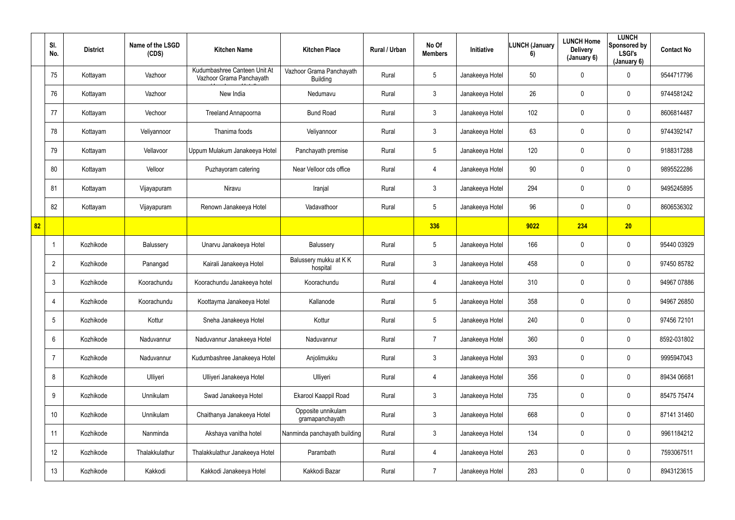|  | Sl. No. | District | Name of the LSGD (CDS) | Kitchen Name | Kitchen Place | Rural / Urban | No Of Members | Initiative | LUNCH (January 6) | LUNCH Home Delivery (January 6) | LUNCH Sponsored by LSGI's (January 6) | Contact No |
|---|---|---|---|---|---|---|---|---|---|---|---|---|
|  | 75 | Kottayam | Vazhoor | Kudumbashree Canteen Unit At Vazhoor Grama Panchayath | Vazhoor Grama Panchayath Building | Rural | 5 | Janakeeya Hotel | 50 | 0 | 0 | 9544717796 |
|  | 76 | Kottayam | Vazhoor | New India | Nedumavu | Rural | 3 | Janakeeya Hotel | 26 | 0 | 0 | 9744581242 |
|  | 77 | Kottayam | Vechoor | Treeland Annapoorna | Bund Road | Rural | 3 | Janakeeya Hotel | 102 | 0 | 0 | 8606814487 |
|  | 78 | Kottayam | Veliyannoor | Thanima foods | Veliyannoor | Rural | 3 | Janakeeya Hotel | 63 | 0 | 0 | 9744392147 |
|  | 79 | Kottayam | Vellavoor | Uppum Mulakum Janakeeya Hotel | Panchayath premise | Rural | 5 | Janakeeya Hotel | 120 | 0 | 0 | 9188317288 |
|  | 80 | Kottayam | Velloor | Puzhayoram catering | Near Velloor cds office | Rural | 4 | Janakeeya Hotel | 90 | 0 | 0 | 9895522286 |
|  | 81 | Kottayam | Vijayapuram | Niravu | Iranjal | Rural | 3 | Janakeeya Hotel | 294 | 0 | 0 | 9495245895 |
|  | 82 | Kottayam | Vijayapuram | Renown Janakeeya Hotel | Vadavathoor | Rural | 5 | Janakeeya Hotel | 96 | 0 | 0 | 8606536302 |
| **82** |  |  |  |  |  |  | **336** |  | **9022** | **234** | **20** |  |
|  | 1 | Kozhikode | Balussery | Unarvu Janakeeya Hotel | Balussery | Rural | 5 | Janakeeya Hotel | 166 | 0 | 0 | 95440 03929 |
|  | 2 | Kozhikode | Panangad | Kairali Janakeeya Hotel | Balussery mukku at K K hospital | Rural | 3 | Janakeeya Hotel | 458 | 0 | 0 | 97450 85782 |
|  | 3 | Kozhikode | Koorachundu | Koorachundu Janakeeya hotel | Koorachundu | Rural | 4 | Janakeeya Hotel | 310 | 0 | 0 | 94967 07886 |
|  | 4 | Kozhikode | Koorachundu | Koottayma Janakeeya Hotel | Kallanode | Rural | 5 | Janakeeya Hotel | 358 | 0 | 0 | 94967 26850 |
|  | 5 | Kozhikode | Kottur | Sneha Janakeeya Hotel | Kottur | Rural | 5 | Janakeeya Hotel | 240 | 0 | 0 | 97456 72101 |
|  | 6 | Kozhikode | Naduvannur | Naduvannur Janakeeya Hotel | Naduvannur | Rural | 7 | Janakeeya Hotel | 360 | 0 | 0 | 8592-031802 |
|  | 7 | Kozhikode | Naduvannur | Kudumbashree Janakeeya Hotel | Anjolimukku | Rural | 3 | Janakeeya Hotel | 393 | 0 | 0 | 9995947043 |
|  | 8 | Kozhikode | Ulliyeri | Ulliyeri Janakeeya Hotel | Ulliyeri | Rural | 4 | Janakeeya Hotel | 356 | 0 | 0 | 89434 06681 |
|  | 9 | Kozhikode | Unnikulam | Swad Janakeeya Hotel | Ekarool Kaappil Road | Rural | 3 | Janakeeya Hotel | 735 | 0 | 0 | 85475 75474 |
|  | 10 | Kozhikode | Unnikulam | Chaithanya Janakeeya Hotel | Opposite unnikulam gramapanchayath | Rural | 3 | Janakeeya Hotel | 668 | 0 | 0 | 87141 31460 |
|  | 11 | Kozhikode | Nanminda | Akshaya vanitha hotel | Nanminda panchayath building | Rural | 3 | Janakeeya Hotel | 134 | 0 | 0 | 9961184212 |
|  | 12 | Kozhikode | Thalakkulathur | Thalakkulathur Janakeeya Hotel | Parambath | Rural | 4 | Janakeeya Hotel | 263 | 0 | 0 | 7593067511 |
|  | 13 | Kozhikode | Kakkodi | Kakkodi Janakeeya Hotel | Kakkodi Bazar | Rural | 7 | Janakeeya Hotel | 283 | 0 | 0 | 8943123615 |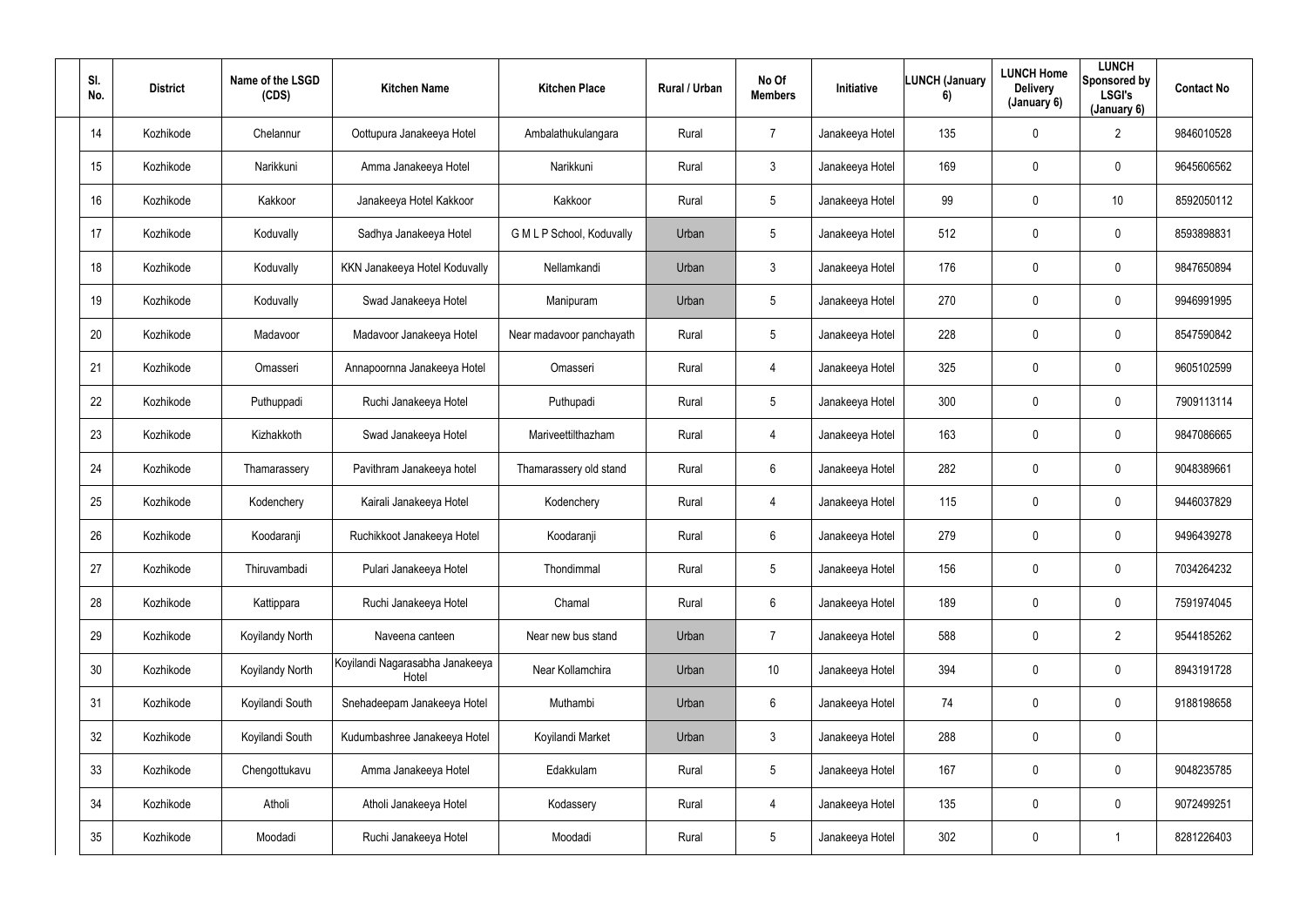| Sl. No. | District | Name of the LSGD (CDS) | Kitchen Name | Kitchen Place | Rural / Urban | No Of Members | Initiative | LUNCH (January 6) | LUNCH Home Delivery (January 6) | LUNCH Sponsored by LSGI's (January 6) | Contact No |
|---|---|---|---|---|---|---|---|---|---|---|---|
| 14 | Kozhikode | Chelannur | Oottupura Janakeeya Hotel | Ambalathukulangara | Rural | 7 | Janakeeya Hotel | 135 | 0 | 2 | 9846010528 |
| 15 | Kozhikode | Narikkuni | Amma Janakeeya Hotel | Narikkuni | Rural | 3 | Janakeeya Hotel | 169 | 0 | 0 | 9645606562 |
| 16 | Kozhikode | Kakkoor | Janakeeya Hotel Kakkoor | Kakkoor | Rural | 5 | Janakeeya Hotel | 99 | 0 | 10 | 8592050112 |
| 17 | Kozhikode | Koduvally | Sadhya Janakeeya Hotel | G M L P School, Koduvally | Urban | 5 | Janakeeya Hotel | 512 | 0 | 0 | 8593898831 |
| 18 | Kozhikode | Koduvally | KKN Janakeeya Hotel Koduvally | Nellamkandi | Urban | 3 | Janakeeya Hotel | 176 | 0 | 0 | 9847650894 |
| 19 | Kozhikode | Koduvally | Swad Janakeeya Hotel | Manipuram | Urban | 5 | Janakeeya Hotel | 270 | 0 | 0 | 9946991995 |
| 20 | Kozhikode | Madavoor | Madavoor Janakeeya Hotel | Near madavoor panchayath | Rural | 5 | Janakeeya Hotel | 228 | 0 | 0 | 8547590842 |
| 21 | Kozhikode | Omasseri | Annapoornna Janakeeya Hotel | Omasseri | Rural | 4 | Janakeeya Hotel | 325 | 0 | 0 | 9605102599 |
| 22 | Kozhikode | Puthuppadi | Ruchi Janakeeya Hotel | Puthupadi | Rural | 5 | Janakeeya Hotel | 300 | 0 | 0 | 7909113114 |
| 23 | Kozhikode | Kizhakkoth | Swad Janakeeya Hotel | Mariveettilthazham | Rural | 4 | Janakeeya Hotel | 163 | 0 | 0 | 9847086665 |
| 24 | Kozhikode | Thamarassery | Pavithram Janakeeya hotel | Thamarassery old stand | Rural | 6 | Janakeeya Hotel | 282 | 0 | 0 | 9048389661 |
| 25 | Kozhikode | Kodenchery | Kairali Janakeeya Hotel | Kodenchery | Rural | 4 | Janakeeya Hotel | 115 | 0 | 0 | 9446037829 |
| 26 | Kozhikode | Koodaranji | Ruchikkoot Janakeeya Hotel | Koodaranji | Rural | 6 | Janakeeya Hotel | 279 | 0 | 0 | 9496439278 |
| 27 | Kozhikode | Thiruvambadi | Pulari Janakeeya Hotel | Thondimmal | Rural | 5 | Janakeeya Hotel | 156 | 0 | 0 | 7034264232 |
| 28 | Kozhikode | Kattippara | Ruchi Janakeeya Hotel | Chamal | Rural | 6 | Janakeeya Hotel | 189 | 0 | 0 | 7591974045 |
| 29 | Kozhikode | Koyilandy North | Naveena canteen | Near new bus stand | Urban | 7 | Janakeeya Hotel | 588 | 0 | 2 | 9544185262 |
| 30 | Kozhikode | Koyilandy North | Koyilandi Nagarasabha Janakeeya Hotel | Near Kollamchira | Urban | 10 | Janakeeya Hotel | 394 | 0 | 0 | 8943191728 |
| 31 | Kozhikode | Koyilandi South | Snehadeepam Janakeeya Hotel | Muthambi | Urban | 6 | Janakeeya Hotel | 74 | 0 | 0 | 9188198658 |
| 32 | Kozhikode | Koyilandi South | Kudumbashree Janakeeya Hotel | Koyilandi Market | Urban | 3 | Janakeeya Hotel | 288 | 0 | 0 | |
| 33 | Kozhikode | Chengottukavu | Amma Janakeeya Hotel | Edakkulam | Rural | 5 | Janakeeya Hotel | 167 | 0 | 0 | 9048235785 |
| 34 | Kozhikode | Atholi | Atholi Janakeeya Hotel | Kodassery | Rural | 4 | Janakeeya Hotel | 135 | 0 | 0 | 9072499251 |
| 35 | Kozhikode | Moodadi | Ruchi Janakeeya Hotel | Moodadi | Rural | 5 | Janakeeya Hotel | 302 | 0 | 1 | 8281226403 |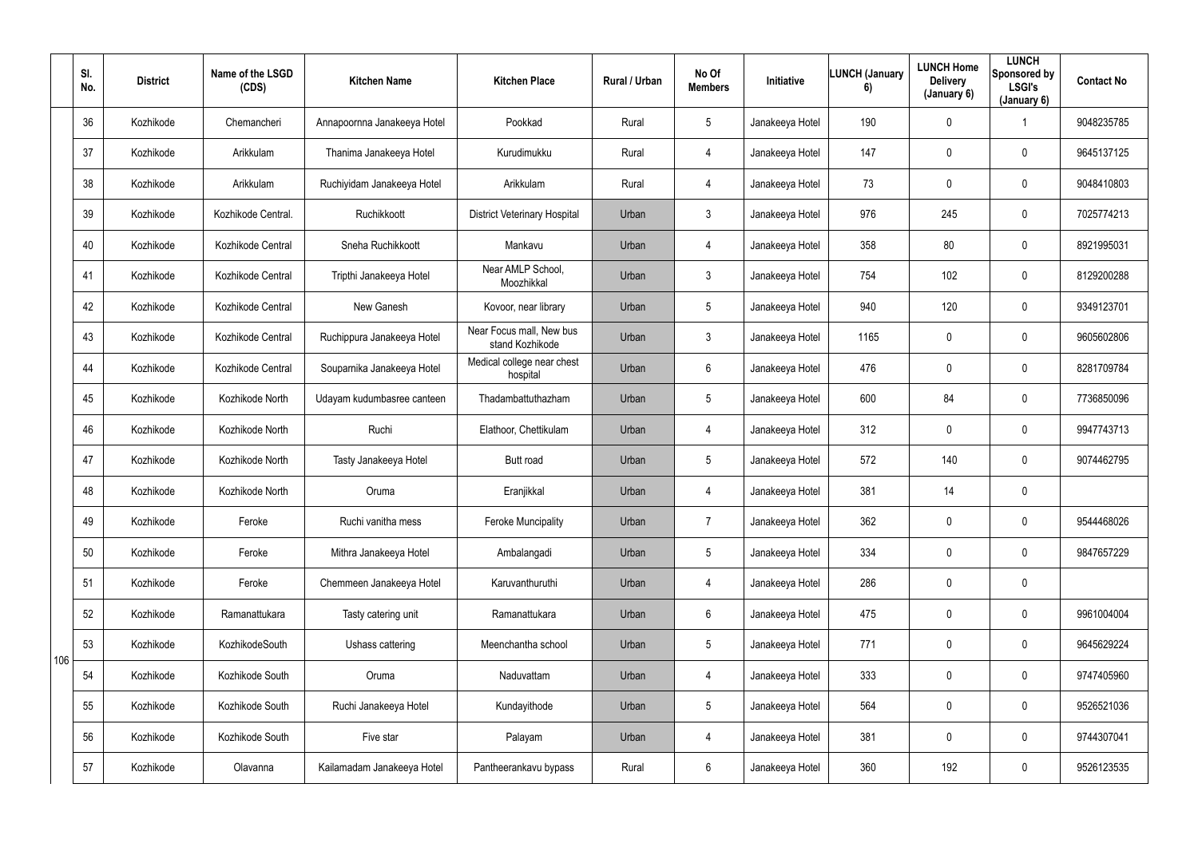| | Sl. No. | District | Name of the LSGD (CDS) | Kitchen Name | Kitchen Place | Rural / Urban | No Of Members | Initiative | LUNCH (January 6) | LUNCH Home Delivery (January 6) | LUNCH Sponsored by LSGI's (January 6) | Contact No |
|---|---|---|---|---|---|---|---|---|---|---|---|---|
| 106 | 36 | Kozhikode | Chemancheri | Annapoornna Janakeeya Hotel | Pookkad | Rural | 5 | Janakeeya Hotel | 190 | 0 | 1 | 9048235785 |
| | 37 | Kozhikode | Arikkulam | Thanima Janakeeya Hotel | Kurudimukku | Rural | 4 | Janakeeya Hotel | 147 | 0 | 0 | 9645137125 |
| | 38 | Kozhikode | Arikkulam | Ruchiyidam Janakeeya Hotel | Arikkulam | Rural | 4 | Janakeeya Hotel | 73 | 0 | 0 | 9048410803 |
| | 39 | Kozhikode | Kozhikode Central. | Ruchikkoott | District Veterinary Hospital | Urban | 3 | Janakeeya Hotel | 976 | 245 | 0 | 7025774213 |
| | 40 | Kozhikode | Kozhikode Central | Sneha Ruchikkoott | Mankavu | Urban | 4 | Janakeeya Hotel | 358 | 80 | 0 | 8921995031 |
| | 41 | Kozhikode | Kozhikode Central | Tripthi Janakeeya Hotel | Near AMLP School, Moozhikkal | Urban | 3 | Janakeeya Hotel | 754 | 102 | 0 | 8129200288 |
| | 42 | Kozhikode | Kozhikode Central | New Ganesh | Kovoor, near library | Urban | 5 | Janakeeya Hotel | 940 | 120 | 0 | 9349123701 |
| | 43 | Kozhikode | Kozhikode Central | Ruchippura Janakeeya Hotel | Near Focus mall, New bus stand Kozhikode | Urban | 3 | Janakeeya Hotel | 1165 | 0 | 0 | 9605602806 |
| | 44 | Kozhikode | Kozhikode Central | Souparnika Janakeeya Hotel | Medical college near chest hospital | Urban | 6 | Janakeeya Hotel | 476 | 0 | 0 | 8281709784 |
| | 45 | Kozhikode | Kozhikode North | Udayam kudumbasree canteen | Thadambattuthazham | Urban | 5 | Janakeeya Hotel | 600 | 84 | 0 | 7736850096 |
| | 46 | Kozhikode | Kozhikode North | Ruchi | Elathoor, Chettikulam | Urban | 4 | Janakeeya Hotel | 312 | 0 | 0 | 9947743713 |
| | 47 | Kozhikode | Kozhikode North | Tasty Janakeeya Hotel | Butt road | Urban | 5 | Janakeeya Hotel | 572 | 140 | 0 | 9074462795 |
| | 48 | Kozhikode | Kozhikode North | Oruma | Eranjikkal | Urban | 4 | Janakeeya Hotel | 381 | 14 | 0 | |
| | 49 | Kozhikode | Feroke | Ruchi vanitha mess | Feroke Muncipality | Urban | 7 | Janakeeya Hotel | 362 | 0 | 0 | 9544468026 |
| | 50 | Kozhikode | Feroke | Mithra Janakeeya Hotel | Ambalangadi | Urban | 5 | Janakeeya Hotel | 334 | 0 | 0 | 9847657229 |
| | 51 | Kozhikode | Feroke | Chemmeen Janakeeya Hotel | Karuvanthuruthi | Urban | 4 | Janakeeya Hotel | 286 | 0 | 0 | |
| | 52 | Kozhikode | Ramanattukara | Tasty catering unit | Ramanattukara | Urban | 6 | Janakeeya Hotel | 475 | 0 | 0 | 9961004004 |
| | 53 | Kozhikode | KozhikodeSouth | Ushass cattering | Meenchantha school | Urban | 5 | Janakeeya Hotel | 771 | 0 | 0 | 9645629224 |
| | 54 | Kozhikode | Kozhikode South | Oruma | Naduvattam | Urban | 4 | Janakeeya Hotel | 333 | 0 | 0 | 9747405960 |
| | 55 | Kozhikode | Kozhikode South | Ruchi Janakeeya Hotel | Kundayithode | Urban | 5 | Janakeeya Hotel | 564 | 0 | 0 | 9526521036 |
| | 56 | Kozhikode | Kozhikode South | Five star | Palayam | Urban | 4 | Janakeeya Hotel | 381 | 0 | 0 | 9744307041 |
| | 57 | Kozhikode | Olavanna | Kailamadam Janakeeya Hotel | Pantheerankavu bypass | Rural | 6 | Janakeeya Hotel | 360 | 192 | 0 | 9526123535 |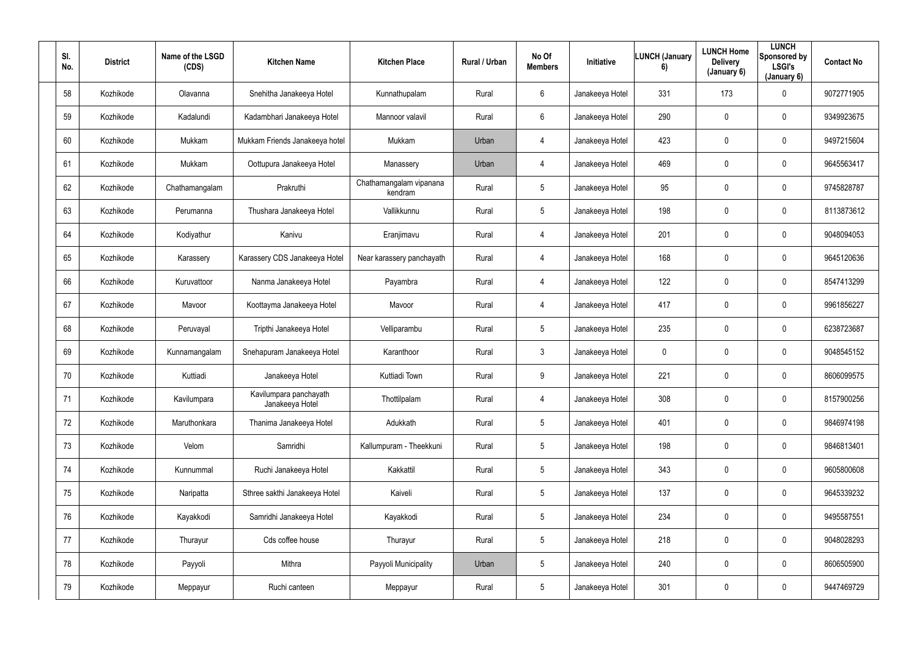| Sl. No. | District | Name of the LSGD (CDS) | Kitchen Name | Kitchen Place | Rural / Urban | No Of Members | Initiative | LUNCH (January 6) | LUNCH Home Delivery (January 6) | LUNCH Sponsored by LSGI's (January 6) | Contact No |
|---|---|---|---|---|---|---|---|---|---|---|---|
| 58 | Kozhikode | Olavanna | Snehitha Janakeeya Hotel | Kunnathupalam | Rural | 6 | Janakeeya Hotel | 331 | 173 | 0 | 9072771905 |
| 59 | Kozhikode | Kadalundi | Kadambhari Janakeeya Hotel | Mannoor valavil | Rural | 6 | Janakeeya Hotel | 290 | 0 | 0 | 9349923675 |
| 60 | Kozhikode | Mukkam | Mukkam Friends Janakeeya hotel | Mukkam | Urban | 4 | Janakeeya Hotel | 423 | 0 | 0 | 9497215604 |
| 61 | Kozhikode | Mukkam | Oottupura Janakeeya Hotel | Manassery | Urban | 4 | Janakeeya Hotel | 469 | 0 | 0 | 9645563417 |
| 62 | Kozhikode | Chathamangalam | Prakruthi | Chathamangalam vipanana kendram | Rural | 5 | Janakeeya Hotel | 95 | 0 | 0 | 9745828787 |
| 63 | Kozhikode | Perumanna | Thushara Janakeeya Hotel | Vallikkunnu | Rural | 5 | Janakeeya Hotel | 198 | 0 | 0 | 8113873612 |
| 64 | Kozhikode | Kodiyathur | Kanivu | Eranjimavu | Rural | 4 | Janakeeya Hotel | 201 | 0 | 0 | 9048094053 |
| 65 | Kozhikode | Karassery | Karassery CDS Janakeeya Hotel | Near karassery panchayath | Rural | 4 | Janakeeya Hotel | 168 | 0 | 0 | 9645120636 |
| 66 | Kozhikode | Kuruvattoor | Nanma Janakeeya Hotel | Payambra | Rural | 4 | Janakeeya Hotel | 122 | 0 | 0 | 8547413299 |
| 67 | Kozhikode | Mavoor | Koottayma Janakeeya Hotel | Mavoor | Rural | 4 | Janakeeya Hotel | 417 | 0 | 0 | 9961856227 |
| 68 | Kozhikode | Peruvayal | Tripthi Janakeeya Hotel | Velliparambu | Rural | 5 | Janakeeya Hotel | 235 | 0 | 0 | 6238723687 |
| 69 | Kozhikode | Kunnamangalam | Snehapuram Janakeeya Hotel | Karanthoor | Rural | 3 | Janakeeya Hotel | 0 | 0 | 0 | 9048545152 |
| 70 | Kozhikode | Kuttiadi | Janakeeya Hotel | Kuttiadi Town | Rural | 9 | Janakeeya Hotel | 221 | 0 | 0 | 8606099575 |
| 71 | Kozhikode | Kavilumpara | Kavilumpara panchayath Janakeeya Hotel | Thottilpalam | Rural | 4 | Janakeeya Hotel | 308 | 0 | 0 | 8157900256 |
| 72 | Kozhikode | Maruthonkara | Thanima Janakeeya Hotel | Adukkath | Rural | 5 | Janakeeya Hotel | 401 | 0 | 0 | 9846974198 |
| 73 | Kozhikode | Velom | Samridhi | Kallumpuram - Theekkuni | Rural | 5 | Janakeeya Hotel | 198 | 0 | 0 | 9846813401 |
| 74 | Kozhikode | Kunnummal | Ruchi Janakeeya Hotel | Kakkattil | Rural | 5 | Janakeeya Hotel | 343 | 0 | 0 | 9605800608 |
| 75 | Kozhikode | Naripatta | Sthree sakthi Janakeeya Hotel | Kaiveli | Rural | 5 | Janakeeya Hotel | 137 | 0 | 0 | 9645339232 |
| 76 | Kozhikode | Kayakkodi | Samridhi Janakeeya Hotel | Kayakkodi | Rural | 5 | Janakeeya Hotel | 234 | 0 | 0 | 9495587551 |
| 77 | Kozhikode | Thurayur | Cds coffee house | Thurayur | Rural | 5 | Janakeeya Hotel | 218 | 0 | 0 | 9048028293 |
| 78 | Kozhikode | Payyoli | Mithra | Payyoli Municipality | Urban | 5 | Janakeeya Hotel | 240 | 0 | 0 | 8606505900 |
| 79 | Kozhikode | Meppayur | Ruchi canteen | Meppayur | Rural | 5 | Janakeeya Hotel | 301 | 0 | 0 | 9447469729 |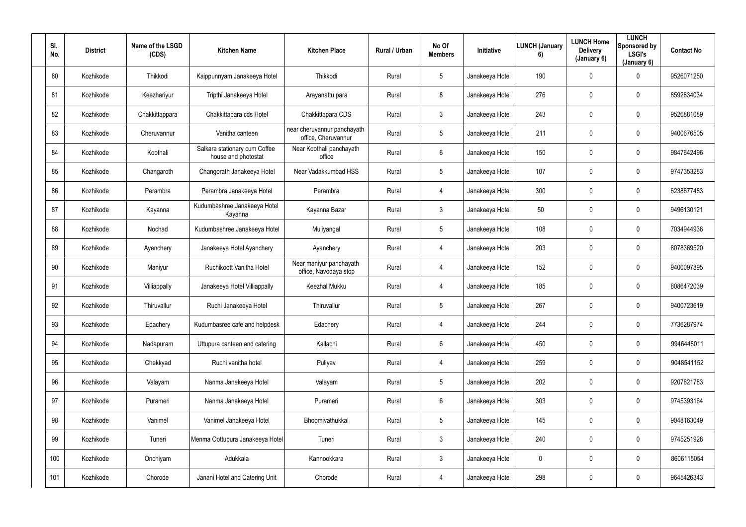| Sl. No. | District | Name of the LSGD (CDS) | Kitchen Name | Kitchen Place | Rural / Urban | No Of Members | Initiative | LUNCH (January 6) | LUNCH Home Delivery (January 6) | LUNCH Sponsored by LSGI's (January 6) | Contact No |
|---|---|---|---|---|---|---|---|---|---|---|---|
| 80 | Kozhikode | Thikkodi | Kaippunnyam Janakeeya Hotel | Thikkodi | Rural | 5 | Janakeeya Hotel | 190 | 0 | 0 | 9526071250 |
| 81 | Kozhikode | Keezhariyur | Tripthi Janakeeya Hotel | Arayanattu para | Rural | 8 | Janakeeya Hotel | 276 | 0 | 0 | 8592834034 |
| 82 | Kozhikode | Chakkittappara | Chakkittapara cds Hotel | Chakkittapara CDS | Rural | 3 | Janakeeya Hotel | 243 | 0 | 0 | 9526881089 |
| 83 | Kozhikode | Cheruvannur | Vanitha canteen | near cheruvannur panchayath office, Cheruvannur | Rural | 5 | Janakeeya Hotel | 211 | 0 | 0 | 9400676505 |
| 84 | Kozhikode | Koothali | Salkara stationary cum Coffee house and photostat | Near Koothali panchayath office | Rural | 6 | Janakeeya Hotel | 150 | 0 | 0 | 9847642496 |
| 85 | Kozhikode | Changaroth | Changorath Janakeeya Hotel | Near Vadakkumbad HSS | Rural | 5 | Janakeeya Hotel | 107 | 0 | 0 | 9747353283 |
| 86 | Kozhikode | Perambra | Perambra Janakeeya Hotel | Perambra | Rural | 4 | Janakeeya Hotel | 300 | 0 | 0 | 6238677483 |
| 87 | Kozhikode | Kayanna | Kudumbashree Janakeeya Hotel Kayanna | Kayanna Bazar | Rural | 3 | Janakeeya Hotel | 50 | 0 | 0 | 9496130121 |
| 88 | Kozhikode | Nochad | Kudumbashree Janakeeya Hotel | Muliyangal | Rural | 5 | Janakeeya Hotel | 108 | 0 | 0 | 7034944936 |
| 89 | Kozhikode | Ayenchery | Janakeeya Hotel Ayanchery | Ayanchery | Rural | 4 | Janakeeya Hotel | 203 | 0 | 0 | 8078369520 |
| 90 | Kozhikode | Maniyur | Ruchikoott Vanitha Hotel | Near maniyur panchayath office, Navodaya stop | Rural | 4 | Janakeeya Hotel | 152 | 0 | 0 | 9400097895 |
| 91 | Kozhikode | Villiappally | Janakeeya Hotel Villiappally | Keezhal Mukku | Rural | 4 | Janakeeya Hotel | 185 | 0 | 0 | 8086472039 |
| 92 | Kozhikode | Thiruvallur | Ruchi Janakeeya Hotel | Thiruvallur | Rural | 5 | Janakeeya Hotel | 267 | 0 | 0 | 9400723619 |
| 93 | Kozhikode | Edachery | Kudumbasree cafe and helpdesk | Edachery | Rural | 4 | Janakeeya Hotel | 244 | 0 | 0 | 7736287974 |
| 94 | Kozhikode | Nadapuram | Uttupura canteen and catering | Kallachi | Rural | 6 | Janakeeya Hotel | 450 | 0 | 0 | 9946448011 |
| 95 | Kozhikode | Chekkyad | Ruchi vanitha hotel | Puliyav | Rural | 4 | Janakeeya Hotel | 259 | 0 | 0 | 9048541152 |
| 96 | Kozhikode | Valayam | Nanma Janakeeya Hotel | Valayam | Rural | 5 | Janakeeya Hotel | 202 | 0 | 0 | 9207821783 |
| 97 | Kozhikode | Purameri | Nanma Janakeeya Hotel | Purameri | Rural | 6 | Janakeeya Hotel | 303 | 0 | 0 | 9745393164 |
| 98 | Kozhikode | Vanimel | Vanimel Janakeeya Hotel | Bhoomivathukkal | Rural | 5 | Janakeeya Hotel | 145 | 0 | 0 | 9048163049 |
| 99 | Kozhikode | Tuneri | Menma Oottupura Janakeeya Hotel | Tuneri | Rural | 3 | Janakeeya Hotel | 240 | 0 | 0 | 9745251928 |
| 100 | Kozhikode | Onchiyam | Adukkala | Kannookkara | Rural | 3 | Janakeeya Hotel | 0 | 0 | 0 | 8606115054 |
| 101 | Kozhikode | Chorode | Janani Hotel and Catering Unit | Chorode | Rural | 4 | Janakeeya Hotel | 298 | 0 | 0 | 9645426343 |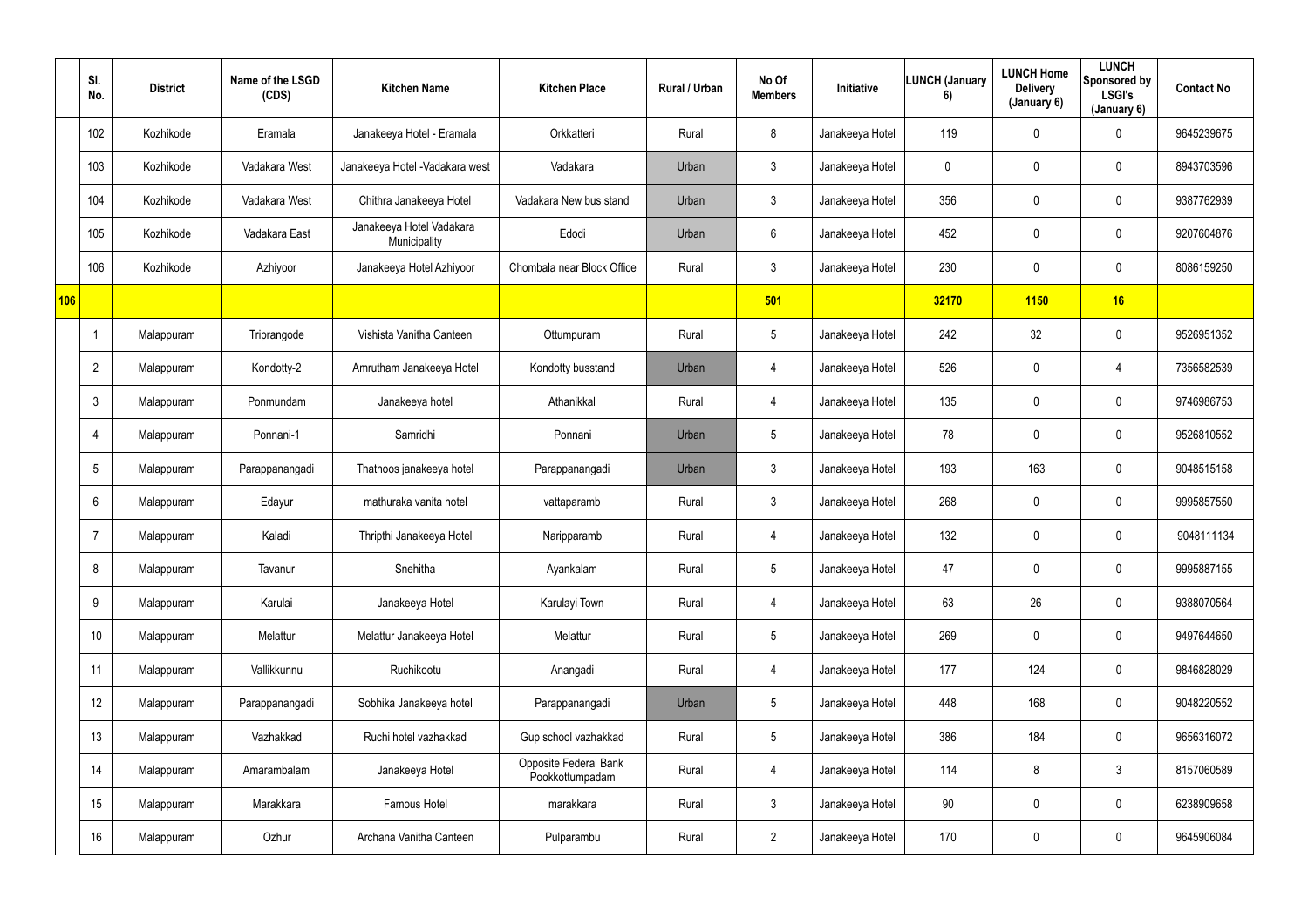| | Sl. No. | District | Name of the LSGD (CDS) | Kitchen Name | Kitchen Place | Rural / Urban | No Of Members | Initiative | LUNCH (January 6) | LUNCH Home Delivery (January 6) | LUNCH Sponsored by LSGI's (January 6) | Contact No |
|---|---|---|---|---|---|---|---|---|---|---|---|---|
| | 102 | Kozhikode | Eramala | Janakeeya Hotel - Eramala | Orkkatteri | Rural | 8 | Janakeeya Hotel | 119 | 0 | 0 | 9645239675 |
| | 103 | Kozhikode | Vadakara West | Janakeeya Hotel -Vadakara west | Vadakara | Urban | 3 | Janakeeya Hotel | 0 | 0 | 0 | 8943703596 |
| | 104 | Kozhikode | Vadakara West | Chithra Janakeeya Hotel | Vadakara New bus stand | Urban | 3 | Janakeeya Hotel | 356 | 0 | 0 | 9387762939 |
| | 105 | Kozhikode | Vadakara East | Janakeeya Hotel Vadakara Municipality | Edodi | Urban | 6 | Janakeeya Hotel | 452 | 0 | 0 | 9207604876 |
| | 106 | Kozhikode | Azhiyoor | Janakeeya Hotel Azhiyoor | Chombala near Block Office | Rural | 3 | Janakeeya Hotel | 230 | 0 | 0 | 8086159250 |
| **106** | | | | | | | **501** | | **32170** | **1150** | **16** | |
| | 1 | Malappuram | Triprangode | Vishista Vanitha Canteen | Ottumpuram | Rural | 5 | Janakeeya Hotel | 242 | 32 | 0 | 9526951352 |
| | 2 | Malappuram | Kondotty-2 | Amrutham Janakeeya Hotel | Kondotty busstand | Urban | 4 | Janakeeya Hotel | 526 | 0 | 4 | 7356582539 |
| | 3 | Malappuram | Ponmundam | Janakeeya hotel | Athanikkal | Rural | 4 | Janakeeya Hotel | 135 | 0 | 0 | 9746986753 |
| | 4 | Malappuram | Ponnani-1 | Samridhi | Ponnani | Urban | 5 | Janakeeya Hotel | 78 | 0 | 0 | 9526810552 |
| | 5 | Malappuram | Parappanangadi | Thathoos janakeeya hotel | Parappanangadi | Urban | 3 | Janakeeya Hotel | 193 | 163 | 0 | 9048515158 |
| | 6 | Malappuram | Edayur | mathuraka vanita hotel | vattaparamb | Rural | 3 | Janakeeya Hotel | 268 | 0 | 0 | 9995857550 |
| | 7 | Malappuram | Kaladi | Thripthi Janakeeya Hotel | Naripparamb | Rural | 4 | Janakeeya Hotel | 132 | 0 | 0 | 9048111134 |
| | 8 | Malappuram | Tavanur | Snehitha | Ayankalam | Rural | 5 | Janakeeya Hotel | 47 | 0 | 0 | 9995887155 |
| | 9 | Malappuram | Karulai | Janakeeya Hotel | Karulayi Town | Rural | 4 | Janakeeya Hotel | 63 | 26 | 0 | 9388070564 |
| | 10 | Malappuram | Melattur | Melattur Janakeeya Hotel | Melattur | Rural | 5 | Janakeeya Hotel | 269 | 0 | 0 | 9497644650 |
| | 11 | Malappuram | Vallikkunnu | Ruchikootu | Anangadi | Rural | 4 | Janakeeya Hotel | 177 | 124 | 0 | 9846828029 |
| | 12 | Malappuram | Parappanangadi | Sobhika Janakeeya hotel | Parappanangadi | Urban | 5 | Janakeeya Hotel | 448 | 168 | 0 | 9048220552 |
| | 13 | Malappuram | Vazhakkad | Ruchi hotel vazhakkad | Gup school vazhakkad | Rural | 5 | Janakeeya Hotel | 386 | 184 | 0 | 9656316072 |
| | 14 | Malappuram | Amarambalam | Janakeeya Hotel | Opposite Federal Bank Pookkottumpadam | Rural | 4 | Janakeeya Hotel | 114 | 8 | 3 | 8157060589 |
| | 15 | Malappuram | Marakkara | Famous Hotel | marakkara | Rural | 3 | Janakeeya Hotel | 90 | 0 | 0 | 6238909658 |
| | 16 | Malappuram | Ozhur | Archana Vanitha Canteen | Pulparambu | Rural | 2 | Janakeeya Hotel | 170 | 0 | 0 | 9645906084 |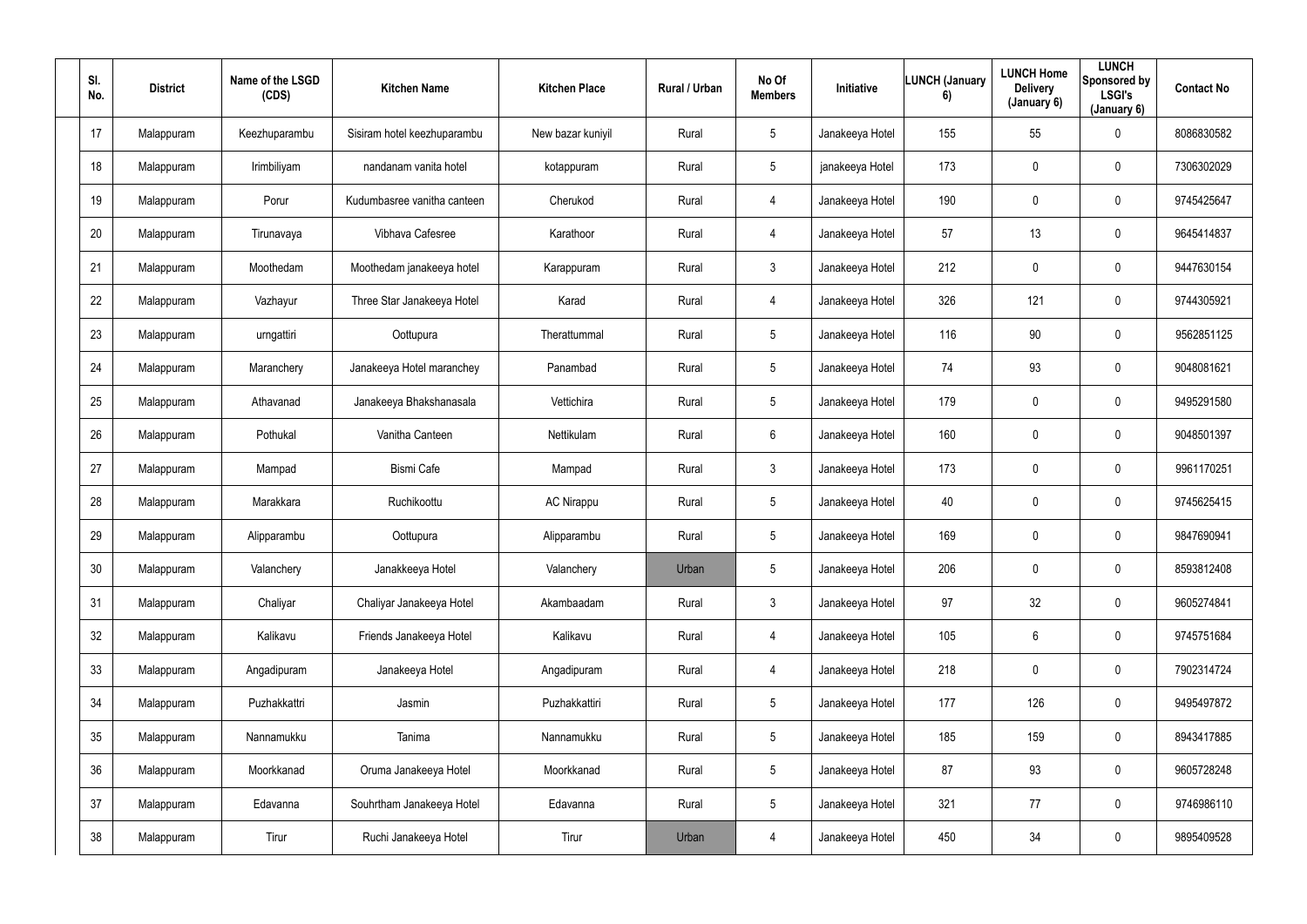| Sl. No. | District | Name of the LSGD (CDS) | Kitchen Name | Kitchen Place | Rural / Urban | No Of Members | Initiative | LUNCH (January 6) | LUNCH Home Delivery (January 6) | LUNCH Sponsored by LSGI's (January 6) | Contact No |
|---|---|---|---|---|---|---|---|---|---|---|---|
| 17 | Malappuram | Keezhuparambu | Sisiram hotel keezhuparambu | New bazar kuniyil | Rural | 5 | Janakeeya Hotel | 155 | 55 | 0 | 8086830582 |
| 18 | Malappuram | Irimbiliyam | nandanam vanita hotel | kotappuram | Rural | 5 | janakeeya Hotel | 173 | 0 | 0 | 7306302029 |
| 19 | Malappuram | Porur | Kudumbasree vanitha canteen | Cherukod | Rural | 4 | Janakeeya Hotel | 190 | 0 | 0 | 9745425647 |
| 20 | Malappuram | Tirunavaya | Vibhava Cafesree | Karathoor | Rural | 4 | Janakeeya Hotel | 57 | 13 | 0 | 9645414837 |
| 21 | Malappuram | Moothedam | Moothedam janakeeya hotel | Karappuram | Rural | 3 | Janakeeya Hotel | 212 | 0 | 0 | 9447630154 |
| 22 | Malappuram | Vazhayur | Three Star Janakeeya Hotel | Karad | Rural | 4 | Janakeeya Hotel | 326 | 121 | 0 | 9744305921 |
| 23 | Malappuram | urngattiri | Oottupura | Therattummal | Rural | 5 | Janakeeya Hotel | 116 | 90 | 0 | 9562851125 |
| 24 | Malappuram | Maranchery | Janakeeya Hotel maranchey | Panambad | Rural | 5 | Janakeeya Hotel | 74 | 93 | 0 | 9048081621 |
| 25 | Malappuram | Athavanad | Janakeeya Bhakshanasala | Vettichira | Rural | 5 | Janakeeya Hotel | 179 | 0 | 0 | 9495291580 |
| 26 | Malappuram | Pothukal | Vanitha Canteen | Nettikulam | Rural | 6 | Janakeeya Hotel | 160 | 0 | 0 | 9048501397 |
| 27 | Malappuram | Mampad | Bismi Cafe | Mampad | Rural | 3 | Janakeeya Hotel | 173 | 0 | 0 | 9961170251 |
| 28 | Malappuram | Marakkara | Ruchikoottu | AC Nirappu | Rural | 5 | Janakeeya Hotel | 40 | 0 | 0 | 9745625415 |
| 29 | Malappuram | Alipparambu | Oottupura | Alipparambu | Rural | 5 | Janakeeya Hotel | 169 | 0 | 0 | 9847690941 |
| 30 | Malappuram | Valanchery | Janakkeeya Hotel | Valanchery | Urban | 5 | Janakeeya Hotel | 206 | 0 | 0 | 8593812408 |
| 31 | Malappuram | Chaliyar | Chaliyar Janakeeya Hotel | Akambaadam | Rural | 3 | Janakeeya Hotel | 97 | 32 | 0 | 9605274841 |
| 32 | Malappuram | Kalikavu | Friends Janakeeya Hotel | Kalikavu | Rural | 4 | Janakeeya Hotel | 105 | 6 | 0 | 9745751684 |
| 33 | Malappuram | Angadipuram | Janakeeya Hotel | Angadipuram | Rural | 4 | Janakeeya Hotel | 218 | 0 | 0 | 7902314724 |
| 34 | Malappuram | Puzhakkattri | Jasmin | Puzhakkattiri | Rural | 5 | Janakeeya Hotel | 177 | 126 | 0 | 9495497872 |
| 35 | Malappuram | Nannamukku | Tanima | Nannamukku | Rural | 5 | Janakeeya Hotel | 185 | 159 | 0 | 8943417885 |
| 36 | Malappuram | Moorkkanad | Oruma Janakeeya Hotel | Moorkkanad | Rural | 5 | Janakeeya Hotel | 87 | 93 | 0 | 9605728248 |
| 37 | Malappuram | Edavanna | Souhrtham Janakeeya Hotel | Edavanna | Rural | 5 | Janakeeya Hotel | 321 | 77 | 0 | 9746986110 |
| 38 | Malappuram | Tirur | Ruchi Janakeeya Hotel | Tirur | Urban | 4 | Janakeeya Hotel | 450 | 34 | 0 | 9895409528 |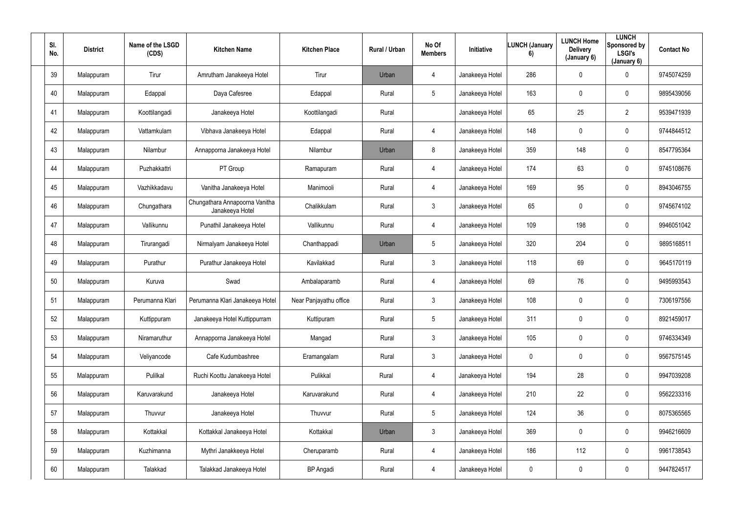| Sl. No. | District | Name of the LSGD (CDS) | Kitchen Name | Kitchen Place | Rural / Urban | No Of Members | Initiative | LUNCH (January 6) | LUNCH Home Delivery (January 6) | LUNCH Sponsored by LSGI's (January 6) | Contact No |
|---|---|---|---|---|---|---|---|---|---|---|---|
| 39 | Malappuram | Tirur | Amrutham Janakeeya Hotel | Tirur | Urban | 4 | Janakeeya Hotel | 286 | 0 | 0 | 9745074259 |
| 40 | Malappuram | Edappal | Daya Cafesree | Edappal | Rural | 5 | Janakeeya Hotel | 163 | 0 | 0 | 9895439056 |
| 41 | Malappuram | Koottilangadi | Janakeeya Hotel | Koottilangadi | Rural | | Janakeeya Hotel | 65 | 25 | 2 | 9539471939 |
| 42 | Malappuram | Vattamkulam | Vibhava Janakeeya Hotel | Edappal | Rural | 4 | Janakeeya Hotel | 148 | 0 | 0 | 9744844512 |
| 43 | Malappuram | Nilambur | Annapporna Janakeeya Hotel | Nilambur | Urban | 8 | Janakeeya Hotel | 359 | 148 | 0 | 8547795364 |
| 44 | Malappuram | Puzhakkattri | PT Group | Ramapuram | Rural | 4 | Janakeeya Hotel | 174 | 63 | 0 | 9745108676 |
| 45 | Malappuram | Vazhikkadavu | Vanitha Janakeeya Hotel | Manimooli | Rural | 4 | Janakeeya Hotel | 169 | 95 | 0 | 8943046755 |
| 46 | Malappuram | Chungathara | Chungathara Annapoorna Vanitha Janakeeya Hotel | Chalikkulam | Rural | 3 | Janakeeya Hotel | 65 | 0 | 0 | 9745674102 |
| 47 | Malappuram | Vallikunnu | Punathil Janakeeya Hotel | Vallikunnu | Rural | 4 | Janakeeya Hotel | 109 | 198 | 0 | 9946051042 |
| 48 | Malappuram | Tirurangadi | Nirmalyam Janakeeya Hotel | Chanthappadi | Urban | 5 | Janakeeya Hotel | 320 | 204 | 0 | 9895168511 |
| 49 | Malappuram | Purathur | Purathur Janakeeya Hotel | Kavilakkad | Rural | 3 | Janakeeya Hotel | 118 | 69 | 0 | 9645170119 |
| 50 | Malappuram | Kuruva | Swad | Ambalaparamb | Rural | 4 | Janakeeya Hotel | 69 | 76 | 0 | 9495993543 |
| 51 | Malappuram | Perumanna Klari | Perumanna Klari Janakeeya Hotel | Near Panjayathu office | Rural | 3 | Janakeeya Hotel | 108 | 0 | 0 | 7306197556 |
| 52 | Malappuram | Kuttippuram | Janakeeya Hotel Kuttippurram | Kuttipuram | Rural | 5 | Janakeeya Hotel | 311 | 0 | 0 | 8921459017 |
| 53 | Malappuram | Niramaruthur | Annapporna Janakeeya Hotel | Mangad | Rural | 3 | Janakeeya Hotel | 105 | 0 | 0 | 9746334349 |
| 54 | Malappuram | Veliyancode | Cafe Kudumbashree | Eramangalam | Rural | 3 | Janakeeya Hotel | 0 | 0 | 0 | 9567575145 |
| 55 | Malappuram | Pulilkal | Ruchi Koottu Janakeeya Hotel | Pulikkal | Rural | 4 | Janakeeya Hotel | 194 | 28 | 0 | 9947039208 |
| 56 | Malappuram | Karuvarakund | Janakeeya Hotel | Karuvarakund | Rural | 4 | Janakeeya Hotel | 210 | 22 | 0 | 9562233316 |
| 57 | Malappuram | Thuvvur | Janakeeya Hotel | Thuvvur | Rural | 5 | Janakeeya Hotel | 124 | 36 | 0 | 8075365565 |
| 58 | Malappuram | Kottakkal | Kottakkal Janakeeya Hotel | Kottakkal | Urban | 3 | Janakeeya Hotel | 369 | 0 | 0 | 9946216609 |
| 59 | Malappuram | Kuzhimanna | Mythri Janakkeeya Hotel | Cheruparamb | Rural | 4 | Janakeeya Hotel | 186 | 112 | 0 | 9961738543 |
| 60 | Malappuram | Talakkad | Talakkad Janakeeya Hotel | BP Angadi | Rural | 4 | Janakeeya Hotel | 0 | 0 | 0 | 9447824517 |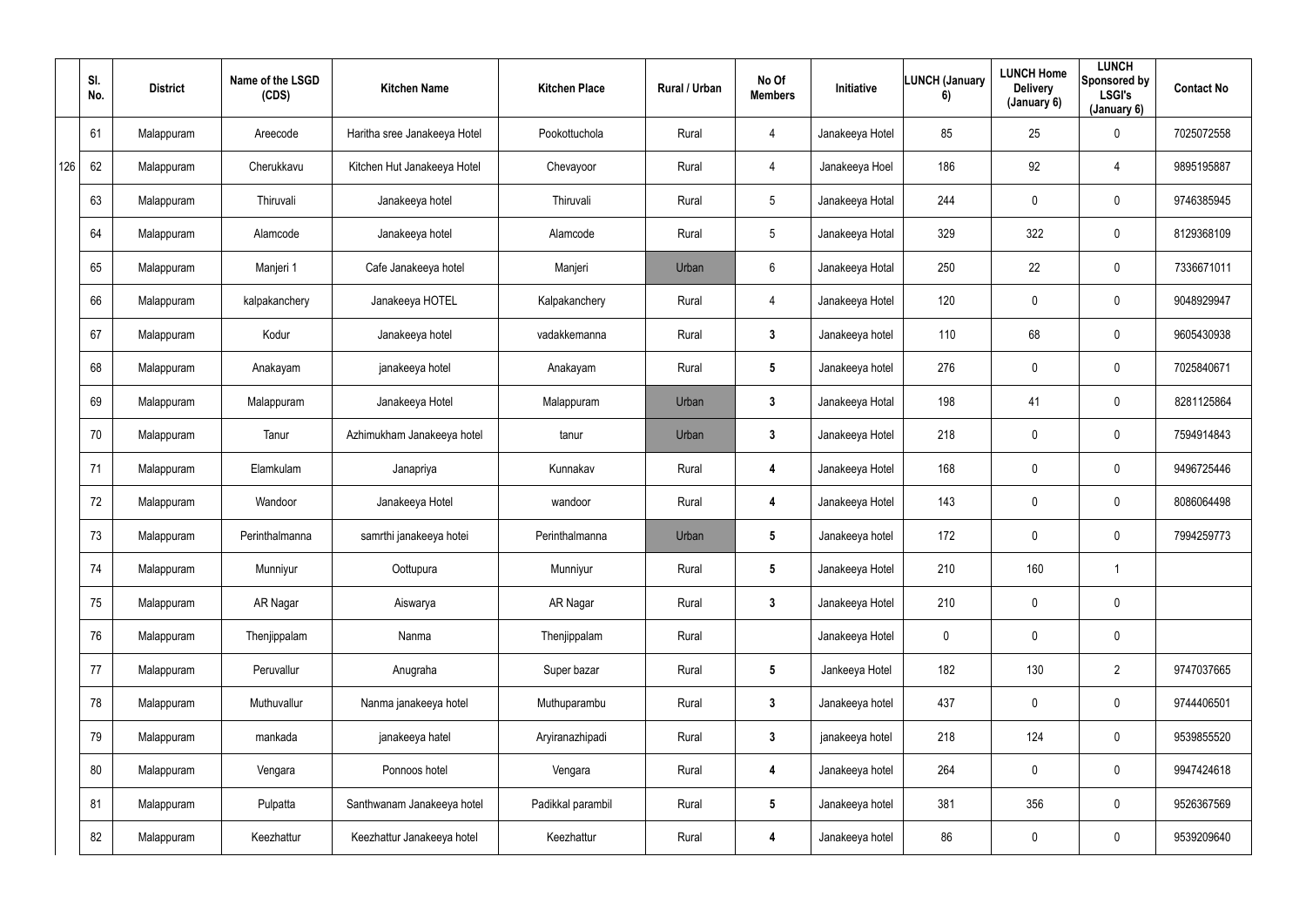| | Sl. No. | District | Name of the LSGD (CDS) | Kitchen Name | Kitchen Place | Rural / Urban | No Of Members | Initiative | LUNCH (January 6) | LUNCH Home Delivery (January 6) | LUNCH Sponsored by LSGI's (January 6) | Contact No |
|---|---|---|---|---|---|---|---|---|---|---|---|---|
| | 61 | Malappuram | Areecode | Haritha sree Janakeeya Hotel | Pookottuchola | Rural | 4 | Janakeeya Hotel | 85 | 25 | 0 | 7025072558 |
| 126 | 62 | Malappuram | Cherukkavu | Kitchen Hut Janakeeya Hotel | Chevayoor | Rural | 4 | Janakeeya Hoel | 186 | 92 | 4 | 9895195887 |
| | 63 | Malappuram | Thiruvali | Janakeeya hotel | Thiruvali | Rural | 5 | Janakeeya Hotal | 244 | 0 | 0 | 9746385945 |
| | 64 | Malappuram | Alamcode | Janakeeya hotel | Alamcode | Rural | 5 | Janakeeya Hotal | 329 | 322 | 0 | 8129368109 |
| | 65 | Malappuram | Manjeri 1 | Cafe Janakeeya hotel | Manjeri | Urban | 6 | Janakeeya Hotal | 250 | 22 | 0 | 7336671011 |
| | 66 | Malappuram | kalpakanchery | Janakeeya HOTEL | Kalpakanchery | Rural | 4 | Janakeeya Hotel | 120 | 0 | 0 | 9048929947 |
| | 67 | Malappuram | Kodur | Janakeeya hotel | vadakkemanna | Rural | **3** | Janakeeya hotel | 110 | 68 | 0 | 9605430938 |
| | 68 | Malappuram | Anakayam | janakeeya hotel | Anakayam | Rural | **5** | Janakeeya hotel | 276 | 0 | 0 | 7025840671 |
| | 69 | Malappuram | Malappuram | Janakeeya Hotel | Malappuram | Urban | **3** | Janakeeya Hotal | 198 | 41 | 0 | 8281125864 |
| | 70 | Malappuram | Tanur | Azhimukham Janakeeya hotel | tanur | Urban | **3** | Janakeeya Hotel | 218 | 0 | 0 | 7594914843 |
| | 71 | Malappuram | Elamkulam | Janapriya | Kunnakav | Rural | **4** | Janakeeya Hotel | 168 | 0 | 0 | 9496725446 |
| | 72 | Malappuram | Wandoor | Janakeeya Hotel | wandoor | Rural | **4** | Janakeeya Hotel | 143 | 0 | 0 | 8086064498 |
| | 73 | Malappuram | Perinthalmanna | samrthi janakeeya hotei | Perinthalmanna | Urban | **5** | Janakeeya hotel | 172 | 0 | 0 | 7994259773 |
| | 74 | Malappuram | Munniyur | Oottupura | Munniyur | Rural | **5** | Janakeeya Hotel | 210 | 160 | 1 | |
| | 75 | Malappuram | AR Nagar | Aiswarya | AR Nagar | Rural | **3** | Janakeeya Hotel | 210 | 0 | 0 | |
| | 76 | Malappuram | Thenjippalam | Nanma | Thenjippalam | Rural | | Janakeeya Hotel | 0 | 0 | 0 | |
| | 77 | Malappuram | Peruvallur | Anugraha | Super bazar | Rural | **5** | Jankeeya Hotel | 182 | 130 | 2 | 9747037665 |
| | 78 | Malappuram | Muthuvallur | Nanma janakeeya hotel | Muthuparambu | Rural | **3** | Janakeeya hotel | 437 | 0 | 0 | 9744406501 |
| | 79 | Malappuram | mankada | janakeeya hatel | Aryiranazhipadi | Rural | **3** | janakeeya hotel | 218 | 124 | 0 | 9539855520 |
| | 80 | Malappuram | Vengara | Ponnoos hotel | Vengara | Rural | **4** | Janakeeya hotel | 264 | 0 | 0 | 9947424618 |
| | 81 | Malappuram | Pulpatta | Santhwanam Janakeeya hotel | Padikkal parambil | Rural | **5** | Janakeeya hotel | 381 | 356 | 0 | 9526367569 |
| | 82 | Malappuram | Keezhattur | Keezhattur Janakeeya hotel | Keezhattur | Rural | **4** | Janakeeya hotel | 86 | 0 | 0 | 9539209640 |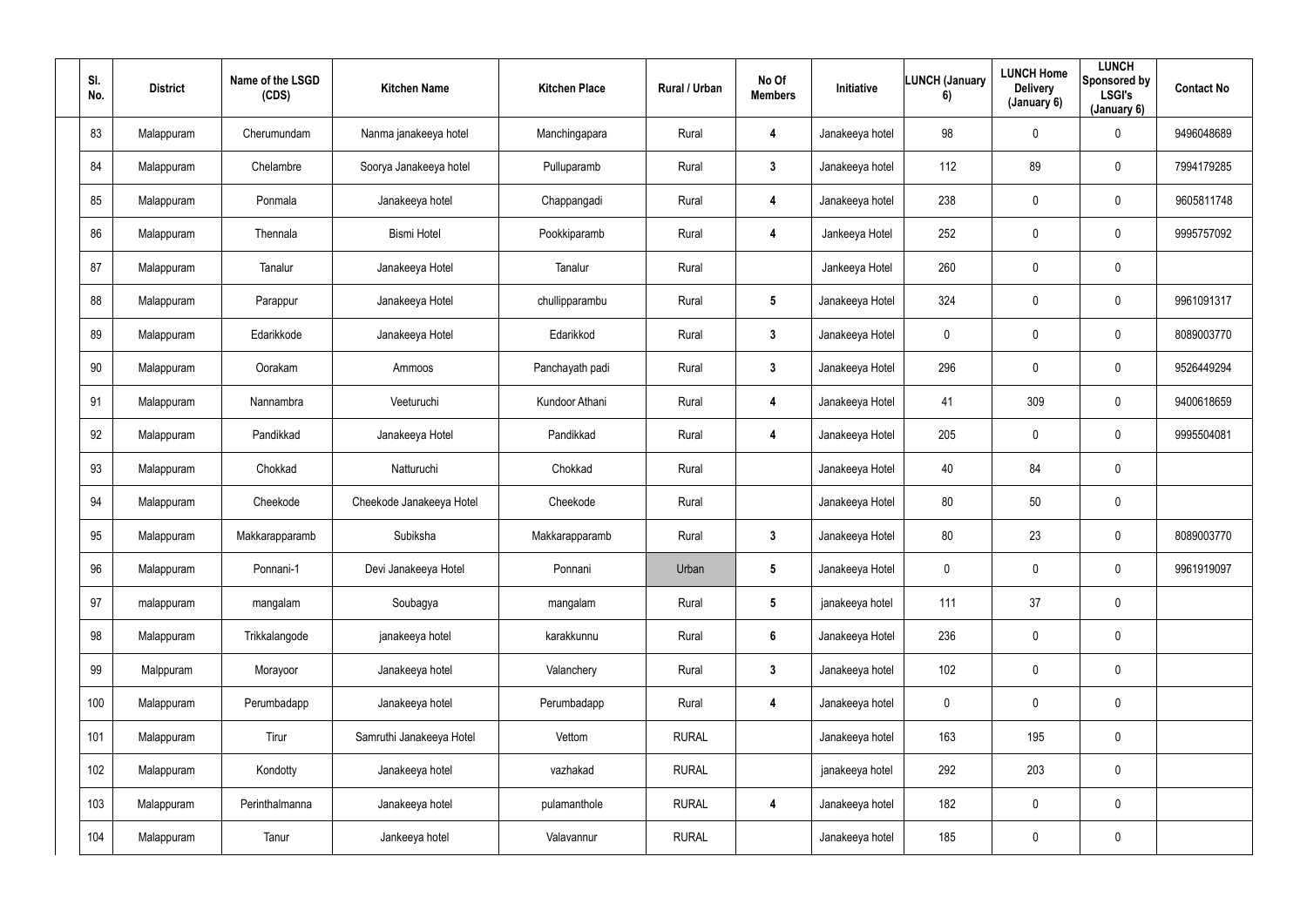| Sl. No. | District | Name of the LSGD (CDS) | Kitchen Name | Kitchen Place | Rural / Urban | No Of Members | Initiative | LUNCH (January 6) | LUNCH Home Delivery (January 6) | LUNCH Sponsored by LSGI's (January 6) | Contact No |
|---|---|---|---|---|---|---|---|---|---|---|---|
| 83 | Malappuram | Cherumundam | Nanma janakeeya hotel | Manchingapara | Rural | 4 | Janakeeya hotel | 98 | 0 | 0 | 9496048689 |
| 84 | Malappuram | Chelambre | Soorya Janakeeya hotel | Pulluparamb | Rural | 3 | Janakeeya hotel | 112 | 89 | 0 | 7994179285 |
| 85 | Malappuram | Ponmala | Janakeeya hotel | Chappangadi | Rural | 4 | Janakeeya hotel | 238 | 0 | 0 | 9605811748 |
| 86 | Malappuram | Thennala | Bismi Hotel | Pookkiparamb | Rural | 4 | Jankeeya Hotel | 252 | 0 | 0 | 9995757092 |
| 87 | Malappuram | Tanalur | Janakeeya Hotel | Tanalur | Rural | | Jankeeya Hotel | 260 | 0 | 0 | |
| 88 | Malappuram | Parappur | Janakeeya Hotel | chullipparambu | Rural | 5 | Janakeeya Hotel | 324 | 0 | 0 | 9961091317 |
| 89 | Malappuram | Edarikkode | Janakeeya Hotel | Edarikkod | Rural | 3 | Janakeeya Hotel | 0 | 0 | 0 | 8089003770 |
| 90 | Malappuram | Oorakam | Ammoos | Panchayath padi | Rural | 3 | Janakeeya Hotel | 296 | 0 | 0 | 9526449294 |
| 91 | Malappuram | Nannambra | Veeturuchi | Kundoor Athani | Rural | 4 | Janakeeya Hotel | 41 | 309 | 0 | 9400618659 |
| 92 | Malappuram | Pandikkad | Janakeeya Hotel | Pandikkad | Rural | 4 | Janakeeya Hotel | 205 | 0 | 0 | 9995504081 |
| 93 | Malappuram | Chokkad | Natturuchi | Chokkad | Rural | | Janakeeya Hotel | 40 | 84 | 0 | |
| 94 | Malappuram | Cheekode | Cheekode Janakeeya Hotel | Cheekode | Rural | | Janakeeya Hotel | 80 | 50 | 0 | |
| 95 | Malappuram | Makkarapparamb | Subiksha | Makkarapparamb | Rural | 3 | Janakeeya Hotel | 80 | 23 | 0 | 8089003770 |
| 96 | Malappuram | Ponnani-1 | Devi Janakeeya Hotel | Ponnani | Urban | 5 | Janakeeya Hotel | 0 | 0 | 0 | 9961919097 |
| 97 | malappuram | mangalam | Soubagya | mangalam | Rural | 5 | janakeeya hotel | 111 | 37 | 0 | |
| 98 | Malappuram | Trikkalangode | janakeeya hotel | karakkunnu | Rural | 6 | Janakeeya Hotel | 236 | 0 | 0 | |
| 99 | Malppuram | Morayoor | Janakeeya hotel | Valanchery | Rural | 3 | Janakeeya hotel | 102 | 0 | 0 | |
| 100 | Malappuram | Perumbadapp | Janakeeya hotel | Perumbadapp | Rural | 4 | Janakeeya hotel | 0 | 0 | 0 | |
| 101 | Malappuram | Tirur | Samruthi Janakeeya Hotel | Vettom | RURAL | | Janakeeya hotel | 163 | 195 | 0 | |
| 102 | Malappuram | Kondotty | Janakeeya hotel | vazhakad | RURAL | | janakeeya hotel | 292 | 203 | 0 | |
| 103 | Malappuram | Perinthalmanna | Janakeeya hotel | pulamanthole | RURAL | 4 | Janakeeya hotel | 182 | 0 | 0 | |
| 104 | Malappuram | Tanur | Jankeeya hotel | Valavannur | RURAL | | Janakeeya hotel | 185 | 0 | 0 | |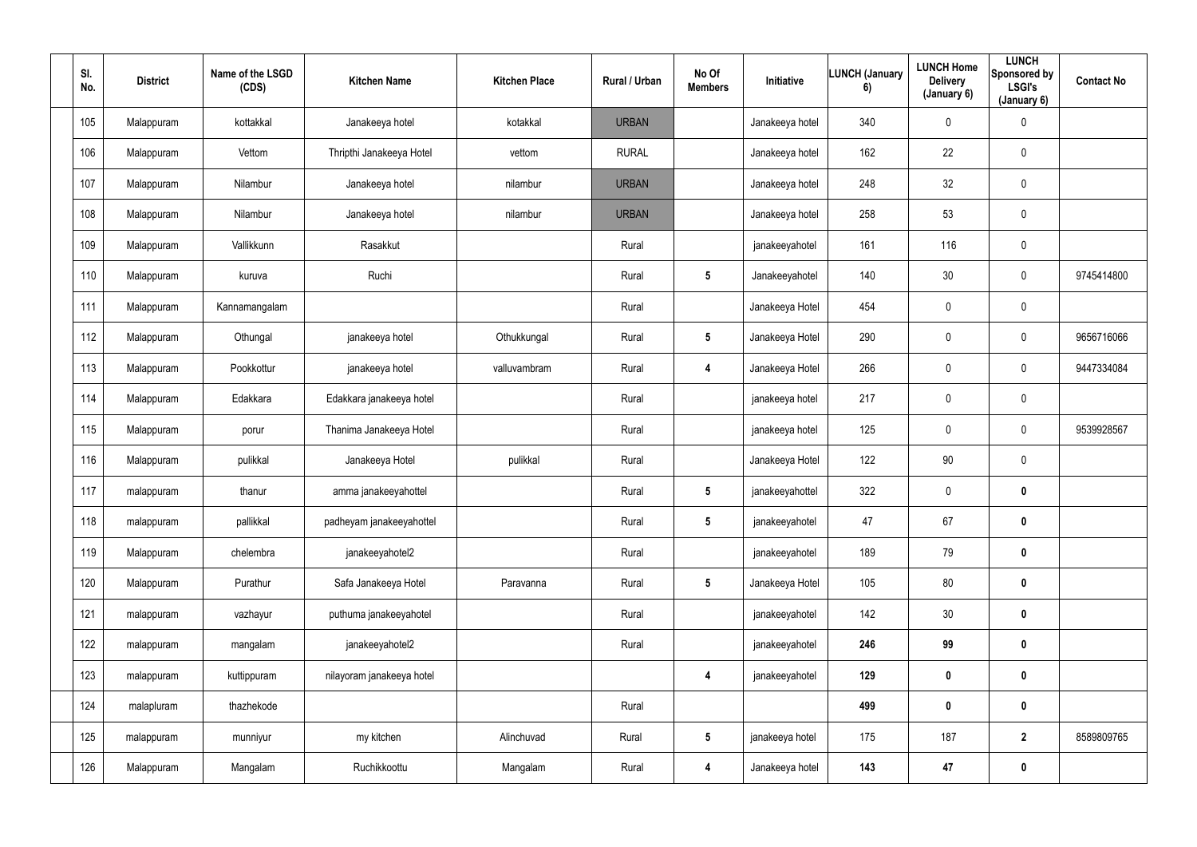| Sl. No. | District | Name of the LSGD (CDS) | Kitchen Name | Kitchen Place | Rural / Urban | No Of Members | Initiative | LUNCH (January 6) | LUNCH Home Delivery (January 6) | LUNCH Sponsored by LSGI's (January 6) | Contact No |
|---|---|---|---|---|---|---|---|---|---|---|---|
| 105 | Malappuram | kottakkal | Janakeeya hotel | kotakkal | URBAN | | Janakeeya hotel | 340 | 0 | 0 | |
| 106 | Malappuram | Vettom | Thripthi Janakeeya Hotel | vettom | RURAL | | Janakeeya hotel | 162 | 22 | 0 | |
| 107 | Malappuram | Nilambur | Janakeeya hotel | nilambur | URBAN | | Janakeeya hotel | 248 | 32 | 0 | |
| 108 | Malappuram | Nilambur | Janakeeya hotel | nilambur | URBAN | | Janakeeya hotel | 258 | 53 | 0 | |
| 109 | Malappuram | Vallikkunn | Rasakkut | | Rural | | janakeeyahotel | 161 | 116 | 0 | |
| 110 | Malappuram | kuruva | Ruchi | | Rural | **5** | Janakeeyahotel | 140 | 30 | 0 | 9745414800 |
| 111 | Malappuram | Kannamangalam | | | Rural | | Janakeeya Hotel | 454 | 0 | 0 | |
| 112 | Malappuram | Othungal | janakeeya hotel | Othukkungal | Rural | **5** | Janakeeya Hotel | 290 | 0 | 0 | 9656716066 |
| 113 | Malappuram | Pookkottur | janakeeya hotel | valluvambram | Rural | **4** | Janakeeya Hotel | 266 | 0 | 0 | 9447334084 |
| 114 | Malappuram | Edakkara | Edakkara janakeeya hotel | | Rural | | janakeeya hotel | 217 | 0 | 0 | |
| 115 | Malappuram | porur | Thanima Janakeeya Hotel | | Rural | | janakeeya hotel | 125 | 0 | 0 | 9539928567 |
| 116 | Malappuram | pulikkal | Janakeeya Hotel | pulikkal | Rural | | Janakeeya Hotel | 122 | 90 | 0 | |
| 117 | malappuram | thanur | amma janakeeyahottel | | Rural | **5** | janakeeyahottel | 322 | 0 | **0** | |
| 118 | malappuram | pallikkal | padheyam janakeeyahottel | | Rural | **5** | janakeeyahotel | 47 | 67 | **0** | |
| 119 | Malappuram | chelembra | janakeeyahotel2 | | Rural | | janakeeyahotel | 189 | 79 | **0** | |
| 120 | Malappuram | Purathur | Safa Janakeeya Hotel | Paravanna | Rural | **5** | Janakeeya Hotel | 105 | 80 | **0** | |
| 121 | malappuram | vazhayur | puthuma janakeeyahotel | | Rural | | janakeeyahotel | 142 | 30 | **0** | |
| 122 | malappuram | mangalam | janakeeyahotel2 | | Rural | | janakeeyahotel | **246** | **99** | **0** | |
| 123 | malappuram | kuttippuram | nilayoram janakeeya hotel | | | **4** | janakeeyahotel | **129** | **0** | **0** | |
| 124 | malapluram | thazhekode | | | Rural | | | **499** | **0** | **0** | |
| 125 | malappuram | munniyur | my kitchen | Alinchuvad | Rural | **5** | janakeeya hotel | 175 | 187 | **2** | 8589809765 |
| 126 | Malappuram | Mangalam | Ruchikkoottu | Mangalam | Rural | **4** | Janakeeya hotel | **143** | **47** | **0** | |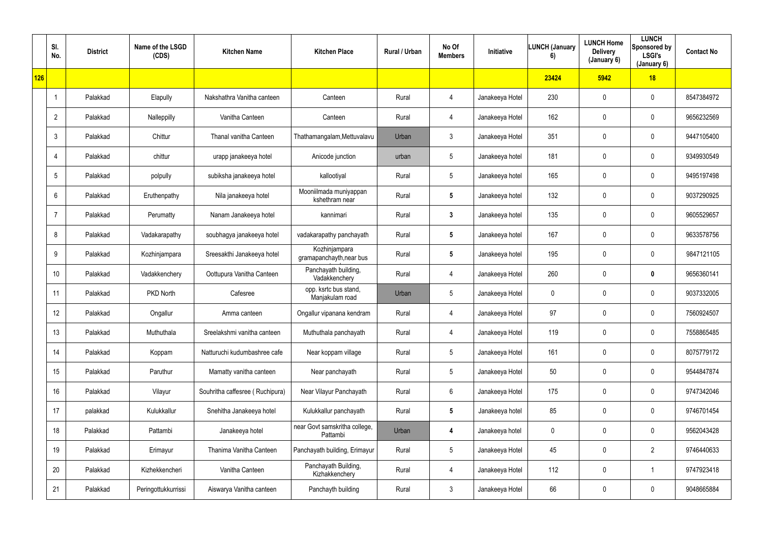| | Sl. No. | District | Name of the LSGD (CDS) | Kitchen Name | Kitchen Place | Rural / Urban | No Of Members | Initiative | LUNCH (January 6) | LUNCH Home Delivery (January 6) | LUNCH Sponsored by LSGI's (January 6) | Contact No |
|---|---|---|---|---|---|---|---|---|---|---|---|---|
| 126 | | | | | | | | | 23424 | 5942 | 18 | |
| | 1 | Palakkad | Elapully | Nakshathra Vanitha canteen | Canteen | Rural | 4 | Janakeeya Hotel | 230 | 0 | 0 | 8547384972 |
| | 2 | Palakkad | Nalleppilly | Vanitha Canteen | Canteen | Rural | 4 | Janakeeya Hotel | 162 | 0 | 0 | 9656232569 |
| | 3 | Palakkad | Chittur | Thanal vanitha Canteen | Thathamangalam,Mettuvalavu | Urban | 3 | Janakeeya Hotel | 351 | 0 | 0 | 9447105400 |
| | 4 | Palakkad | chittur | urapp janakeeya hotel | Anicode junction | urban | 5 | Janakeeya hotel | 181 | 0 | 0 | 9349930549 |
| | 5 | Palakkad | polpully | subiksha janakeeya hotel | kallootiyal | Rural | 5 | Janakeeya hotel | 165 | 0 | 0 | 9495197498 |
| | 6 | Palakkad | Eruthenpathy | Nila janakeeya hotel | Mooniilmada muniyappan kshethram near | Rural | 5 | Janakeeya hotel | 132 | 0 | 0 | 9037290925 |
| | 7 | Palakkad | Perumatty | Nanam Janakeeya hotel | kannimari | Rural | 3 | Janakeeya hotel | 135 | 0 | 0 | 9605529657 |
| | 8 | Palakkad | Vadakarapathy | soubhagya janakeeya hotel | vadakarapathy panchayath | Rural | 5 | Janakeeya hotel | 167 | 0 | 0 | 9633578756 |
| | 9 | Palakkad | Kozhinjampara | Sreesakthi Janakeeya hotel | Kozhinjampara gramapanchayth,near bus | Rural | 5 | Janakeeya hotel | 195 | 0 | 0 | 9847121105 |
| | 10 | Palakkad | Vadakkenchery | Oottupura Vanitha Canteen | Panchayath building, Vadakkenchery | Rural | 4 | Janakeeya Hotel | 260 | 0 | 0 | 9656360141 |
| | 11 | Palakkad | PKD North | Cafesree | opp. ksrtc bus stand, Manjakulam road | Urban | 5 | Janakeeya Hotel | 0 | 0 | 0 | 9037332005 |
| | 12 | Palakkad | Ongallur | Amma canteen | Ongallur vipanana kendram | Rural | 4 | Janakeeya Hotel | 97 | 0 | 0 | 7560924507 |
| | 13 | Palakkad | Muthuthala | Sreelakshmi vanitha canteen | Muthuthala panchayath | Rural | 4 | Janakeeya Hotel | 119 | 0 | 0 | 7558865485 |
| | 14 | Palakkad | Koppam | Natturuchi kudumbashree cafe | Near koppam village | Rural | 5 | Janakeeya Hotel | 161 | 0 | 0 | 8075779172 |
| | 15 | Palakkad | Paruthur | Mamatty vanitha canteen | Near panchayath | Rural | 5 | Janakeeya Hotel | 50 | 0 | 0 | 9544847874 |
| | 16 | Palakkad | Vilayur | Souhritha caffesree ( Ruchipura) | Near Vilayur Panchayath | Rural | 6 | Janakeeya Hotel | 175 | 0 | 0 | 9747342046 |
| | 17 | palakkad | Kulukkallur | Snehitha Janakeeya hotel | Kulukkallur panchayath | Rural | 5 | Janakeeya hotel | 85 | 0 | 0 | 9746701454 |
| | 18 | Palakkad | Pattambi | Janakeeya hotel | near Govt samskritha college, Pattambi | Urban | 4 | Janakeeya hotel | 0 | 0 | 0 | 9562043428 |
| | 19 | Palakkad | Erimayur | Thanima Vanitha Canteen | Panchayath building, Erimayur | Rural | 5 | Janakeeya Hotel | 45 | 0 | 2 | 9746440633 |
| | 20 | Palakkad | Kizhekkencheri | Vanitha Canteen | Panchayath Building, Kizhakkenchery | Rural | 4 | Janakeeya Hotel | 112 | 0 | 1 | 9747923418 |
| | 21 | Palakkad | Peringottukurrissi | Aiswarya Vanitha canteen | Panchayth building | Rural | 3 | Janakeeya Hotel | 66 | 0 | 0 | 9048665884 |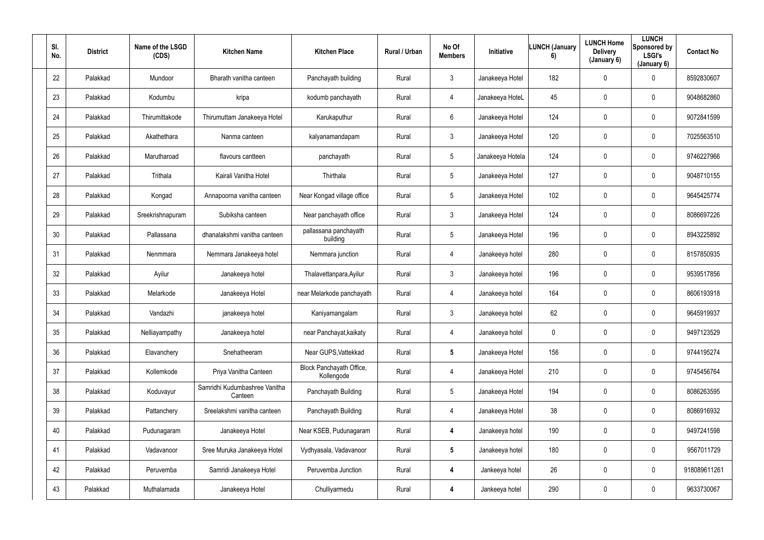| Sl. No. | District | Name of the LSGD (CDS) | Kitchen Name | Kitchen Place | Rural / Urban | No Of Members | Initiative | LUNCH (January 6) | LUNCH Home Delivery (January 6) | LUNCH Sponsored by LSGI's (January 6) | Contact No |
|---|---|---|---|---|---|---|---|---|---|---|---|
| 22 | Palakkad | Mundoor | Bharath vanitha canteen | Panchayath building | Rural | 3 | Janakeeya Hotel | 182 | 0 | 0 | 8592830607 |
| 23 | Palakkad | Kodumbu | kripa | kodumb panchayath | Rural | 4 | Janakeeya HoteL | 45 | 0 | 0 | 9048682860 |
| 24 | Palakkad | Thirumittakode | Thirumuttam Janakeeya Hotel | Karukaputhur | Rural | 6 | Janakeeya Hotel | 124 | 0 | 0 | 9072841599 |
| 25 | Palakkad | Akathethara | Nanma canteen | kalyanamandapam | Rural | 3 | Janakeeya Hotel | 120 | 0 | 0 | 7025563510 |
| 26 | Palakkad | Marutharoad | flavours cantteen | panchayath | Rural | 5 | Janakeeya Hotela | 124 | 0 | 0 | 9746227966 |
| 27 | Palakkad | Trithala | Kairali Vanitha Hotel | Thirthala | Rural | 5 | Janakeeya Hotel | 127 | 0 | 0 | 9048710155 |
| 28 | Palakkad | Kongad | Annapoorna vanitha canteen | Near Kongad village office | Rural | 5 | Janakeeya Hotel | 102 | 0 | 0 | 9645425774 |
| 29 | Palakkad | Sreekrishnapuram | Subiksha canteen | Near panchayath office | Rural | 3 | Janakeeya Hotel | 124 | 0 | 0 | 8086697226 |
| 30 | Palakkad | Pallassana | dhanalakshmi vanitha canteen | pallassana panchayath building | Rural | 5 | Janakeeya Hotel | 196 | 0 | 0 | 8943225892 |
| 31 | Palakkad | Nenmmara | Nemmara Janakeeya hotel | Nemmara junction | Rural | 4 | Janakeeya hotel | 280 | 0 | 0 | 8157850935 |
| 32 | Palakkad | Ayilur | Janakeeya hotel | Thalavettanpara,Ayilur | Rural | 3 | Janakeeya hotel | 196 | 0 | 0 | 9539517856 |
| 33 | Palakkad | Melarkode | Janakeeya Hotel | near Melarkode panchayath | Rural | 4 | Janakeeya hotel | 164 | 0 | 0 | 8606193918 |
| 34 | Palakkad | Vandazhi | janakeeya hotel | Kaniyamangalam | Rural | 3 | Janakeeya hotel | 62 | 0 | 0 | 9645919937 |
| 35 | Palakkad | Nelliayampathy | Janakeeya hotel | near Panchayat,kaikaty | Rural | 4 | Janakeeya hotel | 0 | 0 | 0 | 9497123529 |
| 36 | Palakkad | Elavanchery | Snehatheeram | Near GUPS,Vattekkad | Rural | **5** | Janakeeya Hotel | 156 | 0 | 0 | 9744195274 |
| 37 | Palakkad | Kollemkode | Priya Vanitha Canteen | Block Panchayath Office, Kollengode | Rural | 4 | Janakeeya Hotel | 210 | 0 | 0 | 9745456764 |
| 38 | Palakkad | Koduvayur | Samridhi Kudumbashree Vanitha Canteen | Panchayath Building | Rural | 5 | Janakeeya Hotel | 194 | 0 | 0 | 8086263595 |
| 39 | Palakkad | Pattanchery | Sreelakshmi vanitha canteen | Panchayath Building | Rural | 4 | Janakeeya Hotel | 38 | 0 | 0 | 8086916932 |
| 40 | Palakkad | Pudunagaram | Janakeeya Hotel | Near KSEB, Pudunagaram | Rural | **4** | Janakeeya hotel | 190 | 0 | 0 | 9497241598 |
| 41 | Palakkad | Vadavanoor | Sree Muruka Janakeeya Hotel | Vydhyasala, Vadavanoor | Rural | **5** | Janakeeya hotel | 180 | 0 | 0 | 9567011729 |
| 42 | Palakkad | Peruvemba | Samridi Janakeeya Hotel | Peruvemba Junction | Rural | **4** | Jankeeya hotel | 26 | 0 | 0 | 918089611261 |
| 43 | Palakkad | Muthalamada | Janakeeya Hotel | Chulliyarmedu | Rural | **4** | Jankeeya hotel | 290 | 0 | 0 | 9633730067 |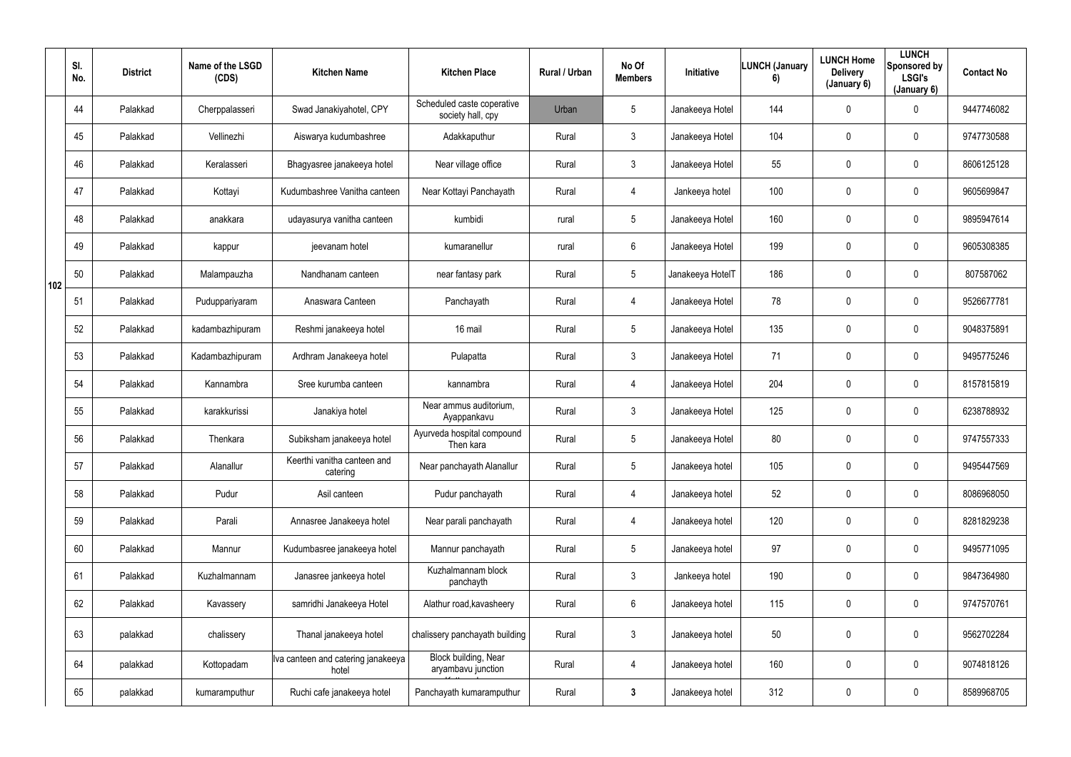| | Sl. No. | District | Name of the LSGD (CDS) | Kitchen Name | Kitchen Place | Rural / Urban | No Of Members | Initiative | LUNCH (January 6) | LUNCH Home Delivery (January 6) | LUNCH Sponsored by LSGI's (January 6) | Contact No |
|---|---|---|---|---|---|---|---|---|---|---|---|---|
| 102 | 44 | Palakkad | Cherppalasseri | Swad Janakiyahotel, CPY | Scheduled caste coperative society hall, cpy | Urban | 5 | Janakeeya Hotel | 144 | 0 | 0 | 9447746082 |
| | 45 | Palakkad | Vellinezhi | Aiswarya kudumbashree | Adakkaputhur | Rural | 3 | Janakeeya Hotel | 104 | 0 | 0 | 9747730588 |
| | 46 | Palakkad | Keralasseri | Bhagyasree janakeeya hotel | Near village office | Rural | 3 | Janakeeya Hotel | 55 | 0 | 0 | 8606125128 |
| | 47 | Palakkad | Kottayi | Kudumbashree Vanitha canteen | Near Kottayi Panchayath | Rural | 4 | Jankeeya hotel | 100 | 0 | 0 | 9605699847 |
| | 48 | Palakkad | anakkara | udayasurya vanitha canteen | kumbidi | rural | 5 | Janakeeya Hotel | 160 | 0 | 0 | 9895947614 |
| | 49 | Palakkad | kappur | jeevanam hotel | kumaranellur | rural | 6 | Janakeeya Hotel | 199 | 0 | 0 | 9605308385 |
| | 50 | Palakkad | Malampauzha | Nandhanam canteen | near fantasy park | Rural | 5 | Janakeeya HotelT | 186 | 0 | 0 | 807587062 |
| | 51 | Palakkad | Puduppariyaram | Anaswara Canteen | Panchayath | Rural | 4 | Janakeeya Hotel | 78 | 0 | 0 | 9526677781 |
| | 52 | Palakkad | kadambazhipuram | Reshmi janakeeya hotel | 16 mail | Rural | 5 | Janakeeya Hotel | 135 | 0 | 0 | 9048375891 |
| | 53 | Palakkad | Kadambazhipuram | Ardhram Janakeeya hotel | Pulapatta | Rural | 3 | Janakeeya Hotel | 71 | 0 | 0 | 9495775246 |
| | 54 | Palakkad | Kannambra | Sree kurumba canteen | kannambra | Rural | 4 | Janakeeya Hotel | 204 | 0 | 0 | 8157815819 |
| | 55 | Palakkad | karakkurissi | Janakiya hotel | Near ammus auditorium, Ayappankavu | Rural | 3 | Janakeeya Hotel | 125 | 0 | 0 | 6238788932 |
| | 56 | Palakkad | Thenkara | Subiksham janakeeya hotel | Ayurveda hospital compound Then kara | Rural | 5 | Janakeeya Hotel | 80 | 0 | 0 | 9747557333 |
| | 57 | Palakkad | Alanallur | Keerthi vanitha canteen and catering | Near panchayath Alanallur | Rural | 5 | Janakeeya hotel | 105 | 0 | 0 | 9495447569 |
| | 58 | Palakkad | Pudur | Asil canteen | Pudur panchayath | Rural | 4 | Janakeeya hotel | 52 | 0 | 0 | 8086968050 |
| | 59 | Palakkad | Parali | Annasree Janakeeya hotel | Near parali panchayath | Rural | 4 | Janakeeya hotel | 120 | 0 | 0 | 8281829238 |
| | 60 | Palakkad | Mannur | Kudumbasree janakeeya hotel | Mannur panchayath | Rural | 5 | Janakeeya hotel | 97 | 0 | 0 | 9495771095 |
| | 61 | Palakkad | Kuzhalmannam | Janasree jankeeya hotel | Kuzhalmannam block panchayth | Rural | 3 | Jankeeya hotel | 190 | 0 | 0 | 9847364980 |
| | 62 | Palakkad | Kavassery | samridhi Janakeeya Hotel | Alathur road,kavasheery | Rural | 6 | Janakeeya hotel | 115 | 0 | 0 | 9747570761 |
| | 63 | palakkad | chalissery | Thanal janakeeya hotel | chalissery panchayath building | Rural | 3 | Janakeeya hotel | 50 | 0 | 0 | 9562702284 |
| | 64 | palakkad | Kottopadam | Iva canteen and catering janakeeya hotel | Block building, Near aryambavu junction | Rural | 4 | Janakeeya hotel | 160 | 0 | 0 | 9074818126 |
| | 65 | palakkad | kumaramputhur | Ruchi cafe janakeeya hotel | Panchayath kumaramputhur | Rural | **3** | Janakeeya hotel | 312 | 0 | 0 | 8589968705 |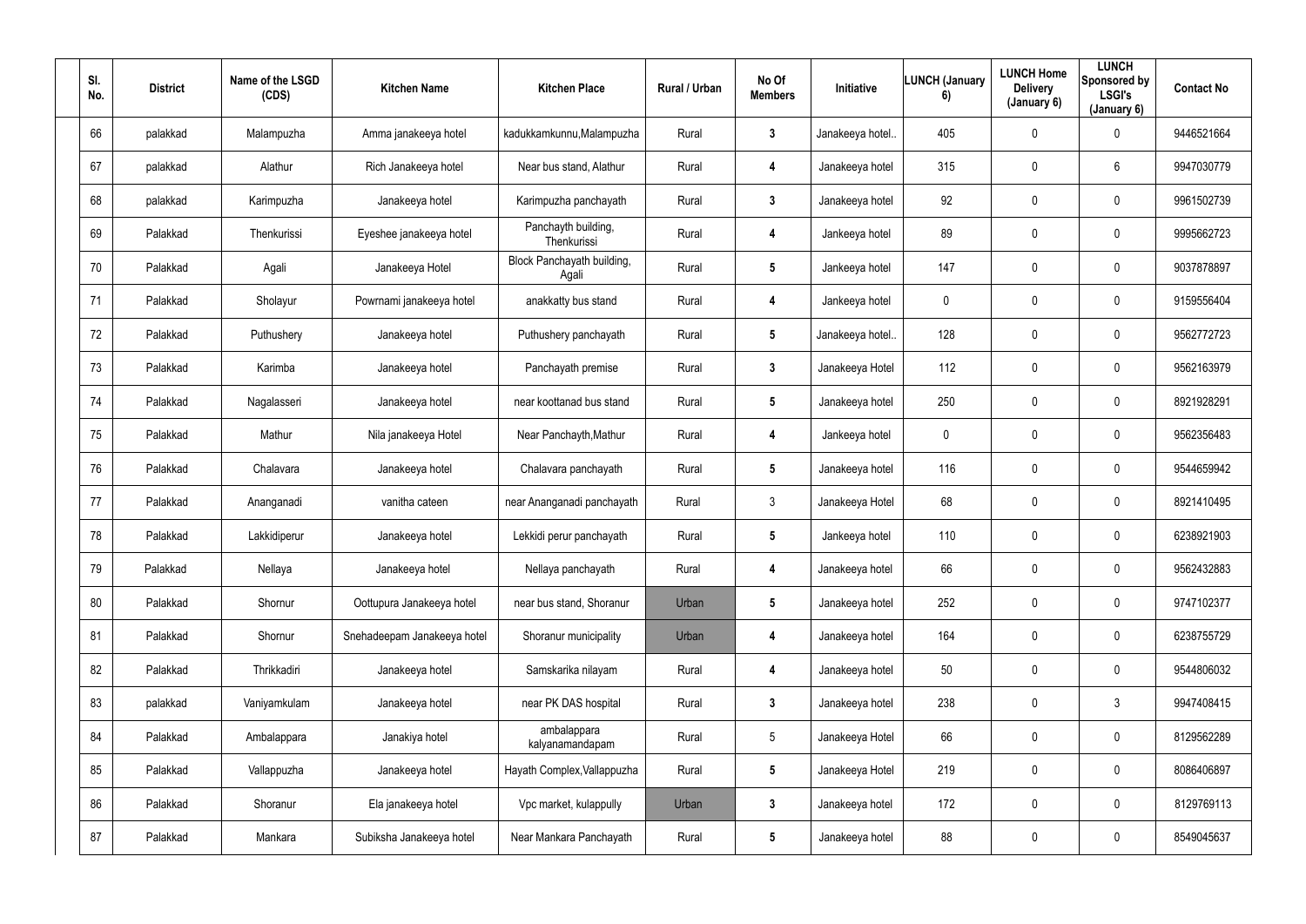| Sl. No. | District | Name of the LSGD (CDS) | Kitchen Name | Kitchen Place | Rural / Urban | No Of Members | Initiative | LUNCH (January 6) | LUNCH Home Delivery (January 6) | LUNCH Sponsored by LSGI's (January 6) | Contact No |
|---|---|---|---|---|---|---|---|---|---|---|---|
| 66 | palakkad | Malampuzha | Amma janakeeya hotel | kadukkamkunnu,Malampuzha | Rural | 3 | Janakeeya hotel.. | 405 | 0 | 0 | 9446521664 |
| 67 | palakkad | Alathur | Rich Janakeeya hotel | Near bus stand, Alathur | Rural | 4 | Janakeeya hotel | 315 | 0 | 6 | 9947030779 |
| 68 | palakkad | Karimpuzha | Janakeeya hotel | Karimpuzha panchayath | Rural | 3 | Janakeeya hotel | 92 | 0 | 0 | 9961502739 |
| 69 | Palakkad | Thenkurissi | Eyeshee janakeeya hotel | Panchayth building, Thenkurissi | Rural | 4 | Jankeeya hotel | 89 | 0 | 0 | 9995662723 |
| 70 | Palakkad | Agali | Janakeeya Hotel | Block Panchayath building, Agali | Rural | 5 | Jankeeya hotel | 147 | 0 | 0 | 9037878897 |
| 71 | Palakkad | Sholayur | Powrnami janakeeya hotel | anakkatty bus stand | Rural | 4 | Jankeeya hotel | 0 | 0 | 0 | 9159556404 |
| 72 | Palakkad | Puthushery | Janakeeya hotel | Puthushery panchayath | Rural | 5 | Janakeeya hotel.. | 128 | 0 | 0 | 9562772723 |
| 73 | Palakkad | Karimba | Janakeeya hotel | Panchayath premise | Rural | 3 | Janakeeya Hotel | 112 | 0 | 0 | 9562163979 |
| 74 | Palakkad | Nagalasseri | Janakeeya hotel | near koottanad bus stand | Rural | 5 | Janakeeya hotel | 250 | 0 | 0 | 8921928291 |
| 75 | Palakkad | Mathur | Nila janakeeya Hotel | Near Panchayth,Mathur | Rural | 4 | Jankeeya hotel | 0 | 0 | 0 | 9562356483 |
| 76 | Palakkad | Chalavara | Janakeeya hotel | Chalavara panchayath | Rural | 5 | Janakeeya hotel | 116 | 0 | 0 | 9544659942 |
| 77 | Palakkad | Ananganadi | vanitha cateen | near Ananganadi panchayath | Rural | 3 | Janakeeya Hotel | 68 | 0 | 0 | 8921410495 |
| 78 | Palakkad | Lakkidiperur | Janakeeya hotel | Lekkidi perur panchayath | Rural | 5 | Jankeeya hotel | 110 | 0 | 0 | 6238921903 |
| 79 | Palakkad | Nellaya | Janakeeya hotel | Nellaya panchayath | Rural | 4 | Janakeeya hotel | 66 | 0 | 0 | 9562432883 |
| 80 | Palakkad | Shornur | Oottupura Janakeeya hotel | near bus stand, Shoranur | Urban | 5 | Janakeeya hotel | 252 | 0 | 0 | 9747102377 |
| 81 | Palakkad | Shornur | Snehadeepam Janakeeya hotel | Shoranur municipality | Urban | 4 | Janakeeya hotel | 164 | 0 | 0 | 6238755729 |
| 82 | Palakkad | Thrikkadiri | Janakeeya hotel | Samskarika nilayam | Rural | 4 | Janakeeya hotel | 50 | 0 | 0 | 9544806032 |
| 83 | palakkad | Vaniyamkulam | Janakeeya hotel | near PK DAS hospital | Rural | 3 | Janakeeya hotel | 238 | 0 | 3 | 9947408415 |
| 84 | Palakkad | Ambalappara | Janakiya hotel | ambalappara kalyanamandapam | Rural | 5 | Janakeeya Hotel | 66 | 0 | 0 | 8129562289 |
| 85 | Palakkad | Vallappuzha | Janakeeya hotel | Hayath Complex,Vallappuzha | Rural | 5 | Janakeeya Hotel | 219 | 0 | 0 | 8086406897 |
| 86 | Palakkad | Shoranur | Ela janakeeya hotel | Vpc market, kulappully | Urban | 3 | Janakeeya hotel | 172 | 0 | 0 | 8129769113 |
| 87 | Palakkad | Mankara | Subiksha Janakeeya hotel | Near Mankara Panchayath | Rural | 5 | Janakeeya hotel | 88 | 0 | 0 | 8549045637 |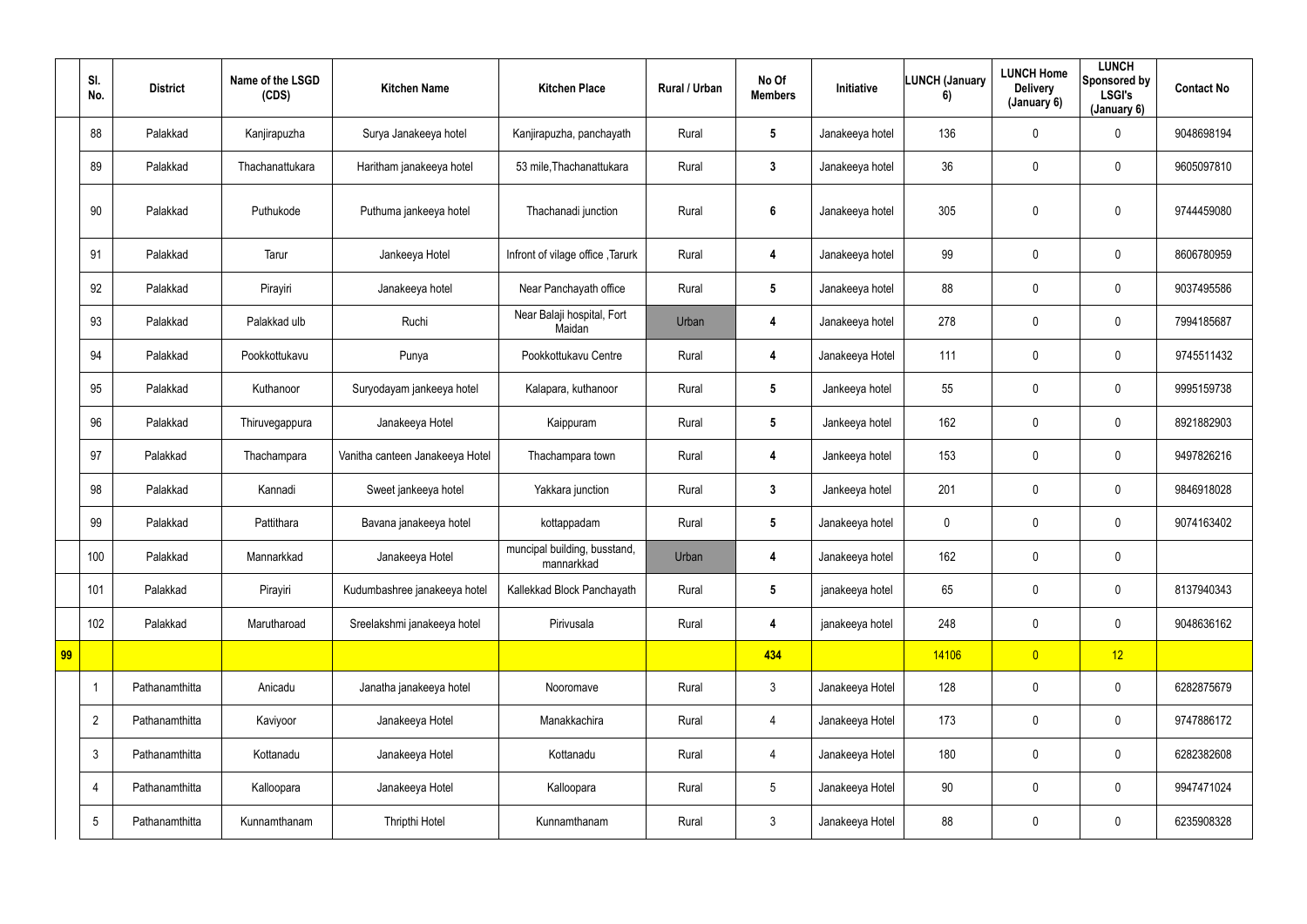|  | Sl. No. | District | Name of the LSGD (CDS) | Kitchen Name | Kitchen Place | Rural / Urban | No Of Members | Initiative | LUNCH (January 6) | LUNCH Home Delivery (January 6) | LUNCH Sponsored by LSGI's (January 6) | Contact No |
|---|---|---|---|---|---|---|---|---|---|---|---|---|
|  | 88 | Palakkad | Kanjirapuzha | Surya Janakeeya hotel | Kanjirapuzha, panchayath | Rural | 5 | Janakeeya hotel | 136 | 0 | 0 | 9048698194 |
|  | 89 | Palakkad | Thachanattukara | Haritham janakeeya hotel | 53 mile,Thachanattukara | Rural | 3 | Janakeeya hotel | 36 | 0 | 0 | 9605097810 |
|  | 90 | Palakkad | Puthukode | Puthuma jankeeya hotel | Thachanadi junction | Rural | 6 | Janakeeya hotel | 305 | 0 | 0 | 9744459080 |
|  | 91 | Palakkad | Tarur | Jankeeya Hotel | Infront of vilage office ,Tarurk | Rural | 4 | Janakeeya hotel | 99 | 0 | 0 | 8606780959 |
|  | 92 | Palakkad | Pirayiri | Janakeeya hotel | Near Panchayath office | Rural | 5 | Janakeeya hotel | 88 | 0 | 0 | 9037495586 |
|  | 93 | Palakkad | Palakkad ulb | Ruchi | Near Balaji hospital, Fort Maidan | Urban | 4 | Janakeeya hotel | 278 | 0 | 0 | 7994185687 |
|  | 94 | Palakkad | Pookkottukavu | Punya | Pookkottukavu Centre | Rural | 4 | Janakeeya Hotel | 111 | 0 | 0 | 9745511432 |
|  | 95 | Palakkad | Kuthanoor | Suryodayam jankeeya hotel | Kalapara, kuthanoor | Rural | 5 | Jankeeya hotel | 55 | 0 | 0 | 9995159738 |
|  | 96 | Palakkad | Thiruvegappura | Janakeeya Hotel | Kaippuram | Rural | 5 | Jankeeya hotel | 162 | 0 | 0 | 8921882903 |
|  | 97 | Palakkad | Thachampara | Vanitha canteen Janakeeya Hotel | Thachampara town | Rural | 4 | Jankeeya hotel | 153 | 0 | 0 | 9497826216 |
|  | 98 | Palakkad | Kannadi | Sweet jankeeya hotel | Yakkara junction | Rural | 3 | Jankeeya hotel | 201 | 0 | 0 | 9846918028 |
|  | 99 | Palakkad | Pattithara | Bavana janakeeya hotel | kottappadam | Rural | 5 | Janakeeya hotel | 0 | 0 | 0 | 9074163402 |
|  | 100 | Palakkad | Mannarkkad | Janakeeya Hotel | muncipal building, busstand, mannarkkad | Urban | 4 | Janakeeya hotel | 162 | 0 | 0 |  |
|  | 101 | Palakkad | Pirayiri | Kudumbashree janakeeya hotel | Kallekkad Block Panchayath | Rural | 5 | janakeeya hotel | 65 | 0 | 0 | 8137940343 |
|  | 102 | Palakkad | Marutharoad | Sreelakshmi janakeeya hotel | Pirivusala | Rural | 4 | janakeeya hotel | 248 | 0 | 0 | 9048636162 |
| 99 |  |  |  |  |  |  | 434 |  | 14106 | 0 | 12 |  |
|  | 1 | Pathanamthitta | Anicadu | Janatha janakeeya hotel | Nooromave | Rural | 3 | Janakeeya Hotel | 128 | 0 | 0 | 6282875679 |
|  | 2 | Pathanamthitta | Kaviyoor | Janakeeya Hotel | Manakkachira | Rural | 4 | Janakeeya Hotel | 173 | 0 | 0 | 9747886172 |
|  | 3 | Pathanamthitta | Kottanadu | Janakeeya Hotel | Kottanadu | Rural | 4 | Janakeeya Hotel | 180 | 0 | 0 | 6282382608 |
|  | 4 | Pathanamthitta | Kalloopara | Janakeeya Hotel | Kalloopara | Rural | 5 | Janakeeya Hotel | 90 | 0 | 0 | 9947471024 |
|  | 5 | Pathanamthitta | Kunnamthanam | Thripthi Hotel | Kunnamthanam | Rural | 3 | Janakeeya Hotel | 88 | 0 | 0 | 6235908328 |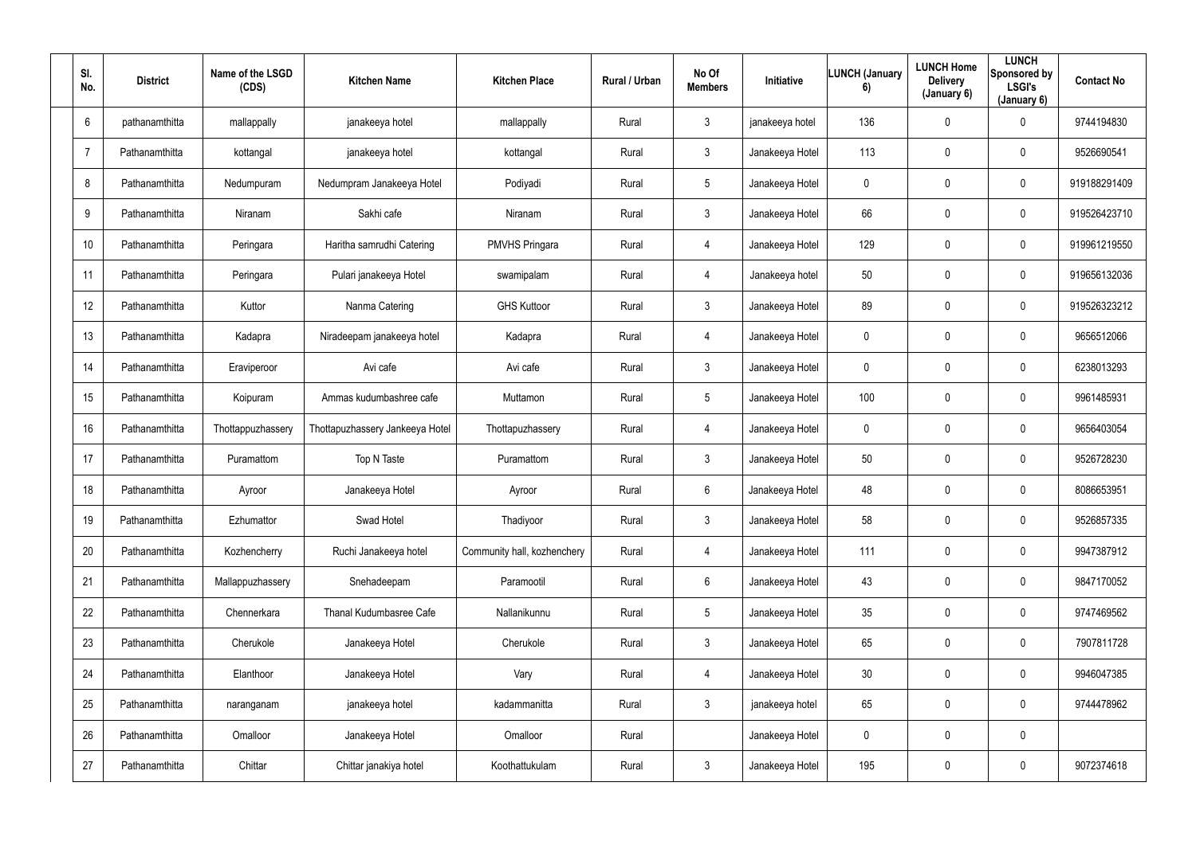| Sl. No. | District | Name of the LSGD (CDS) | Kitchen Name | Kitchen Place | Rural / Urban | No Of Members | Initiative | LUNCH (January 6) | LUNCH Home Delivery (January 6) | LUNCH Sponsored by LSGI's (January 6) | Contact No |
|---|---|---|---|---|---|---|---|---|---|---|---|
| 6 | pathanamthitta | mallappally | janakeeya hotel | mallappally | Rural | 3 | janakeeya hotel | 136 | 0 | 0 | 9744194830 |
| 7 | Pathanamthitta | kottangal | janakeeya hotel | kottangal | Rural | 3 | Janakeeya Hotel | 113 | 0 | 0 | 9526690541 |
| 8 | Pathanamthitta | Nedumpuram | Nedumpram Janakeeya Hotel | Podiyadi | Rural | 5 | Janakeeya Hotel | 0 | 0 | 0 | 919188291409 |
| 9 | Pathanamthitta | Niranam | Sakhi cafe | Niranam | Rural | 3 | Janakeeya Hotel | 66 | 0 | 0 | 919526423710 |
| 10 | Pathanamthitta | Peringara | Haritha samrudhi Catering | PMVHS Pringara | Rural | 4 | Janakeeya Hotel | 129 | 0 | 0 | 919961219550 |
| 11 | Pathanamthitta | Peringara | Pulari janakeeya Hotel | swamipalam | Rural | 4 | Janakeeya hotel | 50 | 0 | 0 | 919656132036 |
| 12 | Pathanamthitta | Kuttor | Nanma Catering | GHS Kuttoor | Rural | 3 | Janakeeya Hotel | 89 | 0 | 0 | 919526323212 |
| 13 | Pathanamthitta | Kadapra | Niradeepam janakeeya hotel | Kadapra | Rural | 4 | Janakeeya Hotel | 0 | 0 | 0 | 9656512066 |
| 14 | Pathanamthitta | Eraviperoor | Avi cafe | Avi cafe | Rural | 3 | Janakeeya Hotel | 0 | 0 | 0 | 6238013293 |
| 15 | Pathanamthitta | Koipuram | Ammas kudumbashree cafe | Muttamon | Rural | 5 | Janakeeya Hotel | 100 | 0 | 0 | 9961485931 |
| 16 | Pathanamthitta | Thottappuzhassery | Thottapuzhassery Jankeeya Hotel | Thottapuzhassery | Rural | 4 | Janakeeya Hotel | 0 | 0 | 0 | 9656403054 |
| 17 | Pathanamthitta | Puramattom | Top N Taste | Puramattom | Rural | 3 | Janakeeya Hotel | 50 | 0 | 0 | 9526728230 |
| 18 | Pathanamthitta | Ayroor | Janakeeya Hotel | Ayroor | Rural | 6 | Janakeeya Hotel | 48 | 0 | 0 | 8086653951 |
| 19 | Pathanamthitta | Ezhumattor | Swad Hotel | Thadiyoor | Rural | 3 | Janakeeya Hotel | 58 | 0 | 0 | 9526857335 |
| 20 | Pathanamthitta | Kozhencherry | Ruchi Janakeeya hotel | Community hall, kozhencherry | Rural | 4 | Janakeeya Hotel | 111 | 0 | 0 | 9947387912 |
| 21 | Pathanamthitta | Mallappuzhassery | Snehadeepam | Paramootil | Rural | 6 | Janakeeya Hotel | 43 | 0 | 0 | 9847170052 |
| 22 | Pathanamthitta | Chennerkara | Thanal Kudumbasree Cafe | Nallanikunnu | Rural | 5 | Janakeeya Hotel | 35 | 0 | 0 | 9747469562 |
| 23 | Pathanamthitta | Cherukole | Janakeeya Hotel | Cherukole | Rural | 3 | Janakeeya Hotel | 65 | 0 | 0 | 7907811728 |
| 24 | Pathanamthitta | Elanthoor | Janakeeya Hotel | Vary | Rural | 4 | Janakeeya Hotel | 30 | 0 | 0 | 9946047385 |
| 25 | Pathanamthitta | naranganam | janakeeya hotel | kadammanitta | Rural | 3 | janakeeya hotel | 65 | 0 | 0 | 9744478962 |
| 26 | Pathanamthitta | Omalloor | Janakeeya Hotel | Omalloor | Rural | | Janakeeya Hotel | 0 | 0 | 0 | |
| 27 | Pathanamthitta | Chittar | Chittar janakiya hotel | Koothattukulam | Rural | 3 | Janakeeya Hotel | 195 | 0 | 0 | 9072374618 |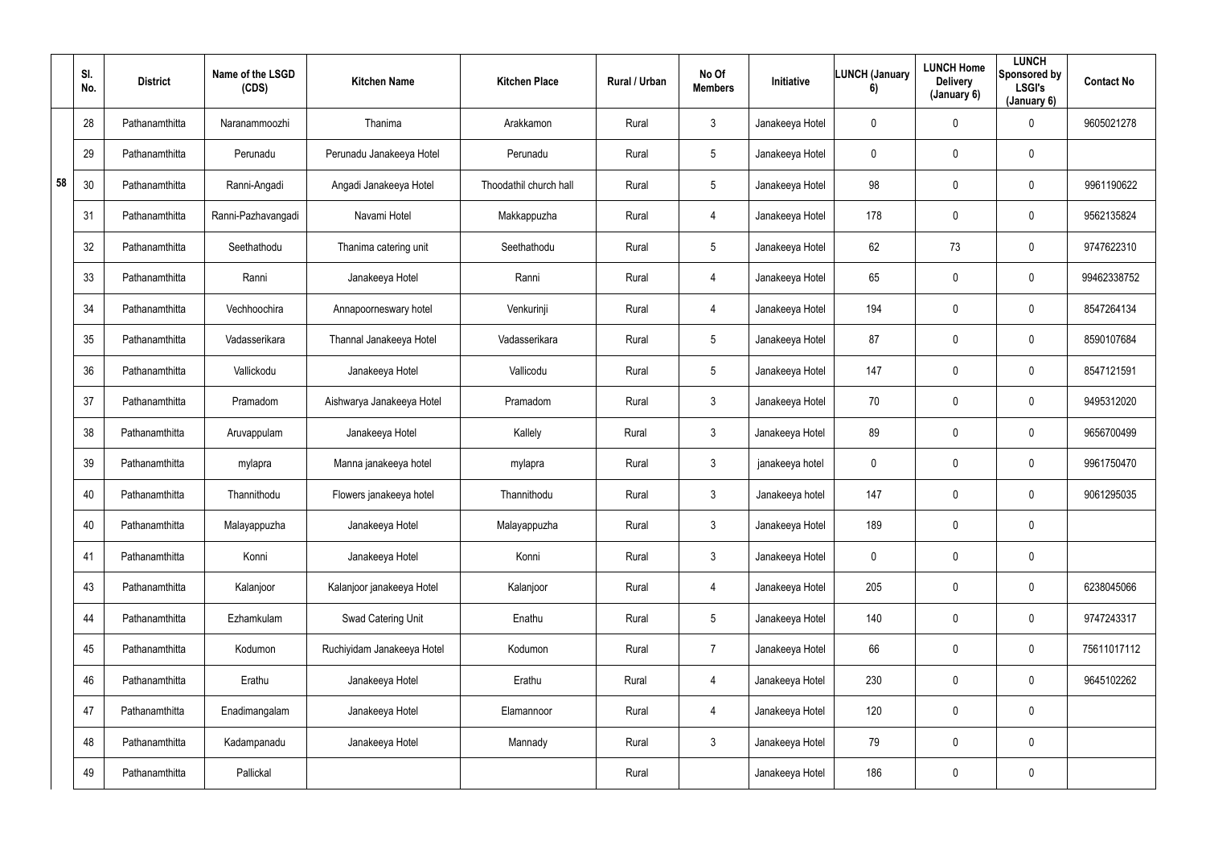|  | Sl. No. | District | Name of the LSGD (CDS) | Kitchen Name | Kitchen Place | Rural / Urban | No Of Members | Initiative | LUNCH (January 6) | LUNCH Home Delivery (January 6) | LUNCH Sponsored by LSGI's (January 6) | Contact No |
|---|---|---|---|---|---|---|---|---|---|---|---|---|
|  | 28 | Pathanamthitta | Naranammoozhi | Thanima | Arakkamon | Rural | 3 | Janakeeya Hotel | 0 | 0 | 0 | 9605021278 |
|  | 29 | Pathanamthitta | Perunadu | Perunadu Janakeeya Hotel | Perunadu | Rural | 5 | Janakeeya Hotel | 0 | 0 | 0 |  |
| 58 | 30 | Pathanamthitta | Ranni-Angadi | Angadi Janakeeya Hotel | Thoodathil church hall | Rural | 5 | Janakeeya Hotel | 98 | 0 | 0 | 9961190622 |
|  | 31 | Pathanamthitta | Ranni-Pazhavangadi | Navami Hotel | Makkappuzha | Rural | 4 | Janakeeya Hotel | 178 | 0 | 0 | 9562135824 |
|  | 32 | Pathanamthitta | Seethathodu | Thanima catering unit | Seethathodu | Rural | 5 | Janakeeya Hotel | 62 | 73 | 0 | 9747622310 |
|  | 33 | Pathanamthitta | Ranni | Janakeeya Hotel | Ranni | Rural | 4 | Janakeeya Hotel | 65 | 0 | 0 | 99462338752 |
|  | 34 | Pathanamthitta | Vechhoochira | Annapoorneswary hotel | Venkurinji | Rural | 4 | Janakeeya Hotel | 194 | 0 | 0 | 8547264134 |
|  | 35 | Pathanamthitta | Vadasserikara | Thannal Janakeeya Hotel | Vadasserikara | Rural | 5 | Janakeeya Hotel | 87 | 0 | 0 | 8590107684 |
|  | 36 | Pathanamthitta | Vallickodu | Janakeeya Hotel | Vallicodu | Rural | 5 | Janakeeya Hotel | 147 | 0 | 0 | 8547121591 |
|  | 37 | Pathanamthitta | Pramadom | Aishwarya Janakeeya Hotel | Pramadom | Rural | 3 | Janakeeya Hotel | 70 | 0 | 0 | 9495312020 |
|  | 38 | Pathanamthitta | Aruvappulam | Janakeeya Hotel | Kallely | Rural | 3 | Janakeeya Hotel | 89 | 0 | 0 | 9656700499 |
|  | 39 | Pathanamthitta | mylapra | Manna janakeeya hotel | mylapra | Rural | 3 | janakeeya hotel | 0 | 0 | 0 | 9961750470 |
|  | 40 | Pathanamthitta | Thannithodu | Flowers janakeeya hotel | Thannithodu | Rural | 3 | Janakeeya hotel | 147 | 0 | 0 | 9061295035 |
|  | 40 | Pathanamthitta | Malayappuzha | Janakeeya Hotel | Malayappuzha | Rural | 3 | Janakeeya Hotel | 189 | 0 | 0 |  |
|  | 41 | Pathanamthitta | Konni | Janakeeya Hotel | Konni | Rural | 3 | Janakeeya Hotel | 0 | 0 | 0 |  |
|  | 43 | Pathanamthitta | Kalanjoor | Kalanjoor janakeeya Hotel | Kalanjoor | Rural | 4 | Janakeeya Hotel | 205 | 0 | 0 | 6238045066 |
|  | 44 | Pathanamthitta | Ezhamkulam | Swad Catering Unit | Enathu | Rural | 5 | Janakeeya Hotel | 140 | 0 | 0 | 9747243317 |
|  | 45 | Pathanamthitta | Kodumon | Ruchiyidam Janakeeya Hotel | Kodumon | Rural | 7 | Janakeeya Hotel | 66 | 0 | 0 | 75611017112 |
|  | 46 | Pathanamthitta | Erathu | Janakeeya Hotel | Erathu | Rural | 4 | Janakeeya Hotel | 230 | 0 | 0 | 9645102262 |
|  | 47 | Pathanamthitta | Enadimangalam | Janakeeya Hotel | Elamannoor | Rural | 4 | Janakeeya Hotel | 120 | 0 | 0 |  |
|  | 48 | Pathanamthitta | Kadampanadu | Janakeeya Hotel | Mannady | Rural | 3 | Janakeeya Hotel | 79 | 0 | 0 |  |
|  | 49 | Pathanamthitta | Pallickal |  |  | Rural |  | Janakeeya Hotel | 186 | 0 | 0 |  |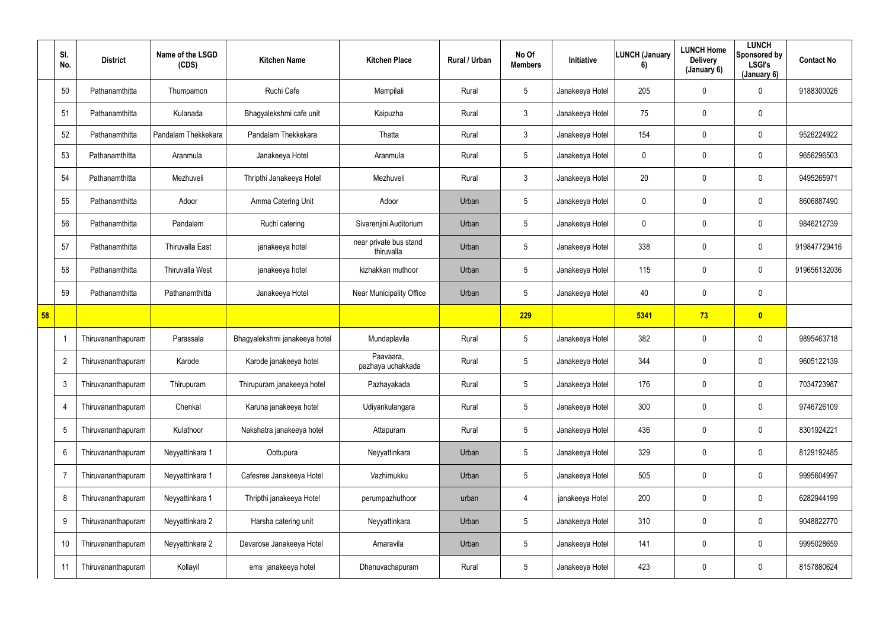| | Sl. No. | District | Name of the LSGD (CDS) | Kitchen Name | Kitchen Place | Rural / Urban | No Of Members | Initiative | LUNCH (January 6) | LUNCH Home Delivery (January 6) | LUNCH Sponsored by LSGI's (January 6) | Contact No |
|---|---|---|---|---|---|---|---|---|---|---|---|---|
| | 50 | Pathanamthitta | Thumpamon | Ruchi Cafe | Mampilali | Rural | 5 | Janakeeya Hotel | 205 | 0 | 0 | 9188300026 |
| | 51 | Pathanamthitta | Kulanada | Bhagyalekshmi cafe unit | Kaipuzha | Rural | 3 | Janakeeya Hotel | 75 | 0 | 0 | |
| | 52 | Pathanamthitta | Pandalam Thekkekara | Pandalam Thekkekara | Thatta | Rural | 3 | Janakeeya Hotel | 154 | 0 | 0 | 9526224922 |
| | 53 | Pathanamthitta | Aranmula | Janakeeya Hotel | Aranmula | Rural | 5 | Janakeeya Hotel | 0 | 0 | 0 | 9656296503 |
| | 54 | Pathanamthitta | Mezhuveli | Thripthi Janakeeya Hotel | Mezhuveli | Rural | 3 | Janakeeya Hotel | 20 | 0 | 0 | 9495265971 |
| | 55 | Pathanamthitta | Adoor | Amma Catering Unit | Adoor | Urban | 5 | Janakeeya Hotel | 0 | 0 | 0 | 8606887490 |
| | 56 | Pathanamthitta | Pandalam | Ruchi catering | Sivarenjini Auditorium | Urban | 5 | Janakeeya Hotel | 0 | 0 | 0 | 9846212739 |
| | 57 | Pathanamthitta | Thiruvalla East | janakeeya hotel | near private bus stand thiruvalla | Urban | 5 | Janakeeya Hotel | 338 | 0 | 0 | 919847729416 |
| | 58 | Pathanamthitta | Thiruvalla West | janakeeya hotel | kizhakkan muthoor | Urban | 5 | Janakeeya Hotel | 115 | 0 | 0 | 919656132036 |
| | 59 | Pathanamthitta | Pathanamthitta | Janakeeya Hotel | Near Municipality Office | Urban | 5 | Janakeeya Hotel | 40 | 0 | 0 | |
| **58** | | | | | | | **229** | | **5341** | **73** | **0** | |
| | 1 | Thiruvananthapuram | Parassala | Bhagyalekshmi janakeeya hotel | Mundaplavila | Rural | 5 | Janakeeya Hotel | 382 | 0 | 0 | 9895463718 |
| | 2 | Thiruvananthapuram | Karode | Karode janakeeya hotel | Paavaara, pazhaya uchakkada | Rural | 5 | Janakeeya Hotel | 344 | 0 | 0 | 9605122139 |
| | 3 | Thiruvananthapuram | Thirupuram | Thirupuram janakeeya hotel | Pazhayakada | Rural | 5 | Janakeeya Hotel | 176 | 0 | 0 | 7034723987 |
| | 4 | Thiruvananthapuram | Chenkal | Karuna janakeeya hotel | Udiyankulangara | Rural | 5 | Janakeeya Hotel | 300 | 0 | 0 | 9746726109 |
| | 5 | Thiruvananthapuram | Kulathoor | Nakshatra janakeeya hotel | Attapuram | Rural | 5 | Janakeeya Hotel | 436 | 0 | 0 | 8301924221 |
| | 6 | Thiruvananthapuram | Neyyattinkara 1 | Oottupura | Neyyattinkara | Urban | 5 | Janakeeya Hotel | 329 | 0 | 0 | 8129192485 |
| | 7 | Thiruvananthapuram | Neyyattinkara 1 | Cafesree Janakeeya Hotel | Vazhimukku | Urban | 5 | Janakeeya Hotel | 505 | 0 | 0 | 9995604997 |
| | 8 | Thiruvananthapuram | Neyyattinkara 1 | Thripthi janakeeya Hotel | perumpazhuthoor | urban | 4 | janakeeya Hotel | 200 | 0 | 0 | 6282944199 |
| | 9 | Thiruvananthapuram | Neyyattinkara 2 | Harsha catering unit | Neyyattinkara | Urban | 5 | Janakeeya Hotel | 310 | 0 | 0 | 9048822770 |
| | 10 | Thiruvananthapuram | Neyyattinkara 2 | Devarose Janakeeya Hotel | Amaravila | Urban | 5 | Janakeeya Hotel | 141 | 0 | 0 | 9995028659 |
| | 11 | Thiruvananthapuram | Kollayil | ems janakeeya hotel | Dhanuvachapuram | Rural | 5 | Janakeeya Hotel | 423 | 0 | 0 | 8157880624 |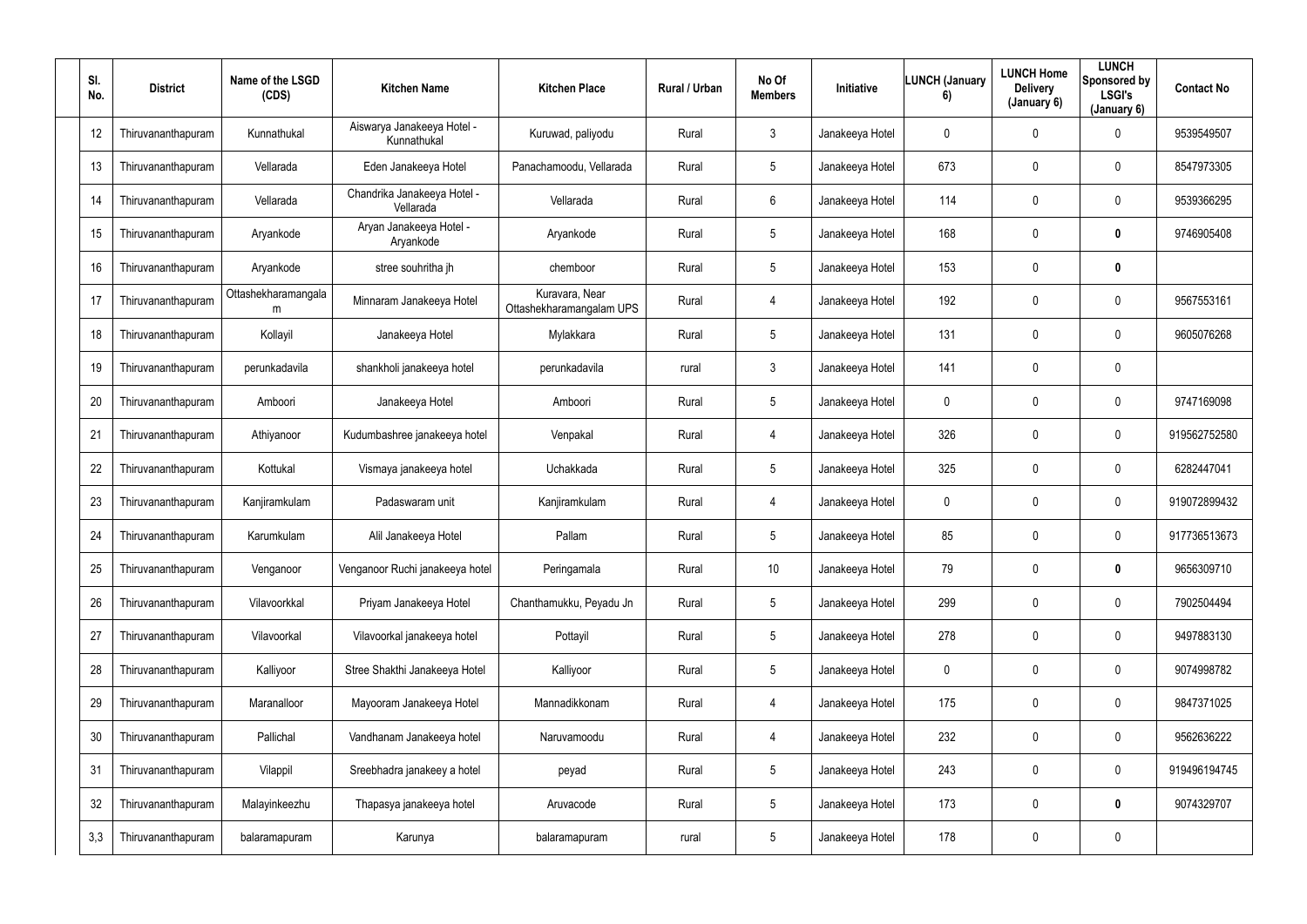| Sl. No. | District | Name of the LSGD (CDS) | Kitchen Name | Kitchen Place | Rural / Urban | No Of Members | Initiative | LUNCH (January 6) | LUNCH Home Delivery (January 6) | LUNCH Sponsored by LSGI's (January 6) | Contact No |
|---|---|---|---|---|---|---|---|---|---|---|---|
| 12 | Thiruvananthapuram | Kunnathukal | Aiswarya Janakeeya Hotel - Kunnathukal | Kuruwad, paliyodu | Rural | 3 | Janakeeya Hotel | 0 | 0 | 0 | 9539549507 |
| 13 | Thiruvananthapuram | Vellarada | Eden Janakeeya Hotel | Panachamoodu, Vellarada | Rural | 5 | Janakeeya Hotel | 673 | 0 | 0 | 8547973305 |
| 14 | Thiruvananthapuram | Vellarada | Chandrika Janakeeya Hotel - Vellarada | Vellarada | Rural | 6 | Janakeeya Hotel | 114 | 0 | 0 | 9539366295 |
| 15 | Thiruvananthapuram | Aryankode | Aryan Janakeeya Hotel - Aryankode | Aryankode | Rural | 5 | Janakeeya Hotel | 168 | 0 | **0** | 9746905408 |
| 16 | Thiruvananthapuram | Aryankode | stree souhritha jh | chemboor | Rural | 5 | Janakeeya Hotel | 153 | 0 | **0** | |
| 17 | Thiruvananthapuram | Ottashekharamangalam | Minnaram Janakeeya Hotel | Kuravara, Near Ottashekharamangalam UPS | Rural | 4 | Janakeeya Hotel | 192 | 0 | 0 | 9567553161 |
| 18 | Thiruvananthapuram | Kollayil | Janakeeya Hotel | Mylakkara | Rural | 5 | Janakeeya Hotel | 131 | 0 | 0 | 9605076268 |
| 19 | Thiruvananthapuram | perunkadavila | shankholi janakeeya hotel | perunkadavila | rural | 3 | Janakeeya Hotel | 141 | 0 | 0 | |
| 20 | Thiruvananthapuram | Amboori | Janakeeya Hotel | Amboori | Rural | 5 | Janakeeya Hotel | 0 | 0 | 0 | 9747169098 |
| 21 | Thiruvananthapuram | Athiyanoor | Kudumbashree janakeeya hotel | Venpakal | Rural | 4 | Janakeeya Hotel | 326 | 0 | 0 | 919562752580 |
| 22 | Thiruvananthapuram | Kottukal | Vismaya janakeeya hotel | Uchakkada | Rural | 5 | Janakeeya Hotel | 325 | 0 | 0 | 6282447041 |
| 23 | Thiruvananthapuram | Kanjiramkulam | Padaswaram unit | Kanjiramkulam | Rural | 4 | Janakeeya Hotel | 0 | 0 | 0 | 919072899432 |
| 24 | Thiruvananthapuram | Karumkulam | Alil Janakeeya Hotel | Pallam | Rural | 5 | Janakeeya Hotel | 85 | 0 | 0 | 917736513673 |
| 25 | Thiruvananthapuram | Venganoor | Venganoor Ruchi janakeeya hotel | Peringamala | Rural | 10 | Janakeeya Hotel | 79 | 0 | **0** | 9656309710 |
| 26 | Thiruvananthapuram | Vilavoorkkal | Priyam Janakeeya Hotel | Chanthamukku, Peyadu Jn | Rural | 5 | Janakeeya Hotel | 299 | 0 | 0 | 7902504494 |
| 27 | Thiruvananthapuram | Vilavoorkal | Vilavoorkal janakeeya hotel | Pottayil | Rural | 5 | Janakeeya Hotel | 278 | 0 | 0 | 9497883130 |
| 28 | Thiruvananthapuram | Kalliyoor | Stree Shakthi Janakeeya Hotel | Kalliyoor | Rural | 5 | Janakeeya Hotel | 0 | 0 | 0 | 9074998782 |
| 29 | Thiruvananthapuram | Maranalloor | Mayooram Janakeeya Hotel | Mannadikkonam | Rural | 4 | Janakeeya Hotel | 175 | 0 | 0 | 9847371025 |
| 30 | Thiruvananthapuram | Pallichal | Vandhanam Janakeeya hotel | Naruvamoodu | Rural | 4 | Janakeeya Hotel | 232 | 0 | 0 | 9562636222 |
| 31 | Thiruvananthapuram | Vilappil | Sreebhadra janakeey a hotel | peyad | Rural | 5 | Janakeeya Hotel | 243 | 0 | 0 | 919496194745 |
| 32 | Thiruvananthapuram | Malayinkeezhu | Thapasya janakeeya hotel | Aruvacode | Rural | 5 | Janakeeya Hotel | 173 | 0 | **0** | 9074329707 |
| 3,3 | Thiruvananthapuram | balaramapuram | Karunya | balaramapuram | rural | 5 | Janakeeya Hotel | 178 | 0 | 0 | |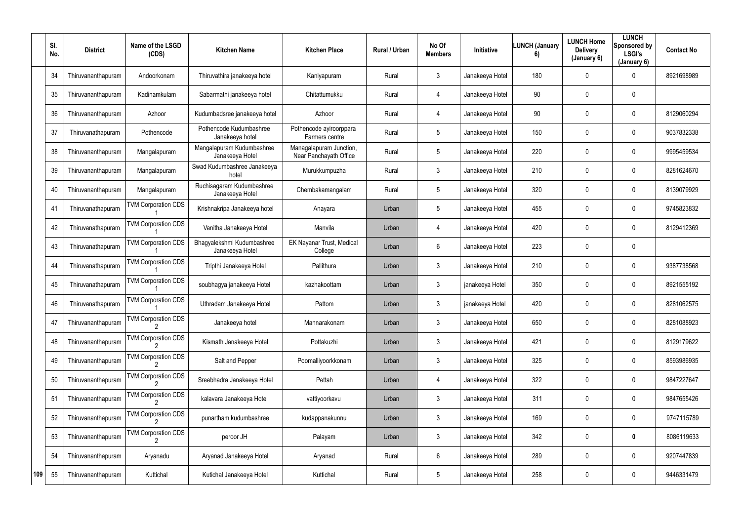| | Sl. No. | District | Name of the LSGD (CDS) | Kitchen Name | Kitchen Place | Rural / Urban | No Of Members | Initiative | LUNCH (January 6) | LUNCH Home Delivery (January 6) | LUNCH Sponsored by LSGI's (January 6) | Contact No |
|---|---|---|---|---|---|---|---|---|---|---|---|---|
| | 34 | Thiruvananthapuram | Andoorkonam | Thiruvathira janakeeya hotel | Kaniyapuram | Rural | 3 | Janakeeya Hotel | 180 | 0 | 0 | 8921698989 |
| | 35 | Thiruvananthapuram | Kadinamkulam | Sabarmathi janakeeya hotel | Chitattumukku | Rural | 4 | Janakeeya Hotel | 90 | 0 | 0 | |
| | 36 | Thiruvananthapuram | Azhoor | Kudumbadsree janakeeya hotel | Azhoor | Rural | 4 | Janakeeya Hotel | 90 | 0 | 0 | 8129060294 |
| | 37 | Thiruvanathapuram | Pothencode | Pothencode Kudumbashree Janakeeya hotel | Pothencode ayiroorppara Farmers centre | Rural | 5 | Janakeeya Hotel | 150 | 0 | 0 | 9037832338 |
| | 38 | Thiruvananthapuram | Mangalapuram | Mangalapuram Kudumbashree Janakeeya Hotel | Managalapuram Junction, Near Panchayath Office | Rural | 5 | Janakeeya Hotel | 220 | 0 | 0 | 9995459534 |
| | 39 | Thiruvananthapuram | Mangalapuram | Swad Kudumbashree Janakeeya hotel | Murukkumpuzha | Rural | 3 | Janakeeya Hotel | 210 | 0 | 0 | 8281624670 |
| | 40 | Thiruvananthapuram | Mangalapuram | Ruchisagaram Kudumbashree Janakeeya Hotel | Chembakamangalam | Rural | 5 | Janakeeya Hotel | 320 | 0 | 0 | 8139079929 |
| | 41 | Thiruvanathapuram | TVM Corporation CDS 1 | Krishnakripa Janakeeya hotel | Anayara | Urban | 5 | Janakeeya Hotel | 455 | 0 | 0 | 9745823832 |
| | 42 | Thiruvanathapuram | TVM Corporation CDS 1 | Vanitha Janakeeya Hotel | Manvila | Urban | 4 | Janakeeya Hotel | 420 | 0 | 0 | 8129412369 |
| | 43 | Thiruvanathapuram | TVM Corporation CDS 1 | Bhagyalekshmi Kudumbashree Janakeeya Hotel | EK Nayanar Trust, Medical College | Urban | 6 | Janakeeya Hotel | 223 | 0 | 0 | |
| | 44 | Thiruvanathapuram | TVM Corporation CDS 1 | Tripthi Janakeeya Hotel | Pallithura | Urban | 3 | Janakeeya Hotel | 210 | 0 | 0 | 9387738568 |
| | 45 | Thiruvanathapuram | TVM Corporation CDS 1 | soubhagya janakeeya Hotel | kazhakoottam | Urban | 3 | janakeeya Hotel | 350 | 0 | 0 | 8921555192 |
| | 46 | Thiruvanathapuram | TVM Corporation CDS 1 | Uthradam Janakeeya Hotel | Pattom | Urban | 3 | janakeeya Hotel | 420 | 0 | 0 | 8281062575 |
| | 47 | Thiruvananthapuram | TVM Corporation CDS 2 | Janakeeya hotel | Mannarakonam | Urban | 3 | Janakeeya Hotel | 650 | 0 | 0 | 8281088923 |
| | 48 | Thiruvananthapuram | TVM Corporation CDS 2 | Kismath Janakeeya Hotel | Pottakuzhi | Urban | 3 | Janakeeya Hotel | 421 | 0 | 0 | 8129179622 |
| | 49 | Thiruvananthapuram | TVM Corporation CDS 2 | Salt and Pepper | Poomalliyoorkkonam | Urban | 3 | Janakeeya Hotel | 325 | 0 | 0 | 8593986935 |
| | 50 | Thiruvananthapuram | TVM Corporation CDS 2 | Sreebhadra Janakeeya Hotel | Pettah | Urban | 4 | Janakeeya Hotel | 322 | 0 | 0 | 9847227647 |
| | 51 | Thiruvananthapuram | TVM Corporation CDS 2 | kalavara Janakeeya Hotel | vattiyoorkavu | Urban | 3 | Janakeeya Hotel | 311 | 0 | 0 | 9847655426 |
| | 52 | Thiruvananthapuram | TVM Corporation CDS 2 | punartham kudumbashree | kudappanakunnu | Urban | 3 | Janakeeya Hotel | 169 | 0 | 0 | 9747115789 |
| | 53 | Thiruvananthapuram | TVM Corporation CDS 2 | peroor JH | Palayam | Urban | 3 | Janakeeya Hotel | 342 | 0 | **0** | 8086119633 |
| | 54 | Thiruvananthapuram | Aryanadu | Aryanad Janakeeya Hotel | Aryanad | Rural | 6 | Janakeeya Hotel | 289 | 0 | 0 | 9207447839 |
| **109** | 55 | Thiruvananthapuram | Kuttichal | Kutichal Janakeeya Hotel | Kuttichal | Rural | 5 | Janakeeya Hotel | 258 | 0 | 0 | 9446331479 |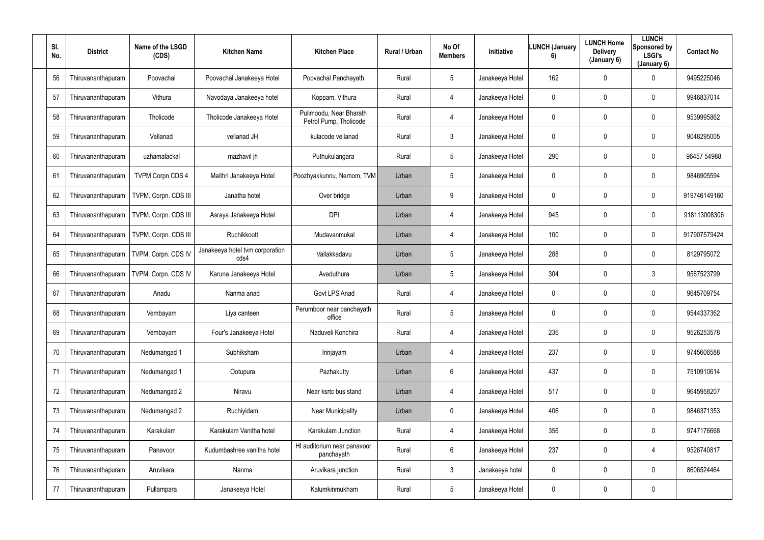| Sl. No. | District | Name of the LSGD (CDS) | Kitchen Name | Kitchen Place | Rural / Urban | No Of Members | Initiative | LUNCH (January 6) | LUNCH Home Delivery (January 6) | LUNCH Sponsored by LSGI's (January 6) | Contact No |
|---|---|---|---|---|---|---|---|---|---|---|---|
| 56 | Thiruvananthapuram | Poovachal | Poovachal Janakeeya Hotel | Poovachal Panchayath | Rural | 5 | Janakeeya Hotel | 162 | 0 | 0 | 9495225046 |
| 57 | Thiruvananthapuram | Vithura | Navodaya Janakeeya hotel | Koppam, Vithura | Rural | 4 | Janakeeya Hotel | 0 | 0 | 0 | 9946837014 |
| 58 | Thiruvananthapuram | Tholicode | Tholicode Janakeeya Hotel | Pulimoodu, Near Bharath Petrol Pump, Tholicode | Rural | 4 | Janakeeya Hotel | 0 | 0 | 0 | 9539995862 |
| 59 | Thiruvananthapuram | Vellanad | vellanad JH | kulacode vellanad | Rural | 3 | Janakeeya Hotel | 0 | 0 | 0 | 9048295005 |
| 60 | Thiruvananthapuram | uzhamalackal | mazhavil jh | Puthukulangara | Rural | 5 | Janakeeya Hotel | 290 | 0 | 0 | 96457 54988 |
| 61 | Thiruvananthapuram | TVPM Corpn CDS 4 | Maithri Janakeeya Hotel | Poozhyakkunnu, Nemom, TVM | Urban | 5 | Janakeeya Hotel | 0 | 0 | 0 | 9846905594 |
| 62 | Thiruvananthapuram | TVPM. Corpn. CDS III | Janatha hotel | Over bridge | Urban | 9 | Janakeeya Hotel | 0 | 0 | 0 | 919746149160 |
| 63 | Thiruvananthapuram | TVPM. Corpn. CDS III | Asraya Janakeeya Hotel | DPI | Urban | 4 | Janakeeya Hotel | 945 | 0 | 0 | 918113008306 |
| 64 | Thiruvananthapuram | TVPM. Corpn. CDS III | Ruchikkoott | Mudavanmukal | Urban | 4 | Janakeeya Hotel | 100 | 0 | 0 | 917907579424 |
| 65 | Thiruvananthapuram | TVPM. Corpn. CDS IV | Janakeeya hotel tvm corporation cds4 | Vallakkadavu | Urban | 5 | Janakeeya Hotel | 288 | 0 | 0 | 8129795072 |
| 66 | Thiruvananthapuram | TVPM. Corpn. CDS IV | Karuna Janakeeya Hotel | Avaduthura | Urban | 5 | Janakeeya Hotel | 304 | 0 | 3 | 9567523799 |
| 67 | Thiruvananthapuram | Anadu | Nanma anad | Govt LPS Anad | Rural | 4 | Janakeeya Hotel | 0 | 0 | 0 | 9645709754 |
| 68 | Thiruvananthapuram | Vembayam | Liya canteen | Perumboor near panchayath office | Rural | 5 | Janakeeya Hotel | 0 | 0 | 0 | 9544337362 |
| 69 | Thiruvananthapuram | Vembayam | Four's Janakeeya Hotel | Naduveli Konchira | Rural | 4 | Janakeeya Hotel | 236 | 0 | 0 | 9526253578 |
| 70 | Thiruvananthapuram | Nedumangad 1 | Subhiksham | Irinjayam | Urban | 4 | Janakeeya Hotel | 237 | 0 | 0 | 9745606588 |
| 71 | Thiruvananthapuram | Nedumangad 1 | Ootupura | Pazhakutty | Urban | 6 | Janakeeya Hotel | 437 | 0 | 0 | 7510910614 |
| 72 | Thiruvananthapuram | Nedumangad 2 | Niravu | Near ksrtc bus stand | Urban | 4 | Janakeeya Hotel | 517 | 0 | 0 | 9645958207 |
| 73 | Thiruvananthapuram | Nedumangad 2 | Ruchiyidam | Near Municipality | Urban | 0 | Janakeeya Hotel | 406 | 0 | 0 | 9846371353 |
| 74 | Thiruvananthapuram | Karakulam | Karakulam Vanitha hotel | Karakulam Junction | Rural | 4 | Janakeeya Hotel | 356 | 0 | 0 | 9747176668 |
| 75 | Thiruvananthapuram | Panavoor | Kudumbashree vanitha hotel | HI auditorium near panavoor panchayath | Rural | 6 | Janakeeya Hotel | 237 | 0 | 4 | 9526740817 |
| 76 | Thiruvananthapuram | Aruvikara | Nanma | Aruvikara junction | Rural | 3 | Janakeeya hotel | 0 | 0 | 0 | 8606524464 |
| 77 | Thiruvananthapuram | Pullampara | Janakeeya Hotel | Kalumkinmukham | Rural | 5 | Janakeeya Hotel | 0 | 0 | 0 | |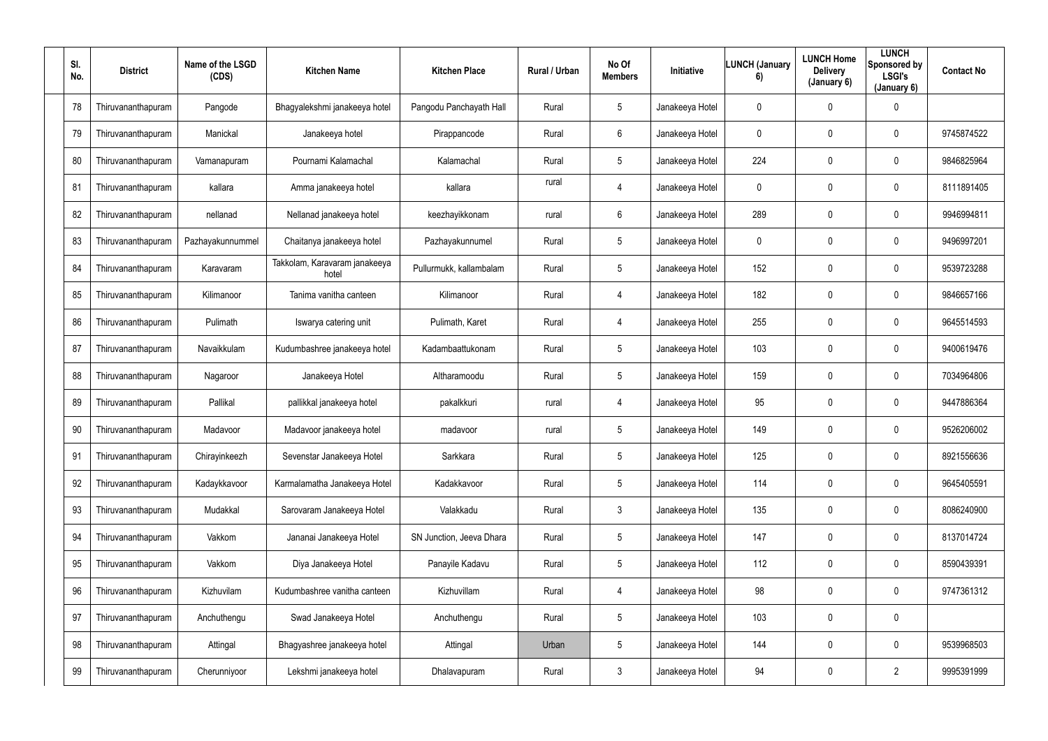| Sl. No. | District | Name of the LSGD (CDS) | Kitchen Name | Kitchen Place | Rural / Urban | No Of Members | Initiative | LUNCH (January 6) | LUNCH Home Delivery (January 6) | LUNCH Sponsored by LSGI's (January 6) | Contact No |
|---|---|---|---|---|---|---|---|---|---|---|---|
| 78 | Thiruvananthapuram | Pangode | Bhagyalekshmi janakeeya hotel | Pangodu Panchayath Hall | Rural | 5 | Janakeeya Hotel | 0 | 0 | 0 | |
| 79 | Thiruvananthapuram | Manickal | Janakeeya hotel | Pirappancode | Rural | 6 | Janakeeya Hotel | 0 | 0 | 0 | 9745874522 |
| 80 | Thiruvananthapuram | Vamanapuram | Pournami Kalamachal | Kalamachal | Rural | 5 | Janakeeya Hotel | 224 | 0 | 0 | 9846825964 |
| 81 | Thiruvananthapuram | kallara | Amma janakeeya hotel | kallara | rural | 4 | Janakeeya Hotel | 0 | 0 | 0 | 8111891405 |
| 82 | Thiruvananthapuram | nellanad | Nellanad janakeeya hotel | keezhayikkonam | rural | 6 | Janakeeya Hotel | 289 | 0 | 0 | 9946994811 |
| 83 | Thiruvananthapuram | Pazhayakunnummel | Chaitanya janakeeya hotel | Pazhayakunnumel | Rural | 5 | Janakeeya Hotel | 0 | 0 | 0 | 9496997201 |
| 84 | Thiruvananthapuram | Karavaram | Takkolam, Karavaram janakeeya hotel | Pullurmukk, kallambalam | Rural | 5 | Janakeeya Hotel | 152 | 0 | 0 | 9539723288 |
| 85 | Thiruvananthapuram | Kilimanoor | Tanima vanitha canteen | Kilimanoor | Rural | 4 | Janakeeya Hotel | 182 | 0 | 0 | 9846657166 |
| 86 | Thiruvananthapuram | Pulimath | Iswarya catering unit | Pulimath, Karet | Rural | 4 | Janakeeya Hotel | 255 | 0 | 0 | 9645514593 |
| 87 | Thiruvananthapuram | Navaikkulam | Kudumbashree janakeeya hotel | Kadambaattukonam | Rural | 5 | Janakeeya Hotel | 103 | 0 | 0 | 9400619476 |
| 88 | Thiruvananthapuram | Nagaroor | Janakeeya Hotel | Altharamoodu | Rural | 5 | Janakeeya Hotel | 159 | 0 | 0 | 7034964806 |
| 89 | Thiruvananthapuram | Pallikal | pallikkal janakeeya hotel | pakalkkuri | rural | 4 | Janakeeya Hotel | 95 | 0 | 0 | 9447886364 |
| 90 | Thiruvananthapuram | Madavoor | Madavoor janakeeya hotel | madavoor | rural | 5 | Janakeeya Hotel | 149 | 0 | 0 | 9526206002 |
| 91 | Thiruvananthapuram | Chirayinkeezh | Sevenstar Janakeeya Hotel | Sarkkara | Rural | 5 | Janakeeya Hotel | 125 | 0 | 0 | 8921556636 |
| 92 | Thiruvananthapuram | Kadaykkavoor | Karmalamatha Janakeeya Hotel | Kadakkavoor | Rural | 5 | Janakeeya Hotel | 114 | 0 | 0 | 9645405591 |
| 93 | Thiruvananthapuram | Mudakkal | Sarovaram Janakeeya Hotel | Valakkadu | Rural | 3 | Janakeeya Hotel | 135 | 0 | 0 | 8086240900 |
| 94 | Thiruvananthapuram | Vakkom | Jananai Janakeeya Hotel | SN Junction, Jeeva Dhara | Rural | 5 | Janakeeya Hotel | 147 | 0 | 0 | 8137014724 |
| 95 | Thiruvananthapuram | Vakkom | Diya Janakeeya Hotel | Panayile Kadavu | Rural | 5 | Janakeeya Hotel | 112 | 0 | 0 | 8590439391 |
| 96 | Thiruvananthapuram | Kizhuvilam | Kudumbashree vanitha canteen | Kizhuvillam | Rural | 4 | Janakeeya Hotel | 98 | 0 | 0 | 9747361312 |
| 97 | Thiruvananthapuram | Anchuthengu | Swad Janakeeya Hotel | Anchuthengu | Rural | 5 | Janakeeya Hotel | 103 | 0 | 0 | |
| 98 | Thiruvananthapuram | Attingal | Bhagyashree janakeeya hotel | Attingal | Urban | 5 | Janakeeya Hotel | 144 | 0 | 0 | 9539968503 |
| 99 | Thiruvananthapuram | Cherunniyoor | Lekshmi janakeeya hotel | Dhalavapuram | Rural | 3 | Janakeeya Hotel | 94 | 0 | 2 | 9995391999 |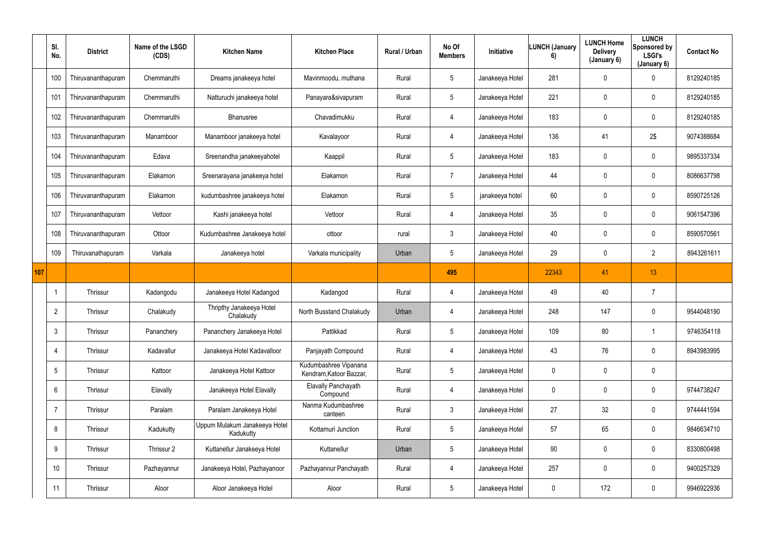| | Sl. No. | District | Name of the LSGD (CDS) | Kitchen Name | Kitchen Place | Rural / Urban | No Of Members | Initiative | LUNCH (January 6) | LUNCH Home Delivery (January 6) | LUNCH Sponsored by LSGI's (January 6) | Contact No |
|---|---|---|---|---|---|---|---|---|---|---|---|---|
| | 100 | Thiruvananthapuram | Chemmaruthi | Dreams janakeeya hotel | Mavinmoodu, muthana | Rural | 5 | Janakeeya Hotel | 281 | 0 | 0 | 8129240185 |
| | 101 | Thiruvananthapuram | Chemmaruthi | Natturuchi janakeeya hotel | Panayara&sivapuram | Rural | 5 | Janakeeya Hotel | 221 | 0 | 0 | 8129240185 |
| | 102 | Thiruvananthapuram | Chemmaruthi | Bhanusree | Chavadimukku | Rural | 4 | Janakeeya Hotel | 183 | 0 | 0 | 8129240185 |
| | 103 | Thiruvananthapuram | Manamboor | Manamboor janakeeya hotel | Kavalayoor | Rural | 4 | Janakeeya Hotel | 136 | 41 | 2$ | 9074388684 |
| | 104 | Thiruvananthapuram | Edava | Sreenandha janakeeyahotel | Kaappil | Rural | 5 | Janakeeya Hotel | 183 | 0 | 0 | 9895337334 |
| | 105 | Thiruvananthapuram | Elakamon | Sreenarayana janakeeya hotel | Elakamon | Rural | 7 | Janakeeya Hotel | 44 | 0 | 0 | 8086637798 |
| | 106 | Thiruvananthapuram | Elakamon | kudumbashree janakeeya hotel | Elakamon | Rural | 5 | janakeeya hotel | 60 | 0 | 0 | 8590725126 |
| | 107 | Thiruvananthapuram | Vettoor | Kashi janakeeya hotel | Vettoor | Rural | 4 | Janakeeya Hotel | 35 | 0 | 0 | 9061547396 |
| | 108 | Thiruvananthapuram | Ottoor | Kudumbashree Janakeeya hotel | ottoor | rural | 3 | Janakeeya Hotel | 40 | 0 | 0 | 8590570561 |
| | 109 | Thiruvanathapuram | Varkala | Janakeeya hotel | Varkala municipality | Urban | 5 | Janakeeya Hotel | 29 | 0 | 2 | 8943261611 |
| 107 | | | | | | | 495 | | 22343 | 41 | 13 | |
| | 1 | Thrissur | Kadangodu | Janakeeya Hotel Kadangod | Kadangod | Rural | 4 | Janakeeya Hotel | 49 | 40 | 7 | |
| | 2 | Thrissur | Chalakudy | Thripthy Janakeeya Hotel Chalakudy | North Busstand Chalakudy | Urban | 4 | Janakeeya Hotel | 248 | 147 | 0 | 9544048190 |
| | 3 | Thrissur | Pananchery | Pananchery Janakeeya Hotel | Pattikkad | Rural | 5 | Janakeeya Hotel | 109 | 80 | 1 | 9746354118 |
| | 4 | Thrissur | Kadavallur | Janakeeya Hotel Kadavalloor | Panjayath Compound | Rural | 4 | Janakeeya Hotel | 43 | 76 | 0 | 8943983995 |
| | 5 | Thrissur | Kattoor | Janakeeya Hotel Kattoor | Kudumbashree Vipanana Kendram,Katoor Bazzar, | Rural | 5 | Janakeeya Hotel | 0 | 0 | 0 | |
| | 6 | Thrissur | Elavally | Janakeeya Hotel Elavally | Elavally Panchayath Compound | Rural | 4 | Janakeeya Hotel | 0 | 0 | 0 | 9744738247 |
| | 7 | Thrissur | Paralam | Paralam Janakeeya Hotel | Nanma Kudumbashree canteen | Rural | 3 | Janakeeya Hotel | 27 | 32 | 0 | 9744441594 |
| | 8 | Thrissur | Kadukutty | Uppum Mulakum Janakeeya Hotel Kadukutty | Kottamuri Junction | Rural | 5 | Janakeeya Hotel | 57 | 65 | 0 | 9846634710 |
| | 9 | Thrissur | Thrissur 2 | Kuttanellur Janakeeya Hotel | Kuttanellur | Urban | 5 | Janakeeya Hotel | 90 | 0 | 0 | 8330800498 |
| | 10 | Thrissur | Pazhayannur | Janakeeya Hotel, Pazhayanoor | Pazhayannur Panchayath | Rural | 4 | Janakeeya Hotel | 257 | 0 | 0 | 9400257329 |
| | 11 | Thrissur | Aloor | Aloor Janakeeya Hotel | Aloor | Rural | 5 | Janakeeya Hotel | 0 | 172 | 0 | 9946922936 |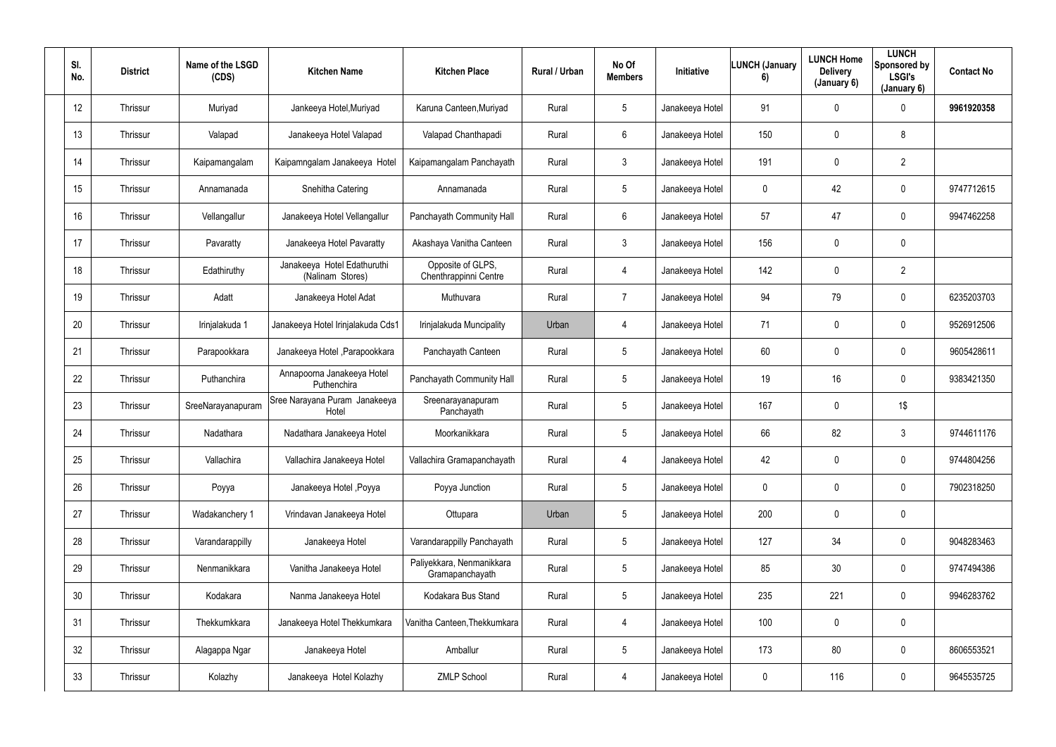| Sl. No. | District | Name of the LSGD (CDS) | Kitchen Name | Kitchen Place | Rural / Urban | No Of Members | Initiative | LUNCH (January 6) | LUNCH Home Delivery (January 6) | LUNCH Sponsored by LSGI's (January 6) | Contact No |
|---|---|---|---|---|---|---|---|---|---|---|---|
| 12 | Thrissur | Muriyad | Jankeeya Hotel,Muriyad | Karuna Canteen,Muriyad | Rural | 5 | Janakeeya Hotel | 91 | 0 | 0 | **9961920358** |
| 13 | Thrissur | Valapad | Janakeeya Hotel Valapad | Valapad Chanthapadi | Rural | 6 | Janakeeya Hotel | 150 | 0 | 8 | |
| 14 | Thrissur | Kaipamangalam | Kaipamngalam Janakeeya Hotel | Kaipamangalam Panchayath | Rural | 3 | Janakeeya Hotel | 191 | 0 | 2 | |
| 15 | Thrissur | Annamanada | Snehitha Catering | Annamanada | Rural | 5 | Janakeeya Hotel | 0 | 42 | 0 | 9747712615 |
| 16 | Thrissur | Vellangallur | Janakeeya Hotel Vellangallur | Panchayath Community Hall | Rural | 6 | Janakeeya Hotel | 57 | 47 | 0 | 9947462258 |
| 17 | Thrissur | Pavaratty | Janakeeya Hotel Pavaratty | Akashaya Vanitha Canteen | Rural | 3 | Janakeeya Hotel | 156 | 0 | 0 | |
| 18 | Thrissur | Edathiruthy | Janakeeya Hotel Edathuruthi (Nalinam Stores) | Opposite of GLPS, Chenthrappinni Centre | Rural | 4 | Janakeeya Hotel | 142 | 0 | 2 | |
| 19 | Thrissur | Adatt | Janakeeya Hotel Adat | Muthuvara | Rural | 7 | Janakeeya Hotel | 94 | 79 | 0 | 6235203703 |
| 20 | Thrissur | Irinjalakuda 1 | Janakeeya Hotel Irinjalakuda Cds1 | Irinjalakuda Muncipality | Urban | 4 | Janakeeya Hotel | 71 | 0 | 0 | 9526912506 |
| 21 | Thrissur | Parapookkara | Janakeeya Hotel ,Parapookkara | Panchayath Canteen | Rural | 5 | Janakeeya Hotel | 60 | 0 | 0 | 9605428611 |
| 22 | Thrissur | Puthanchira | Annapoorna Janakeeya Hotel Puthenchira | Panchayath Community Hall | Rural | 5 | Janakeeya Hotel | 19 | 16 | 0 | 9383421350 |
| 23 | Thrissur | SreeNarayanapuram | Sree Narayana Puram Janakeeya Hotel | Sreenarayanapuram Panchayath | Rural | 5 | Janakeeya Hotel | 167 | 0 | 1$ | |
| 24 | Thrissur | Nadathara | Nadathara Janakeeya Hotel | Moorkanikkara | Rural | 5 | Janakeeya Hotel | 66 | 82 | 3 | 9744611176 |
| 25 | Thrissur | Vallachira | Vallachira Janakeeya Hotel | Vallachira Gramapanchayath | Rural | 4 | Janakeeya Hotel | 42 | 0 | 0 | 9744804256 |
| 26 | Thrissur | Poyya | Janakeeya Hotel ,Poyya | Poyya Junction | Rural | 5 | Janakeeya Hotel | 0 | 0 | 0 | 7902318250 |
| 27 | Thrissur | Wadakanchery 1 | Vrindavan Janakeeya Hotel | Ottupara | Urban | 5 | Janakeeya Hotel | 200 | 0 | 0 | |
| 28 | Thrissur | Varandarappilly | Janakeeya Hotel | Varandarappilly Panchayath | Rural | 5 | Janakeeya Hotel | 127 | 34 | 0 | 9048283463 |
| 29 | Thrissur | Nenmanikkara | Vanitha Janakeeya Hotel | Paliyekkara, Nenmanikkara Gramapanchayath | Rural | 5 | Janakeeya Hotel | 85 | 30 | 0 | 9747494386 |
| 30 | Thrissur | Kodakara | Nanma Janakeeya Hotel | Kodakara Bus Stand | Rural | 5 | Janakeeya Hotel | 235 | 221 | 0 | 9946283762 |
| 31 | Thrissur | Thekkumkkara | Janakeeya Hotel Thekkumkara | Vanitha Canteen,Thekkumkara | Rural | 4 | Janakeeya Hotel | 100 | 0 | 0 | |
| 32 | Thrissur | Alagappa Ngar | Janakeeya Hotel | Amballur | Rural | 5 | Janakeeya Hotel | 173 | 80 | 0 | 8606553521 |
| 33 | Thrissur | Kolazhy | Janakeeya Hotel Kolazhy | ZMLP School | Rural | 4 | Janakeeya Hotel | 0 | 116 | 0 | 9645535725 |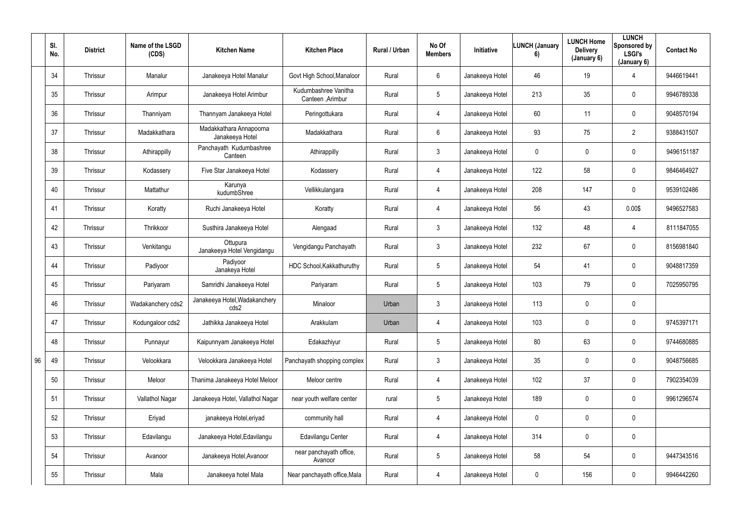| | Sl. No. | District | Name of the LSGD (CDS) | Kitchen Name | Kitchen Place | Rural / Urban | No Of Members | Initiative | LUNCH (January 6) | LUNCH Home Delivery (January 6) | LUNCH Sponsored by LSGI's (January 6) | Contact No |
|---|---|---|---|---|---|---|---|---|---|---|---|---|
| | 34 | Thrissur | Manalur | Janakeeya Hotel Manalur | Govt High School,Manaloor | Rural | 6 | Janakeeya Hotel | 46 | 19 | 4 | 9446619441 |
| | 35 | Thrissur | Arimpur | Janakeeya Hotel Arimbur | Kudumbashree Vanitha Canteen ,Arimbur | Rural | 5 | Janakeeya Hotel | 213 | 35 | 0 | 9946789338 |
| | 36 | Thrissur | Thanniyam | Thannyam Janakeeya Hotel | Peringottukara | Rural | 4 | Janakeeya Hotel | 60 | 11 | 0 | 9048570194 |
| | 37 | Thrissur | Madakkathara | Madakkathara Annapoorna Janakeeya Hotel | Madakkathara | Rural | 6 | Janakeeya Hotel | 93 | 75 | 2 | 9388431507 |
| | 38 | Thrissur | Athirappilly | Panchayath Kudumbashree Canteen | Athirappilly | Rural | 3 | Janakeeya Hotel | 0 | 0 | 0 | 9496151187 |
| | 39 | Thrissur | Kodassery | Five Star Janakeeya Hotel | Kodassery | Rural | 4 | Janakeeya Hotel | 122 | 58 | 0 | 9846464927 |
| | 40 | Thrissur | Mattathur | Karunya kudumbShree | Vellikkulangara | Rural | 4 | Janakeeya Hotel | 208 | 147 | 0 | 9539102486 |
| | 41 | Thrissur | Koratty | Ruchi Janakeeya Hotel | Koratty | Rural | 4 | Janakeeya Hotel | 56 | 43 | 0.00$ | 9496527583 |
| | 42 | Thrissur | Thrikkoor | Susthira Janakeeya Hotel | Alengaad | Rural | 3 | Janakeeya Hotel | 132 | 48 | 4 | 8111847055 |
| | 43 | Thrissur | Venkitangu | Ottupura Janakeeya Hotel Vengidangu | Vengidangu Panchayath | Rural | 3 | Janakeeya Hotel | 232 | 67 | 0 | 8156981840 |
| | 44 | Thrissur | Padiyoor | Padiyoor Janakeya Hotel | HDC School,Kakkathuruthy | Rural | 5 | Janakeeya Hotel | 54 | 41 | 0 | 9048817359 |
| | 45 | Thrissur | Pariyaram | Samridhi Janakeeya Hotel | Pariyaram | Rural | 5 | Janakeeya Hotel | 103 | 79 | 0 | 7025950795 |
| | 46 | Thrissur | Wadakanchery cds2 | Janakeeya Hotel,Wadakanchery cds2 | Minaloor | Urban | 3 | Janakeeya Hotel | 113 | 0 | 0 | |
| | 47 | Thrissur | Kodungaloor cds2 | Jathikka Janakeeya Hotel | Arakkulam | Urban | 4 | Janakeeya Hotel | 103 | 0 | 0 | 9745397171 |
| | 48 | Thrissur | Punnayur | Kaipunnyam Janakeeya Hotel | Edakazhiyur | Rural | 5 | Janakeeya Hotel | 80 | 63 | 0 | 9744680885 |
| 96 | 49 | Thrissur | Velookkara | Velookkara Janakeeya Hotel | Panchayath shopping complex | Rural | 3 | Janakeeya Hotel | 35 | 0 | 0 | 9048756685 |
| | 50 | Thrissur | Meloor | Thanima Janakeeya Hotel Meloor | Meloor centre | Rural | 4 | Janakeeya Hotel | 102 | 37 | 0 | 7902354039 |
| | 51 | Thrissur | Vallathol Nagar | Janakeeya Hotel, Vallathol Nagar | near youth welfare center | rural | 5 | Janakeeya Hotel | 189 | 0 | 0 | 9961296574 |
| | 52 | Thrissur | Eriyad | janakeeya Hotel,eriyad | community hall | Rural | 4 | Janakeeya Hotel | 0 | 0 | 0 | |
| | 53 | Thrissur | Edavilangu | Janakeeya Hotel,Edavilangu | Edavilangu Center | Rural | 4 | Janakeeya Hotel | 314 | 0 | 0 | |
| | 54 | Thrissur | Avanoor | Janakeeya Hotel,Avanoor | near panchayath office, Avanoor | Rural | 5 | Janakeeya Hotel | 58 | 54 | 0 | 9447343516 |
| | 55 | Thrissur | Mala | Janakeeya hotel Mala | Near panchayath office,Mala | Rural | 4 | Janakeeya Hotel | 0 | 156 | 0 | 9946442260 |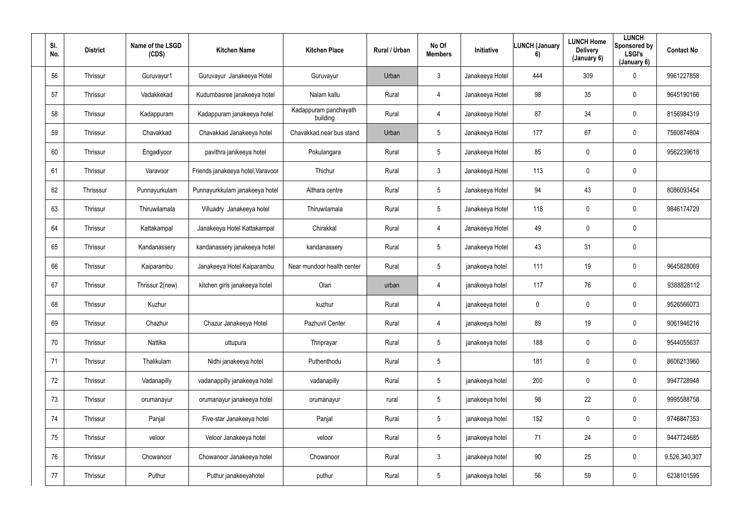| Sl. No. | District | Name of the LSGD (CDS) | Kitchen Name | Kitchen Place | Rural / Urban | No Of Members | Initiative | LUNCH (January 6) | LUNCH Home Delivery (January 6) | LUNCH Sponsored by LSGI's (January 6) | Contact No |
|---|---|---|---|---|---|---|---|---|---|---|---|
| 56 | Thrissur | Guruvayur1 | Guruvayur Janakeeya Hotel | Guruvayur | Urban | 3 | Janakeeya Hotel | 444 | 309 | 0 | 9961227858 |
| 57 | Thrissur | Vadakkekad | Kudumbasree janakeeya hotel | Nalam kallu | Rural | 4 | Janakeeya Hotel | 98 | 35 | 0 | 9645190166 |
| 58 | Thrissur | Kadappuram | Kadappuram janakeeya hotel | Kadappuram panchayath building | Rural | 4 | Janakeeya Hotel | 87 | 34 | 0 | 8156984319 |
| 59 | Thrissur | Chavakkad | Chavakkad Janakeeya hotel | Chavakkad,near bus stand | Urban | 5 | Janakeeya Hotel | 177 | 67 | 0 | 7560874804 |
| 60 | Thrissur | Engadiyoor | pavithra janikeeya hotel | Pokulangara | Rural | 5 | Janakeeya Hotel | 85 | 0 | 0 | 9562239618 |
| 61 | Thrissur | Varavoor | Friends janakeeya hotel,Varavoor | Thichur | Rural | 3 | Janakeeya Hotel | 113 | 0 | 0 | |
| 62 | Thrisssur | Punnayurkulam | Punnayurkkulam janakeeya hotel | Älthara centre | Rural | 5 | Janakeeya Hotel | 94 | 43 | 0 | 8086093454 |
| 63 | Thrissur | Thiruwilamala | Villuadry Janakeeya hotel | Thiruwilamala | Rural | 5 | Janakeeya Hotel | 118 | 0 | 0 | 9846174729 |
| 64 | Thrissur | Kattakampal | Janakeeya Hotel Kattakampal | Chirakkal | Rural | 4 | Janakeeya Hotel | 49 | 0 | 0 | |
| 65 | Thrissur | Kandanassery | kandanassery janakeeya hotel | kandanassery | Rural | 5 | Janakeeya Hotel | 43 | 31 | 0 | |
| 66 | Thrissur | Kaiparambu | Janakeeya Hotel Kaiparambu | Near mundoor health center | Rural | 5 | janakeeya hotel | 111 | 19 | 0 | 9645828069 |
| 67 | Thrissur | Thrissur 2(new) | kitchen girls janakeeya hotel | Olari | urban | 4 | janakeeya hotel | 117 | 76 | 0 | 9388828112 |
| 68 | Thrissur | Kuzhur | | kuzhur | Rural | 4 | janakeeya hotel | 0 | 0 | 0 | 9526566073 |
| 69 | Thrissur | Chazhur | Chazur Janakeeya Hotel | Pazhuvil Center | Rural | 4 | janakeeya hotel | 89 | 19 | 0 | 9061946216 |
| 70 | Thrissur | Nattika | uttupura | Thriprayar | Rural | 5 | janakeeya hotel | 188 | 0 | 0 | 9544055637 |
| 71 | Thrissur | Thalikulam | Nidhi janakeeya hotel | Puthenthodu | Rural | 5 | | 181 | 0 | 0 | 8606213960 |
| 72 | Thrissur | Vadanapilly | vadanappilly janakeeya hotel | vadanapilly | Rural | 5 | janakeeya hotel | 200 | 0 | 0 | 9947728948 |
| 73 | Thrissur | orumanayur | orumanayur janakeeya hotel | orumanayur | rural | 5 | janakeeya hotel | 98 | 22 | 0 | 9995588758 |
| 74 | Thrissur | Panjal | Five-star Janakeeya hotel | Panjal | Rural | 5 | janakeeya hotel | 152 | 0 | 0 | 9746847353 |
| 75 | Thrissur | veloor | Veloor Janakeeya hotel | veloor | Rural | 5 | janakeeya hotel | 71 | 24 | 0 | 9447724685 |
| 76 | Thrissur | Chowanoor | Chowanoor Janakeeya hotel | Chowanoor | Rural | 3 | janakeeya hotel | 90 | 25 | 0 | 9,526,340,307 |
| 77 | Thrissur | Puthur | Puthur janakeeyahotel | puthur | Rural | 5 | janakeeya hotel | 56 | 59 | 0 | 6238101595 |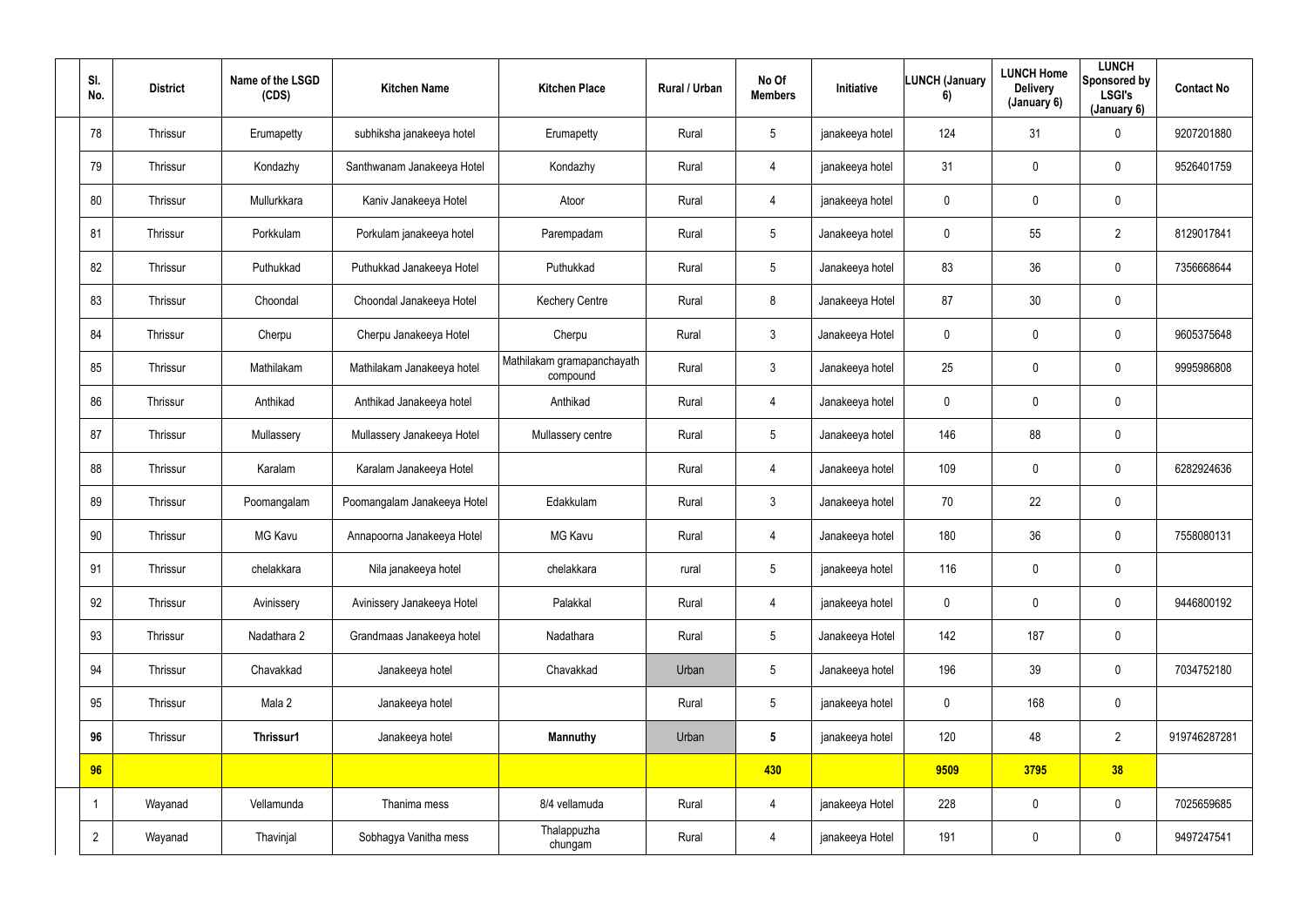| Sl. No. | District | Name of the LSGD (CDS) | Kitchen Name | Kitchen Place | Rural / Urban | No Of Members | Initiative | LUNCH (January 6) | LUNCH Home Delivery (January 6) | LUNCH Sponsored by LSGI's (January 6) | Contact No |
|---|---|---|---|---|---|---|---|---|---|---|---|
| 78 | Thrissur | Erumapetty | subhiksha janakeeya hotel | Erumapetty | Rural | 5 | janakeeya hotel | 124 | 31 | 0 | 9207201880 |
| 79 | Thrissur | Kondazhy | Santhwanam Janakeeya Hotel | Kondazhy | Rural | 4 | janakeeya hotel | 31 | 0 | 0 | 9526401759 |
| 80 | Thrissur | Mullurkkara | Kaniv Janakeeya Hotel | Atoor | Rural | 4 | janakeeya hotel | 0 | 0 | 0 | |
| 81 | Thrissur | Porkkulam | Porkulam janakeeya hotel | Parempadam | Rural | 5 | Janakeeya hotel | 0 | 55 | 2 | 8129017841 |
| 82 | Thrissur | Puthukkad | Puthukkad Janakeeya Hotel | Puthukkad | Rural | 5 | Janakeeya hotel | 83 | 36 | 0 | 7356668644 |
| 83 | Thrissur | Choondal | Choondal Janakeeya Hotel | Kechery Centre | Rural | 8 | Janakeeya Hotel | 87 | 30 | 0 | |
| 84 | Thrissur | Cherpu | Cherpu Janakeeya Hotel | Cherpu | Rural | 3 | Janakeeya Hotel | 0 | 0 | 0 | 9605375648 |
| 85 | Thrissur | Mathilakam | Mathilakam Janakeeya hotel | Mathilakam gramapanchayath compound | Rural | 3 | Janakeeya hotel | 25 | 0 | 0 | 9995986808 |
| 86 | Thrissur | Anthikad | Anthikad Janakeeya hotel | Anthikad | Rural | 4 | Janakeeya hotel | 0 | 0 | 0 | |
| 87 | Thrissur | Mullassery | Mullassery Janakeeya Hotel | Mullassery centre | Rural | 5 | Janakeeya hotel | 146 | 88 | 0 | |
| 88 | Thrissur | Karalam | Karalam Janakeeya Hotel | | Rural | 4 | Janakeeya hotel | 109 | 0 | 0 | 6282924636 |
| 89 | Thrissur | Poomangalam | Poomangalam Janakeeya Hotel | Edakkulam | Rural | 3 | Janakeeya hotel | 70 | 22 | 0 | |
| 90 | Thrissur | MG Kavu | Annapoorna Janakeeya Hotel | MG Kavu | Rural | 4 | Janakeeya hotel | 180 | 36 | 0 | 7558080131 |
| 91 | Thrissur | chelakkara | Nila janakeeya hotel | chelakkara | rural | 5 | janakeeya hotel | 116 | 0 | 0 | |
| 92 | Thrissur | Avinissery | Avinissery Janakeeya Hotel | Palakkal | Rural | 4 | janakeeya hotel | 0 | 0 | 0 | 9446800192 |
| 93 | Thrissur | Nadathara 2 | Grandmaas Janakeeya hotel | Nadathara | Rural | 5 | Janakeeya Hotel | 142 | 187 | 0 | |
| 94 | Thrissur | Chavakkad | Janakeeya hotel | Chavakkad | Urban | 5 | Janakeeya hotel | 196 | 39 | 0 | 7034752180 |
| 95 | Thrissur | Mala 2 | Janakeeya hotel | | Rural | 5 | janakeeya hotel | 0 | 168 | 0 | |
| **96** | Thrissur | **Thrissur1** | Janakeeya hotel | **Mannuthy** | Urban | **5** | janakeeya hotel | 120 | 48 | 2 | 919746287281 |
| **96** | | | | | | **430** | | **9509** | **3795** | **38** | |
| 1 | Wayanad | Vellamunda | Thanima mess | 8/4 vellamuda | Rural | 4 | janakeeya Hotel | 228 | 0 | 0 | 7025659685 |
| 2 | Wayanad | Thavinjal | Sobhagya Vanitha mess | Thalappuzha chungam | Rural | 4 | janakeeya Hotel | 191 | 0 | 0 | 9497247541 |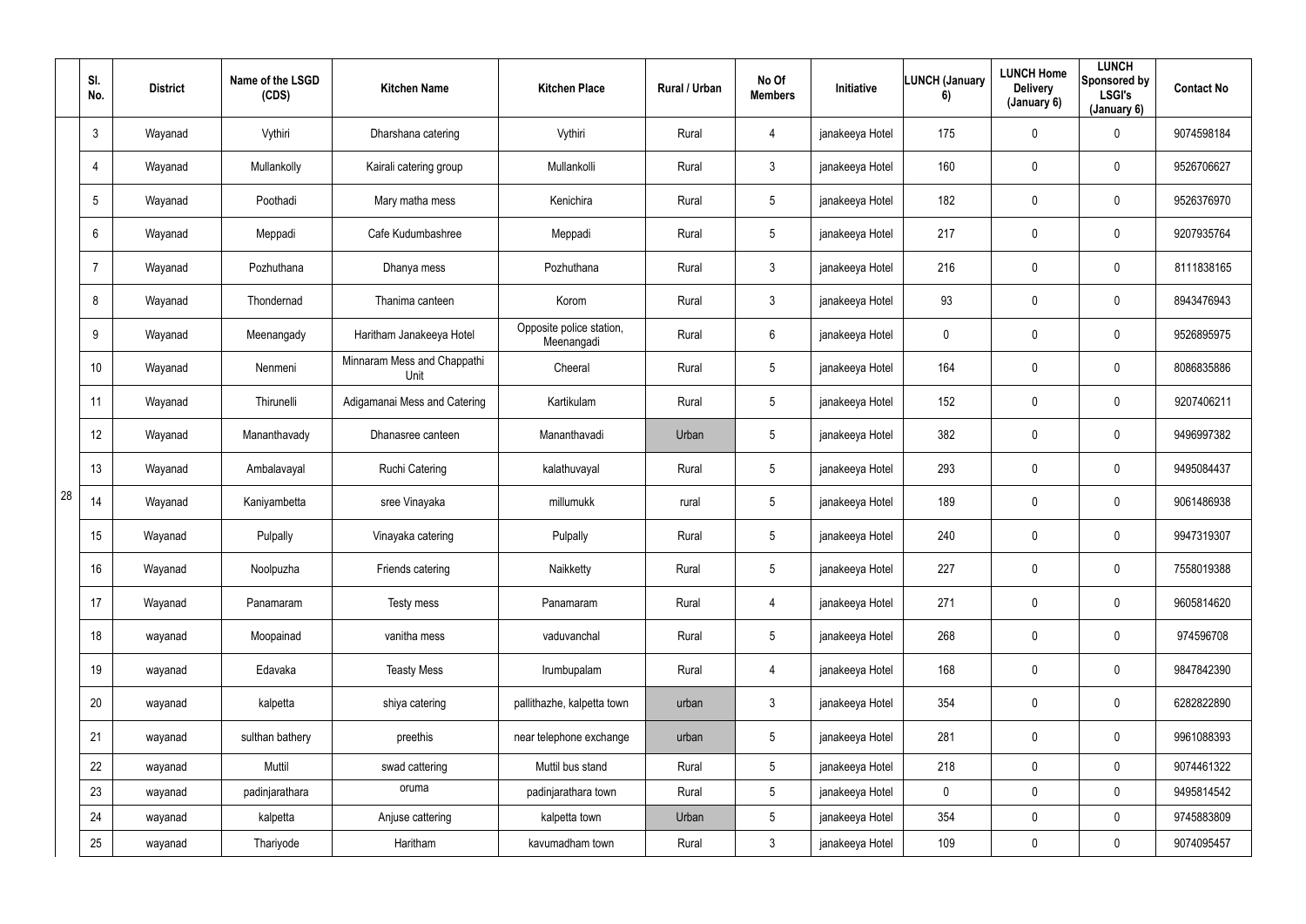| | Sl. No. | District | Name of the LSGD (CDS) | Kitchen Name | Kitchen Place | Rural / Urban | No Of Members | Initiative | LUNCH (January 6) | LUNCH Home Delivery (January 6) | LUNCH Sponsored by LSGI's (January 6) | Contact No |
|---|---|---|---|---|---|---|---|---|---|---|---|---|
| 28 | 3 | Wayanad | Vythiri | Dharshana catering | Vythiri | Rural | 4 | janakeeya Hotel | 175 | 0 | 0 | 9074598184 |
| | 4 | Wayanad | Mullankolly | Kairali catering group | Mullankolli | Rural | 3 | janakeeya Hotel | 160 | 0 | 0 | 9526706627 |
| | 5 | Wayanad | Poothadi | Mary matha mess | Kenichira | Rural | 5 | janakeeya Hotel | 182 | 0 | 0 | 9526376970 |
| | 6 | Wayanad | Meppadi | Cafe Kudumbashree | Meppadi | Rural | 5 | janakeeya Hotel | 217 | 0 | 0 | 9207935764 |
| | 7 | Wayanad | Pozhuthana | Dhanya mess | Pozhuthana | Rural | 3 | janakeeya Hotel | 216 | 0 | 0 | 8111838165 |
| | 8 | Wayanad | Thondernad | Thanima canteen | Korom | Rural | 3 | janakeeya Hotel | 93 | 0 | 0 | 8943476943 |
| | 9 | Wayanad | Meenangady | Haritham Janakeeya Hotel | Opposite police station, Meenangadi | Rural | 6 | janakeeya Hotel | 0 | 0 | 0 | 9526895975 |
| | 10 | Wayanad | Nenmeni | Minnaram Mess and Chappathi Unit | Cheeral | Rural | 5 | janakeeya Hotel | 164 | 0 | 0 | 8086835886 |
| | 11 | Wayanad | Thirunelli | Adigamanai Mess and Catering | Kartikulam | Rural | 5 | janakeeya Hotel | 152 | 0 | 0 | 9207406211 |
| | 12 | Wayanad | Mananthavady | Dhanasree canteen | Mananthavadi | Urban | 5 | janakeeya Hotel | 382 | 0 | 0 | 9496997382 |
| | 13 | Wayanad | Ambalavayal | Ruchi Catering | kalathuvayal | Rural | 5 | janakeeya Hotel | 293 | 0 | 0 | 9495084437 |
| | 14 | Wayanad | Kaniyambetta | sree Vinayaka | millumukk | rural | 5 | janakeeya Hotel | 189 | 0 | 0 | 9061486938 |
| | 15 | Wayanad | Pulpally | Vinayaka catering | Pulpally | Rural | 5 | janakeeya Hotel | 240 | 0 | 0 | 9947319307 |
| | 16 | Wayanad | Noolpuzha | Friends catering | Naikketty | Rural | 5 | janakeeya Hotel | 227 | 0 | 0 | 7558019388 |
| | 17 | Wayanad | Panamaram | Testy mess | Panamaram | Rural | 4 | janakeeya Hotel | 271 | 0 | 0 | 9605814620 |
| | 18 | wayanad | Moopainad | vanitha mess | vaduvanchal | Rural | 5 | janakeeya Hotel | 268 | 0 | 0 | 974596708 |
| | 19 | wayanad | Edavaka | Teasty Mess | Irumbupalam | Rural | 4 | janakeeya Hotel | 168 | 0 | 0 | 9847842390 |
| | 20 | wayanad | kalpetta | shiya catering | pallithazhe, kalpetta town | urban | 3 | janakeeya Hotel | 354 | 0 | 0 | 6282822890 |
| | 21 | wayanad | sulthan bathery | preethis | near telephone exchange | urban | 5 | janakeeya Hotel | 281 | 0 | 0 | 9961088393 |
| | 22 | wayanad | Muttil | swad cattering | Muttil bus stand | Rural | 5 | janakeeya Hotel | 218 | 0 | 0 | 9074461322 |
| | 23 | wayanad | padinjarathara | oruma | padinjarathara town | Rural | 5 | janakeeya Hotel | 0 | 0 | 0 | 9495814542 |
| | 24 | wayanad | kalpetta | Anjuse cattering | kalpetta town | Urban | 5 | janakeeya Hotel | 354 | 0 | 0 | 9745883809 |
| | 25 | wayanad | Thariyode | Haritham | kavumadham town | Rural | 3 | janakeeya Hotel | 109 | 0 | 0 | 9074095457 |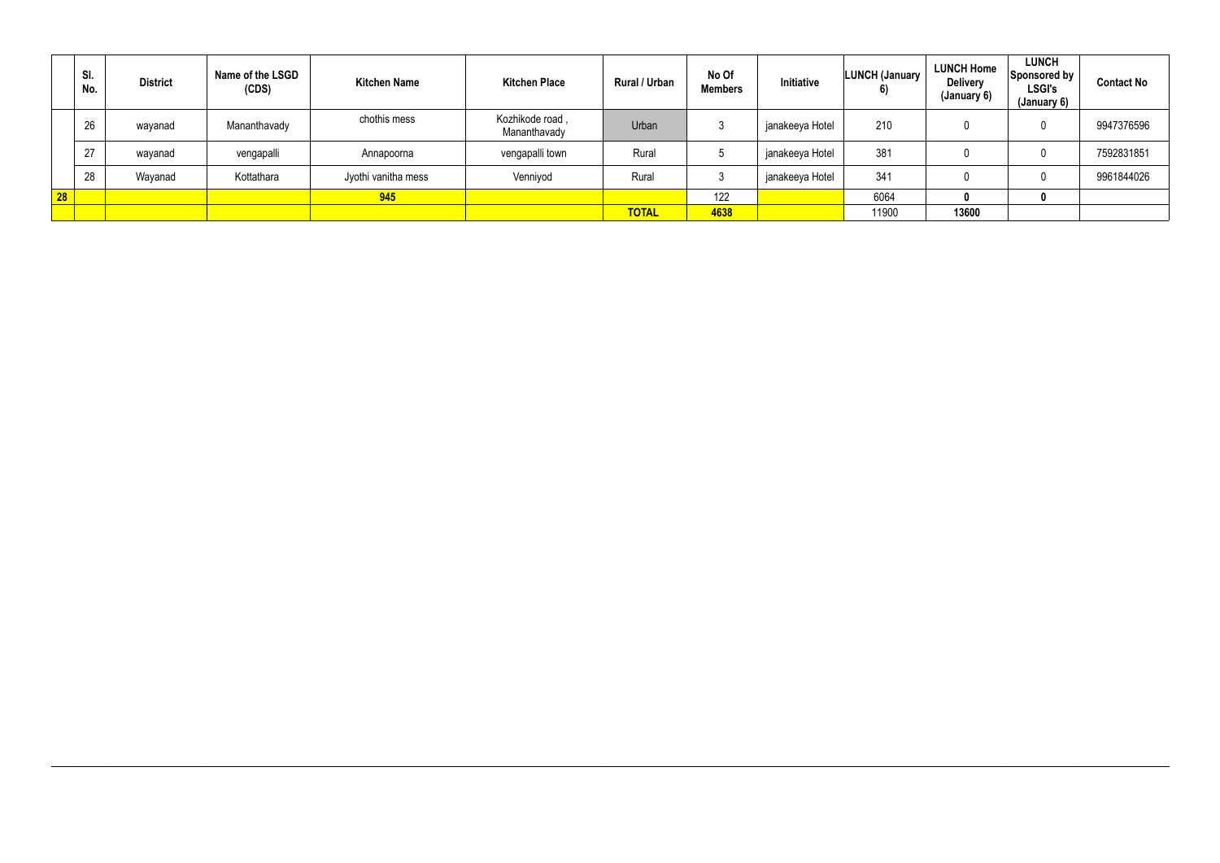| | Sl. No. | District | Name of the LSGD (CDS) | Kitchen Name | Kitchen Place | Rural / Urban | No Of Members | Initiative | LUNCH (January 6) | LUNCH Home Delivery (January 6) | LUNCH Sponsored by LSGI's (January 6) | Contact No |
|---|---|---|---|---|---|---|---|---|---|---|---|---|
| | 26 | wayanad | Mananthavady | chothis mess | Kozhikode road , Mananthavady | Urban | 3 | janakeeya Hotel | 210 | 0 | 0 | 9947376596 |
| | 27 | wayanad | vengapalli | Annapoorna | vengapalli town | Rural | 5 | janakeeya Hotel | 381 | 0 | 0 | 7592831851 |
| | 28 | Wayanad | Kottathara | Jyothi vanitha mess | Venniyod | Rural | 3 | janakeeya Hotel | 341 | 0 | 0 | 9961844026 |
| **28** | | | | **945** | | | 122 | | 6064 | **0** | **0** | |
| | | | | | | **TOTAL** | **4638** | | 11900 | **13600** | | |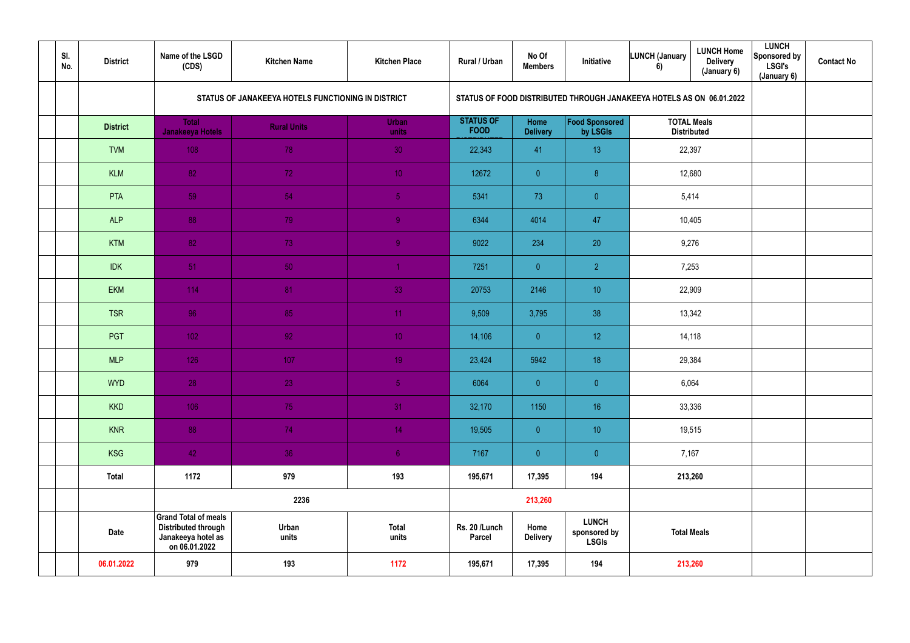| | Sl. No. | District | Name of the LSGD (CDS) | Kitchen Name | Kitchen Place | Rural / Urban | No Of Members | Initiative | LUNCH (January 6) | LUNCH Home Delivery (January 6) | LUNCH Sponsored by LSGI's (January 6) | Contact No |
|---|---|---|---|---|---|---|---|---|---|---|---|---|
| | | | STATUS OF JANAKEEYA HOTELS FUNCTIONING IN DISTRICT | | | STATUS OF FOOD DISTRIBUTED THROUGH JANAKEEYA HOTELS AS ON 06.01.2022 | | | | | | |
| | | District | Total Janakeeya Hotels | Rural Units | Urban units | STATUS OF FOOD DISTRIBUTED | Home Delivery | Food Sponsored by LSGIs | TOTAL Meals Distributed | | | |
| | | TVM | 108 | 78 | 30 | 22,343 | 41 | 13 | 22,397 | | | |
| | | KLM | 82 | 72 | 10 | 12672 | 0 | 8 | 12,680 | | | |
| | | PTA | 59 | 54 | 5 | 5341 | 73 | 0 | 5,414 | | | |
| | | ALP | 88 | 79 | 9 | 6344 | 4014 | 47 | 10,405 | | | |
| | | KTM | 82 | 73 | 9 | 9022 | 234 | 20 | 9,276 | | | |
| | | IDK | 51 | 50 | 1 | 7251 | 0 | 2 | 7,253 | | | |
| | | EKM | 114 | 81 | 33 | 20753 | 2146 | 10 | 22,909 | | | |
| | | TSR | 96 | 85 | 11 | 9,509 | 3,795 | 38 | 13,342 | | | |
| | | PGT | 102 | 92 | 10 | 14,106 | 0 | 12 | 14,118 | | | |
| | | MLP | 126 | 107 | 19 | 23,424 | 5942 | 18 | 29,384 | | | |
| | | WYD | 28 | 23 | 5 | 6064 | 0 | 0 | 6,064 | | | |
| | | KKD | 106 | 75 | 31 | 32,170 | 1150 | 16 | 33,336 | | | |
| | | KNR | 88 | 74 | 14 | 19,505 | 0 | 10 | 19,515 | | | |
| | | KSG | 42 | 36 | 6 | 7167 | 0 | 0 | 7,167 | | | |
| | | Total | 1172 | 979 | 193 | 195,671 | 17,395 | 194 | 213,260 | | | |
| | | | | 2236 | | | 213,260 | | | | | |
| | | Date | Grand Total of meals Distributed through Janakeeya hotel as on 06.01.2022 | Urban units | Total units | Rs. 20 /Lunch Parcel | Home Delivery | LUNCH sponsored by LSGIs | Total Meals | | | |
| | | 06.01.2022 | 979 | 193 | 1172 | 195,671 | 17,395 | 194 | 213,260 | | | |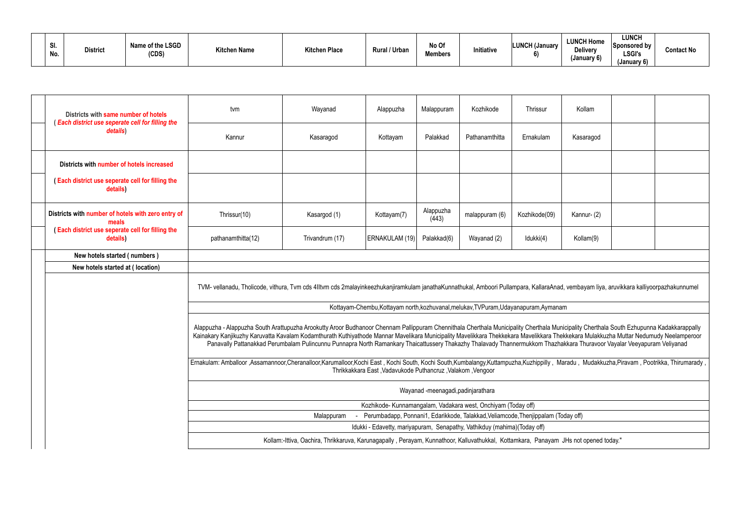| Sl. No. | District | Name of the LSGD (CDS) | Kitchen Name | Kitchen Place | Rural / Urban | No Of Members | Initiative | LUNCH (January 6) | LUNCH Home Delivery (January 6) | LUNCH Sponsored by LSGI's (January 6) | Contact No |
|---|---|---|---|---|---|---|---|---|---|---|---|

| | | | | | | | | | | |
|---|---|---|---|---|---|---|---|---|---|---|
| | Districts with same number of hotels (*Each district use seperate cell for filling the details*) | tvm | Wayanad | Alappuzha | Malappuram | Kozhikode | Thrissur | Kollam | | |
| | | Kannur | Kasaragod | Kottayam | Palakkad | Pathanamthitta | Ernakulam | Kasaragod | | |
| | Districts with number of hotels increased | | | | | | | | | |
| | ( Each district use seperate cell for filling the details) | | | | | | | | | |
| | Districts with number of hotels with zero entry of meals ( Each district use seperate cell for filling the details) | Thrissur(10) | Kasargod (1) | Kottayam(7) | Alappuzha (443) | malappuram (6) | Kozhikode(09) | Kannur- (2) | | |
| | | pathanamthitta(12) | Trivandrum (17) | ERNAKULAM (19) | Palakkad(6) | Wayanad (2) | Idukki(4) | Kollam(9) | | |
| | New hotels started ( numbers ) | | | | | | | | | |
| | New hotels started at ( location) | | | | | | | | | |

TVM- vellanadu, Tholicode, vithura, Tvm cds 4IItvm cds 2malayinkeezhukanjiramkulam janathaKunnathukal, Amboori Pullampara, KallaraAnad, vembayam liya, aruvikkara kalliyoorpazhakunnumel

Kottayam-Chembu,Kottayam north,kozhuvanal,melukav,TVPuram,Udayanapuram,Aymanam

Alappuzha - Alappuzha South Arattupuzha Arookutty Aroor Budhanoor Chennam Pallippuram Chennithala Cherthala Municipality Cherthala Municipality Cherthala South Ezhupunna Kadakkarappally Kainakary Kanjikuzhy Karuvatta Kavalam Kodamthurath Kuthiyathode Mannar Mavelikara Municipality Mavelikkara Thekkekara Mavelikkara Thekkekara Mulakkuzha Muttar Nedumudy Neelamperoor Panavally Pattanakkad Perumbalam Pulincunnu Punnapra North Ramankary Thaicattussery Thakazhy Thalavady Thannermukkom Thazhakkara Thuravoor Vayalar Veeyapuram Veliyanad

Ernakulam: Amballoor ,Assamannoor,Cheranalloor,Karumalloor,Kochi East , Kochi South, Kochi South,Kumbalangy,Kuttampuzha,Kuzhippilly , Maradu , Mudakkuzha,Piravam , Pootrikka, Thirumarady , Thrikkakkara East ,Vadavukode Puthancruz ,Valakom ,Vengoor

Wayanad -meenagadi,padinjarathara

Kozhikode- Kunnamangalam, Vadakara west, Onchiyam (Today off)

Malappuram - Perumbadapp, Ponnani1, Edarikkode, Talakkad,Veliamcode,Thenjippalam (Today off)

Idukki - Edavetty, mariyapuram, Senapathy, Vathikduy (mahima)(Today off)

Kollam:-Ittiva, Oachira, Thrikkaruva, Karunagapally , Perayam, Kunnathoor, Kalluvathukkal, Kottamkara, Panayam JHs not opened today."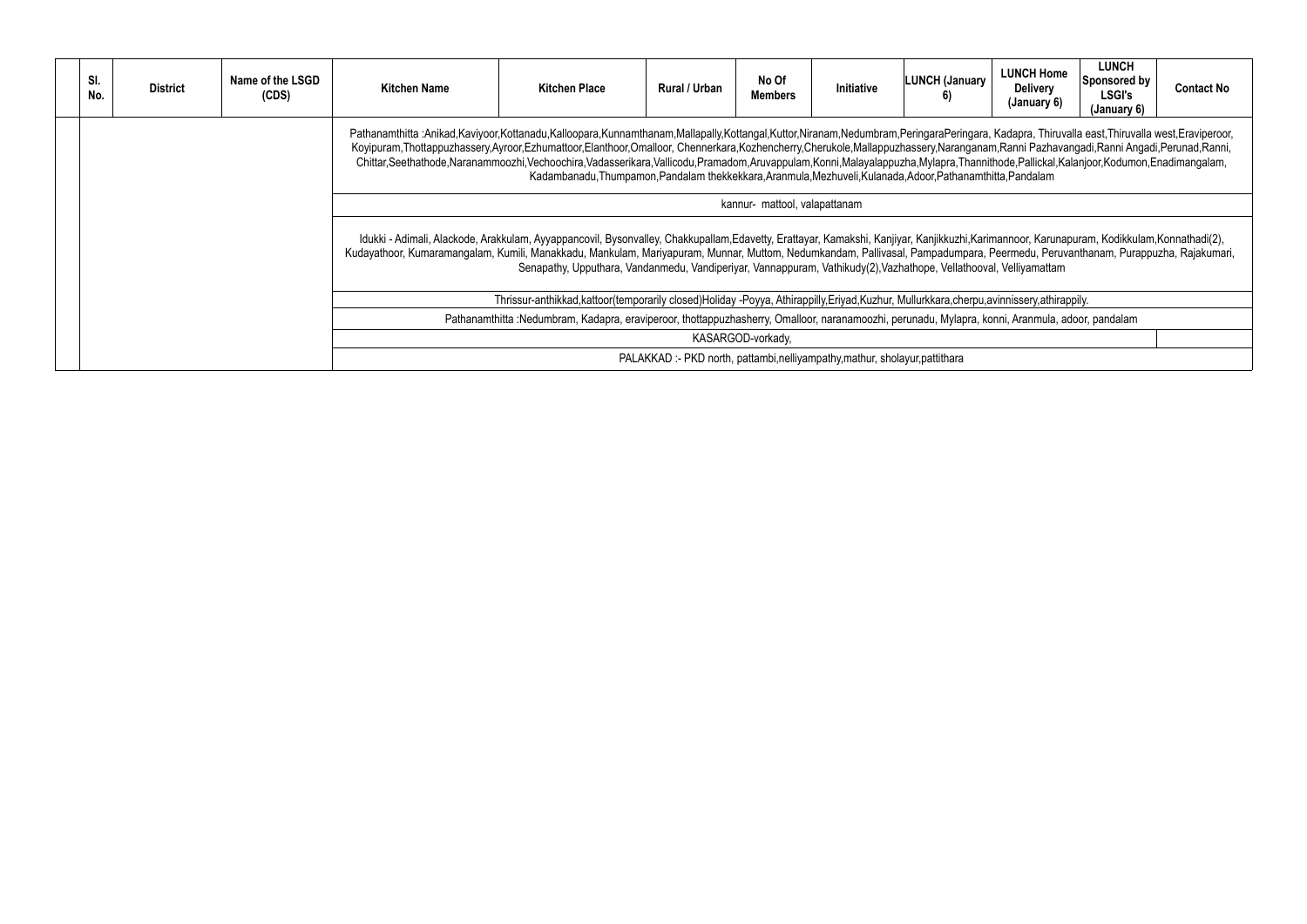| | Sl. No. | District | Name of the LSGD (CDS) | Kitchen Name | Kitchen Place | Rural / Urban | No Of Members | Initiative | LUNCH (January 6) | LUNCH Home Delivery (January 6) | LUNCH Sponsored by LSGI's (January 6) | Contact No |
|---|---|---|---|---|---|---|---|---|---|---|---|---|
| | | | | Pathanamthitta :Anikad,Kaviyoor,Kottanadu,Kalloopara,Kunnamthanam,Mallapally,Kottangal,Kuttor,Niranam,Nedumbram,PeringaraPeringara, Kadapra, Thiruvalla east,Thiruvalla west,Eraviperoor, Koyipuram,Thottappuzhassery,Ayroor,Ezhumattoor,Elanthoor,Omalloor, Chennerkara,Kozhencherry,Cherukole,Mallappuzhassery,Naranganam,Ranni Pazhavangadi,Ranni Angadi,Perunad,Ranni, Chittar,Seethathode,Naranammoozhi,Vechoochira,Vadasserikara,Vallicodu,Pramadom,Aruvappulam,Konni,Malayalappuzha,Mylapra,Thannithode,Pallickal,Kalanjoor,Kodumon,Enadimangalam, Kadambanadu,Thumpamon,Pandalam thekkekkara,Aranmula,Mezhuveli,Kulanada,Adoor,Pathanamthitta,Pandalam | | | | | | | | |
| | | | | kannur- mattool, valapattanam | | | | | | | | |
| | | | | Idukki - Adimali, Alackode, Arakkulam, Ayyappancovil, Bysonvalley, Chakkupallam,Edavetty, Erattayar, Kamakshi, Kanjiyar, Kanjikkuzhi,Karimannoor, Karunapuram, Kodikkulam,Konnathadi(2), Kudayathoor, Kumaramangalam, Kumili, Manakkadu, Mankulam, Mariyapuram, Munnar, Muttom, Nedumkandam, Pallivasal, Pampadumpara, Peermedu, Peruvanthanam, Purappuzha, Rajakumari, Senapathy, Upputhara, Vandanmedu, Vandiperiyar, Vannappuram, Vathikudy(2),Vazhathope, Vellathooval, Velliyamattam | | | | | | | | |
| | | | | Thrissur-anthikkad,kattoor(temporarily closed)Holiday -Poyya, Athirappilly,Eriyad,Kuzhur, Mullurkkara,cherpu,avinnissery,athirappily. | | | | | | | | |
| | | | | Pathanamthitta :Nedumbram, Kadapra, eraviperoor, thottappuzhasherry, Omalloor, naranamoozhi, perunadu, Mylapra, konni, Aranmula, adoor, pandalam | | | | | | | | |
| | | | | KASARGOD-vorkady, | | | | | | | | |
| | | | | PALAKKAD :- PKD north, pattambi,nelliyampathy,mathur, sholayur,pattithara | | | | | | | | |